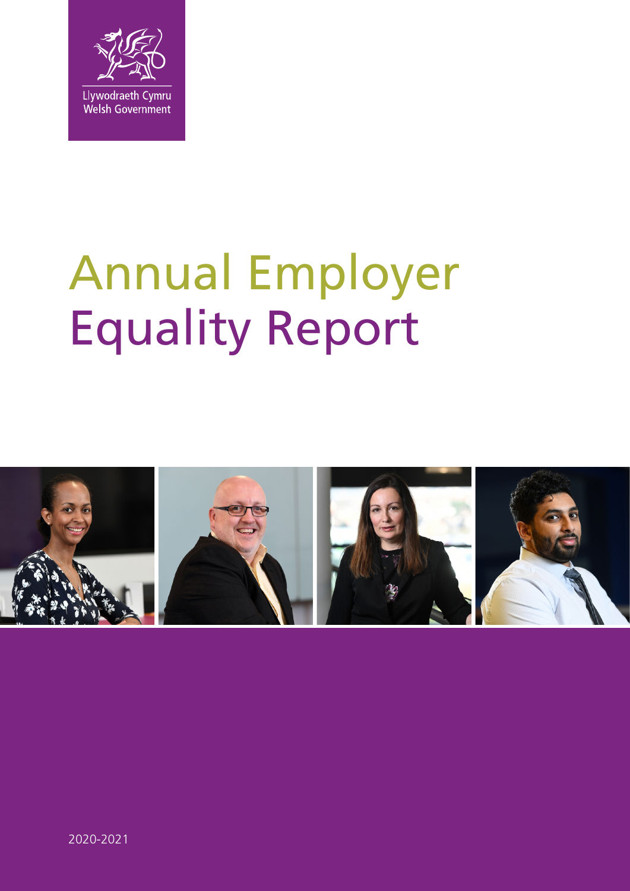Llywodraeth Cymru
Welsh Government

# Annual Employer Equality Report

2020-2021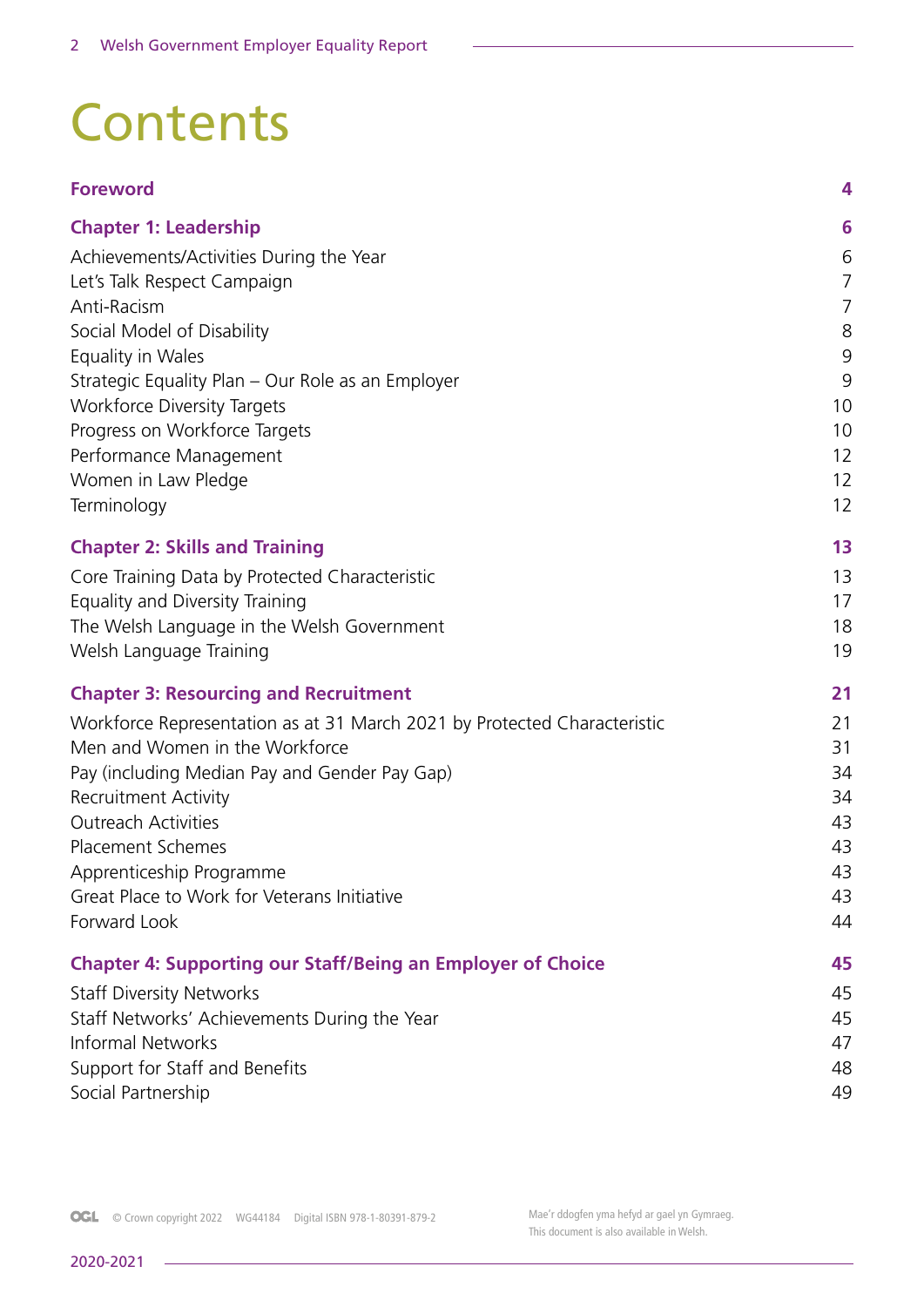# Contents

| | |
|---|---|
| **Foreword** | **4** |
| **Chapter 1: Leadership** | **6** |
| Achievements/Activities During the Year | 6 |
| Let's Talk Respect Campaign | 7 |
| Anti-Racism | 7 |
| Social Model of Disability | 8 |
| Equality in Wales | 9 |
| Strategic Equality Plan – Our Role as an Employer | 9 |
| Workforce Diversity Targets | 10 |
| Progress on Workforce Targets | 10 |
| Performance Management | 12 |
| Women in Law Pledge | 12 |
| Terminology | 12 |
| **Chapter 2: Skills and Training** | **13** |
| Core Training Data by Protected Characteristic | 13 |
| Equality and Diversity Training | 17 |
| The Welsh Language in the Welsh Government | 18 |
| Welsh Language Training | 19 |
| **Chapter 3: Resourcing and Recruitment** | **21** |
| Workforce Representation as at 31 March 2021 by Protected Characteristic | 21 |
| Men and Women in the Workforce | 31 |
| Pay (including Median Pay and Gender Pay Gap) | 34 |
| Recruitment Activity | 34 |
| Outreach Activities | 43 |
| Placement Schemes | 43 |
| Apprenticeship Programme | 43 |
| Great Place to Work for Veterans Initiative | 43 |
| Forward Look | 44 |
| **Chapter 4: Supporting our Staff/Being an Employer of Choice** | **45** |
| Staff Diversity Networks | 45 |
| Staff Networks' Achievements During the Year | 45 |
| Informal Networks | 47 |
| Support for Staff and Benefits | 48 |
| Social Partnership | 49 |

OGL © Crown copyright 2022 WG44184 Digital ISBN 978-1-80391-879-2

Mae'r ddogfen yma hefyd ar gael yn Gymraeg.
This document is also available in Welsh.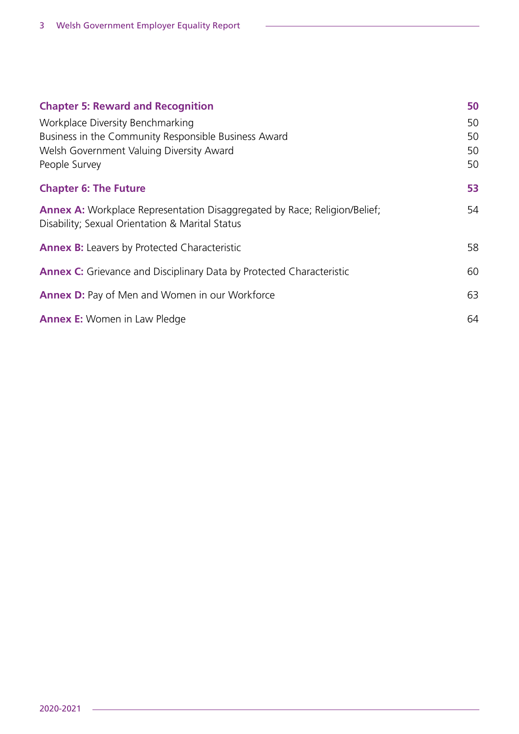| | |
|---|---|
| **Chapter 5: Reward and Recognition** | **50** |
| Workplace Diversity Benchmarking | 50 |
| Business in the Community Responsible Business Award | 50 |
| Welsh Government Valuing Diversity Award | 50 |
| People Survey | 50 |
| **Chapter 6: The Future** | **53** |
| **Annex A:** Workplace Representation Disaggregated by Race; Religion/Belief; Disability; Sexual Orientation & Marital Status | 54 |
| **Annex B:** Leavers by Protected Characteristic | 58 |
| **Annex C:** Grievance and Disciplinary Data by Protected Characteristic | 60 |
| **Annex D:** Pay of Men and Women in our Workforce | 63 |
| **Annex E:** Women in Law Pledge | 64 |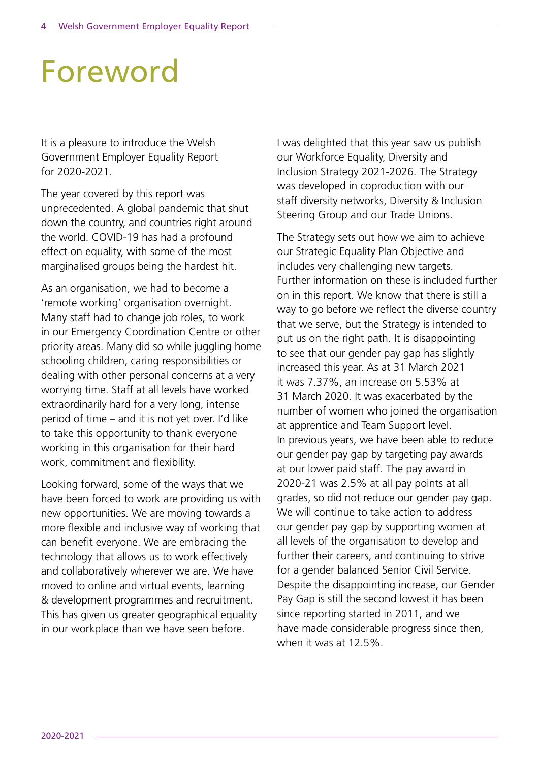# Foreword

It is a pleasure to introduce the Welsh Government Employer Equality Report for 2020-2021.

The year covered by this report was unprecedented. A global pandemic that shut down the country, and countries right around the world. COVID-19 has had a profound effect on equality, with some of the most marginalised groups being the hardest hit.

As an organisation, we had to become a 'remote working' organisation overnight. Many staff had to change job roles, to work in our Emergency Coordination Centre or other priority areas. Many did so while juggling home schooling children, caring responsibilities or dealing with other personal concerns at a very worrying time. Staff at all levels have worked extraordinarily hard for a very long, intense period of time – and it is not yet over. I'd like to take this opportunity to thank everyone working in this organisation for their hard work, commitment and flexibility.

Looking forward, some of the ways that we have been forced to work are providing us with new opportunities. We are moving towards a more flexible and inclusive way of working that can benefit everyone. We are embracing the technology that allows us to work effectively and collaboratively wherever we are. We have moved to online and virtual events, learning & development programmes and recruitment. This has given us greater geographical equality in our workplace than we have seen before.

I was delighted that this year saw us publish our Workforce Equality, Diversity and Inclusion Strategy 2021-2026. The Strategy was developed in coproduction with our staff diversity networks, Diversity & Inclusion Steering Group and our Trade Unions.

The Strategy sets out how we aim to achieve our Strategic Equality Plan Objective and includes very challenging new targets. Further information on these is included further on in this report. We know that there is still a way to go before we reflect the diverse country that we serve, but the Strategy is intended to put us on the right path. It is disappointing to see that our gender pay gap has slightly increased this year. As at 31 March 2021 it was 7.37%, an increase on 5.53% at 31 March 2020. It was exacerbated by the number of women who joined the organisation at apprentice and Team Support level. In previous years, we have been able to reduce our gender pay gap by targeting pay awards at our lower paid staff. The pay award in 2020-21 was 2.5% at all pay points at all grades, so did not reduce our gender pay gap. We will continue to take action to address our gender pay gap by supporting women at all levels of the organisation to develop and further their careers, and continuing to strive for a gender balanced Senior Civil Service. Despite the disappointing increase, our Gender Pay Gap is still the second lowest it has been since reporting started in 2011, and we have made considerable progress since then, when it was at 12.5%.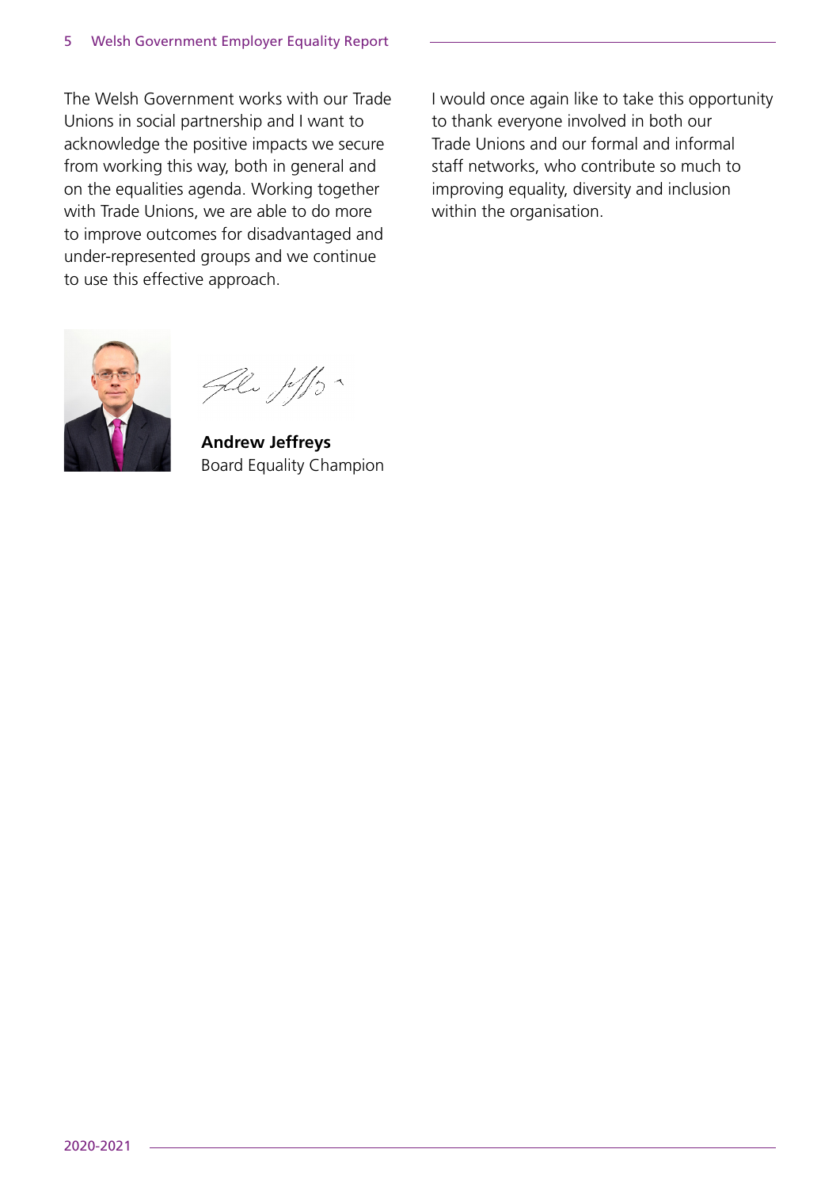The Welsh Government works with our Trade Unions in social partnership and I want to acknowledge the positive impacts we secure from working this way, both in general and on the equalities agenda. Working together with Trade Unions, we are able to do more to improve outcomes for disadvantaged and under-represented groups and we continue to use this effective approach.

I would once again like to take this opportunity to thank everyone involved in both our Trade Unions and our formal and informal staff networks, who contribute so much to improving equality, diversity and inclusion within the organisation.

**Andrew Jeffreys**
Board Equality Champion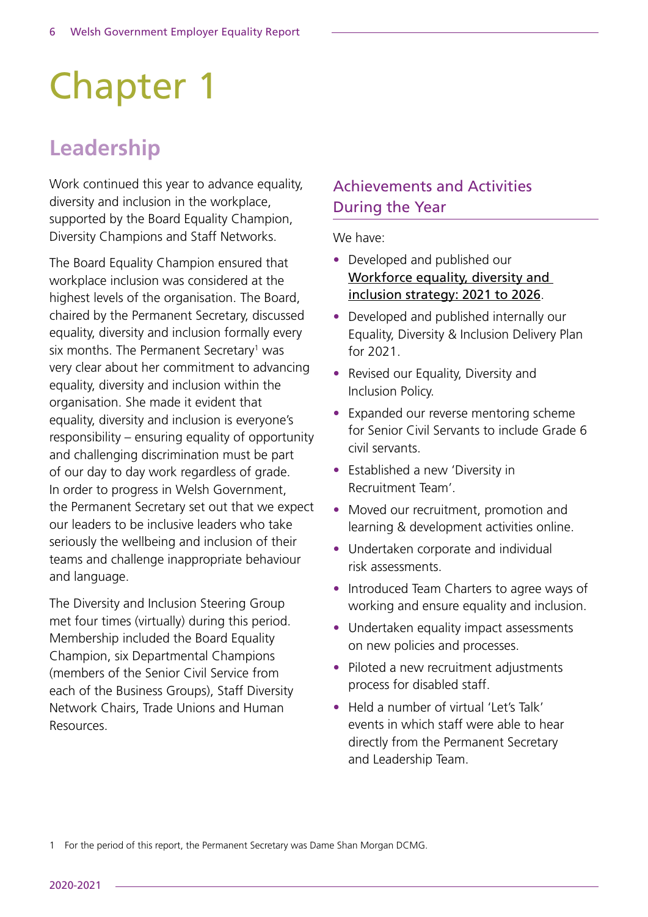# Chapter 1

## Leadership

Work continued this year to advance equality, diversity and inclusion in the workplace, supported by the Board Equality Champion, Diversity Champions and Staff Networks.

The Board Equality Champion ensured that workplace inclusion was considered at the highest levels of the organisation. The Board, chaired by the Permanent Secretary, discussed equality, diversity and inclusion formally every six months. The Permanent Secretary[1] was very clear about her commitment to advancing equality, diversity and inclusion within the organisation. She made it evident that equality, diversity and inclusion is everyone's responsibility – ensuring equality of opportunity and challenging discrimination must be part of our day to day work regardless of grade. In order to progress in Welsh Government, the Permanent Secretary set out that we expect our leaders to be inclusive leaders who take seriously the wellbeing and inclusion of their teams and challenge inappropriate behaviour and language.

The Diversity and Inclusion Steering Group met four times (virtually) during this period. Membership included the Board Equality Champion, six Departmental Champions (members of the Senior Civil Service from each of the Business Groups), Staff Diversity Network Chairs, Trade Unions and Human Resources.

### Achievements and Activities During the Year

We have:

- Developed and published our Workforce equality, diversity and inclusion strategy: 2021 to 2026.
- Developed and published internally our Equality, Diversity & Inclusion Delivery Plan for 2021.
- Revised our Equality, Diversity and Inclusion Policy.
- Expanded our reverse mentoring scheme for Senior Civil Servants to include Grade 6 civil servants.
- Established a new 'Diversity in Recruitment Team'.
- Moved our recruitment, promotion and learning & development activities online.
- Undertaken corporate and individual risk assessments.
- Introduced Team Charters to agree ways of working and ensure equality and inclusion.
- Undertaken equality impact assessments on new policies and processes.
- Piloted a new recruitment adjustments process for disabled staff.
- Held a number of virtual 'Let's Talk' events in which staff were able to hear directly from the Permanent Secretary and Leadership Team.

1 For the period of this report, the Permanent Secretary was Dame Shan Morgan DCMG.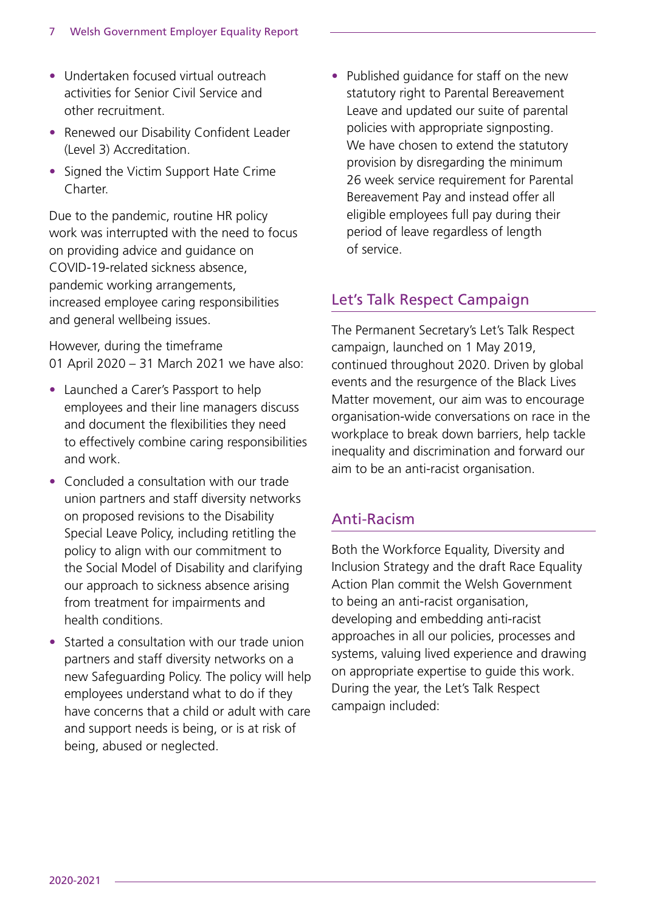- Undertaken focused virtual outreach activities for Senior Civil Service and other recruitment.
- Renewed our Disability Confident Leader (Level 3) Accreditation.
- Signed the Victim Support Hate Crime Charter.

Due to the pandemic, routine HR policy work was interrupted with the need to focus on providing advice and guidance on COVID-19-related sickness absence, pandemic working arrangements, increased employee caring responsibilities and general wellbeing issues.

However, during the timeframe 01 April 2020 – 31 March 2021 we have also:

- Launched a Carer's Passport to help employees and their line managers discuss and document the flexibilities they need to effectively combine caring responsibilities and work.
- Concluded a consultation with our trade union partners and staff diversity networks on proposed revisions to the Disability Special Leave Policy, including retitling the policy to align with our commitment to the Social Model of Disability and clarifying our approach to sickness absence arising from treatment for impairments and health conditions.
- Started a consultation with our trade union partners and staff diversity networks on a new Safeguarding Policy. The policy will help employees understand what to do if they have concerns that a child or adult with care and support needs is being, or is at risk of being, abused or neglected.
- Published guidance for staff on the new statutory right to Parental Bereavement Leave and updated our suite of parental policies with appropriate signposting. We have chosen to extend the statutory provision by disregarding the minimum 26 week service requirement for Parental Bereavement Pay and instead offer all eligible employees full pay during their period of leave regardless of length of service.

## Let's Talk Respect Campaign

The Permanent Secretary's Let's Talk Respect campaign, launched on 1 May 2019, continued throughout 2020. Driven by global events and the resurgence of the Black Lives Matter movement, our aim was to encourage organisation-wide conversations on race in the workplace to break down barriers, help tackle inequality and discrimination and forward our aim to be an anti-racist organisation.

## Anti-Racism

Both the Workforce Equality, Diversity and Inclusion Strategy and the draft Race Equality Action Plan commit the Welsh Government to being an anti-racist organisation, developing and embedding anti-racist approaches in all our policies, processes and systems, valuing lived experience and drawing on appropriate expertise to guide this work. During the year, the Let's Talk Respect campaign included: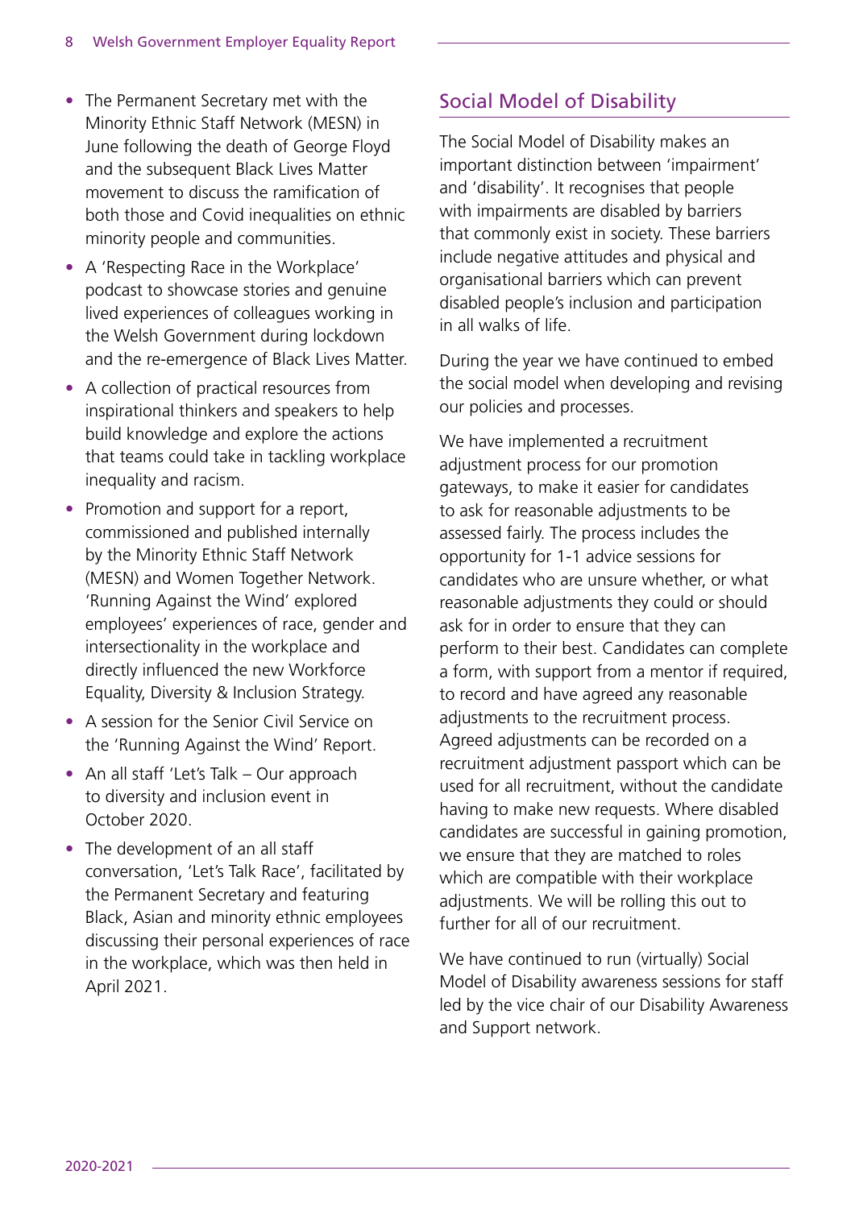- The Permanent Secretary met with the Minority Ethnic Staff Network (MESN) in June following the death of George Floyd and the subsequent Black Lives Matter movement to discuss the ramification of both those and Covid inequalities on ethnic minority people and communities.
- A 'Respecting Race in the Workplace' podcast to showcase stories and genuine lived experiences of colleagues working in the Welsh Government during lockdown and the re-emergence of Black Lives Matter.
- A collection of practical resources from inspirational thinkers and speakers to help build knowledge and explore the actions that teams could take in tackling workplace inequality and racism.
- Promotion and support for a report, commissioned and published internally by the Minority Ethnic Staff Network (MESN) and Women Together Network. 'Running Against the Wind' explored employees' experiences of race, gender and intersectionality in the workplace and directly influenced the new Workforce Equality, Diversity & Inclusion Strategy.
- A session for the Senior Civil Service on the 'Running Against the Wind' Report.
- An all staff 'Let's Talk – Our approach to diversity and inclusion event in October 2020.
- The development of an all staff conversation, 'Let's Talk Race', facilitated by the Permanent Secretary and featuring Black, Asian and minority ethnic employees discussing their personal experiences of race in the workplace, which was then held in April 2021.

## Social Model of Disability

The Social Model of Disability makes an important distinction between 'impairment' and 'disability'. It recognises that people with impairments are disabled by barriers that commonly exist in society. These barriers include negative attitudes and physical and organisational barriers which can prevent disabled people's inclusion and participation in all walks of life.

During the year we have continued to embed the social model when developing and revising our policies and processes.

We have implemented a recruitment adjustment process for our promotion gateways, to make it easier for candidates to ask for reasonable adjustments to be assessed fairly. The process includes the opportunity for 1-1 advice sessions for candidates who are unsure whether, or what reasonable adjustments they could or should ask for in order to ensure that they can perform to their best. Candidates can complete a form, with support from a mentor if required, to record and have agreed any reasonable adjustments to the recruitment process. Agreed adjustments can be recorded on a recruitment adjustment passport which can be used for all recruitment, without the candidate having to make new requests. Where disabled candidates are successful in gaining promotion, we ensure that they are matched to roles which are compatible with their workplace adjustments. We will be rolling this out to further for all of our recruitment.

We have continued to run (virtually) Social Model of Disability awareness sessions for staff led by the vice chair of our Disability Awareness and Support network.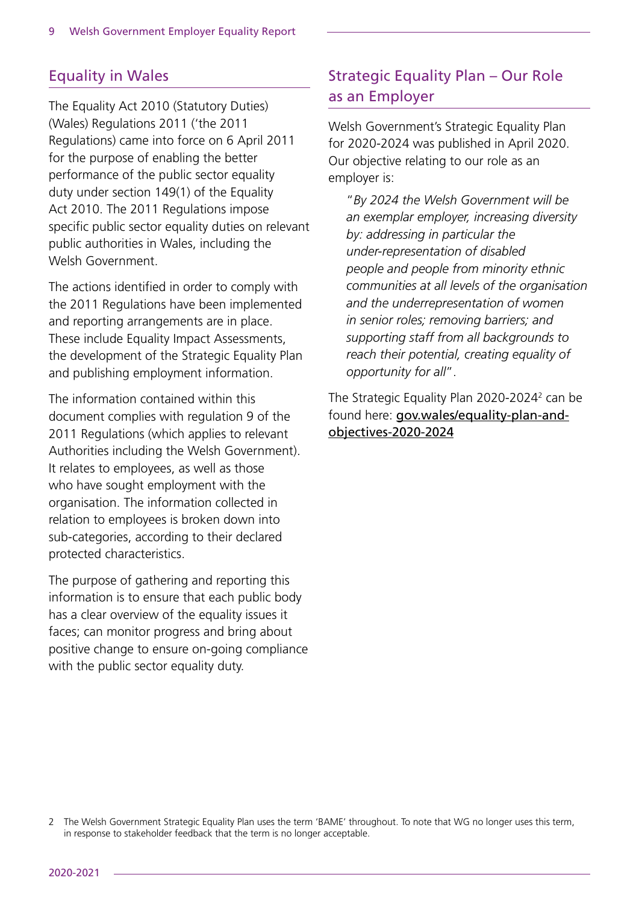## Equality in Wales

The Equality Act 2010 (Statutory Duties) (Wales) Regulations 2011 ('the 2011 Regulations) came into force on 6 April 2011 for the purpose of enabling the better performance of the public sector equality duty under section 149(1) of the Equality Act 2010. The 2011 Regulations impose specific public sector equality duties on relevant public authorities in Wales, including the Welsh Government.

The actions identified in order to comply with the 2011 Regulations have been implemented and reporting arrangements are in place. These include Equality Impact Assessments, the development of the Strategic Equality Plan and publishing employment information.

The information contained within this document complies with regulation 9 of the 2011 Regulations (which applies to relevant Authorities including the Welsh Government). It relates to employees, as well as those who have sought employment with the organisation. The information collected in relation to employees is broken down into sub-categories, according to their declared protected characteristics.

The purpose of gathering and reporting this information is to ensure that each public body has a clear overview of the equality issues it faces; can monitor progress and bring about positive change to ensure on-going compliance with the public sector equality duty.

## Strategic Equality Plan – Our Role as an Employer

Welsh Government's Strategic Equality Plan for 2020-2024 was published in April 2020. Our objective relating to our role as an employer is:

> "*By 2024 the Welsh Government will be an exemplar employer, increasing diversity by: addressing in particular the under-representation of disabled people and people from minority ethnic communities at all levels of the organisation and the underrepresentation of women in senior roles; removing barriers; and supporting staff from all backgrounds to reach their potential, creating equality of opportunity for all*".

The Strategic Equality Plan 2020-2024[2] can be found here: gov.wales/equality-plan-and-objectives-2020-2024

2 The Welsh Government Strategic Equality Plan uses the term 'BAME' throughout. To note that WG no longer uses this term, in response to stakeholder feedback that the term is no longer acceptable.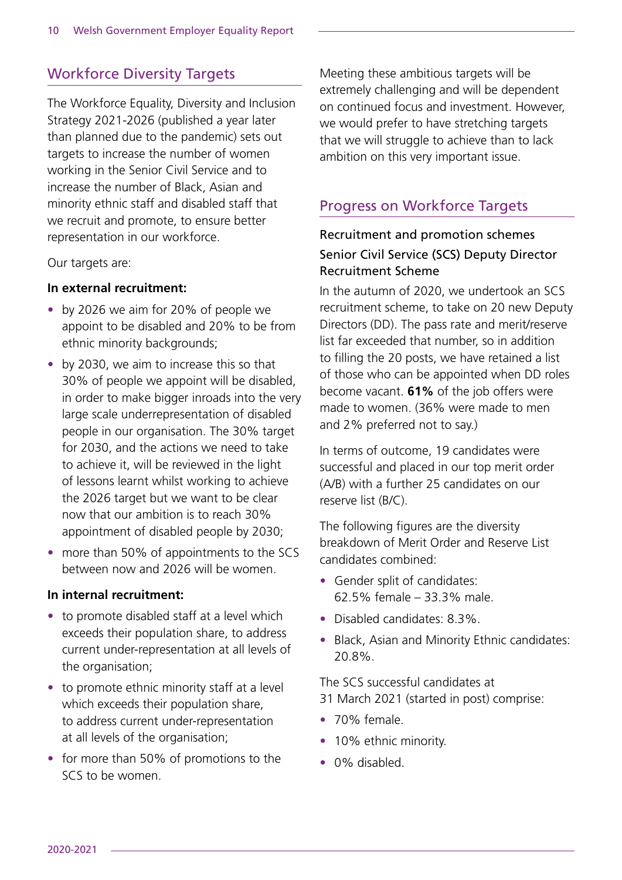## Workforce Diversity Targets

The Workforce Equality, Diversity and Inclusion Strategy 2021-2026 (published a year later than planned due to the pandemic) sets out targets to increase the number of women working in the Senior Civil Service and to increase the number of Black, Asian and minority ethnic staff and disabled staff that we recruit and promote, to ensure better representation in our workforce.

Our targets are:

**In external recruitment:**

- by 2026 we aim for 20% of people we appoint to be disabled and 20% to be from ethnic minority backgrounds;
- by 2030, we aim to increase this so that 30% of people we appoint will be disabled, in order to make bigger inroads into the very large scale underrepresentation of disabled people in our organisation. The 30% target for 2030, and the actions we need to take to achieve it, will be reviewed in the light of lessons learnt whilst working to achieve the 2026 target but we want to be clear now that our ambition is to reach 30% appointment of disabled people by 2030;
- more than 50% of appointments to the SCS between now and 2026 will be women.

**In internal recruitment:**

- to promote disabled staff at a level which exceeds their population share, to address current under-representation at all levels of the organisation;
- to promote ethnic minority staff at a level which exceeds their population share, to address current under-representation at all levels of the organisation;
- for more than 50% of promotions to the SCS to be women.

Meeting these ambitious targets will be extremely challenging and will be dependent on continued focus and investment. However, we would prefer to have stretching targets that we will struggle to achieve than to lack ambition on this very important issue.

## Progress on Workforce Targets

### Recruitment and promotion schemes

### Senior Civil Service (SCS) Deputy Director Recruitment Scheme

In the autumn of 2020, we undertook an SCS recruitment scheme, to take on 20 new Deputy Directors (DD). The pass rate and merit/reserve list far exceeded that number, so in addition to filling the 20 posts, we have retained a list of those who can be appointed when DD roles become vacant. **61%** of the job offers were made to women. (36% were made to men and 2% preferred not to say.)

In terms of outcome, 19 candidates were successful and placed in our top merit order (A/B) with a further 25 candidates on our reserve list (B/C).

The following figures are the diversity breakdown of Merit Order and Reserve List candidates combined:

- Gender split of candidates: 62.5% female – 33.3% male.
- Disabled candidates: 8.3%.
- Black, Asian and Minority Ethnic candidates: 20.8%.

The SCS successful candidates at 31 March 2021 (started in post) comprise:

- 70% female.
- 10% ethnic minority.
- 0% disabled.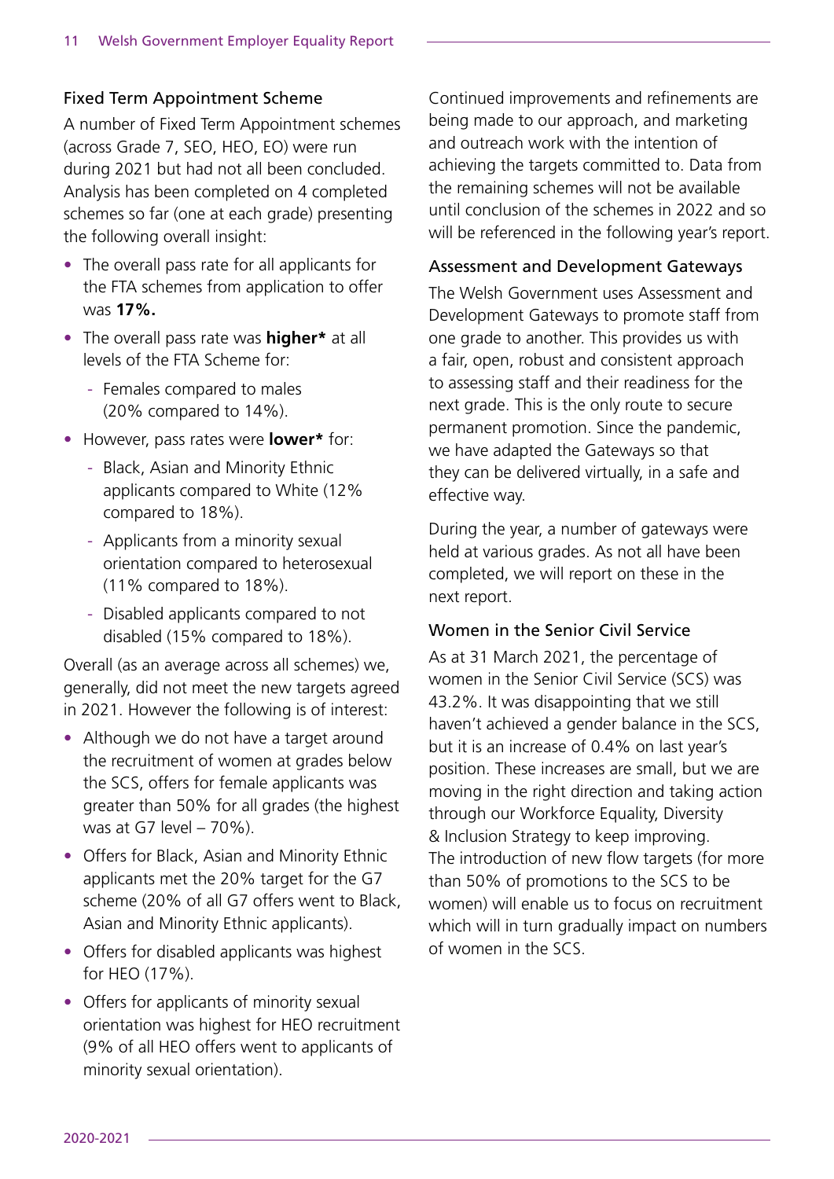### Fixed Term Appointment Scheme

A number of Fixed Term Appointment schemes (across Grade 7, SEO, HEO, EO) were run during 2021 but had not all been concluded. Analysis has been completed on 4 completed schemes so far (one at each grade) presenting the following overall insight:

- The overall pass rate for all applicants for the FTA schemes from application to offer was **17%.**
- The overall pass rate was **higher*** at all levels of the FTA Scheme for:
  - Females compared to males (20% compared to 14%).
- However, pass rates were **lower*** for:
  - Black, Asian and Minority Ethnic applicants compared to White (12% compared to 18%).
  - Applicants from a minority sexual orientation compared to heterosexual (11% compared to 18%).
  - Disabled applicants compared to not disabled (15% compared to 18%).

Overall (as an average across all schemes) we, generally, did not meet the new targets agreed in 2021. However the following is of interest:

- Although we do not have a target around the recruitment of women at grades below the SCS, offers for female applicants was greater than 50% for all grades (the highest was at G7 level – 70%).
- Offers for Black, Asian and Minority Ethnic applicants met the 20% target for the G7 scheme (20% of all G7 offers went to Black, Asian and Minority Ethnic applicants).
- Offers for disabled applicants was highest for HEO (17%).
- Offers for applicants of minority sexual orientation was highest for HEO recruitment (9% of all HEO offers went to applicants of minority sexual orientation).

Continued improvements and refinements are being made to our approach, and marketing and outreach work with the intention of achieving the targets committed to. Data from the remaining schemes will not be available until conclusion of the schemes in 2022 and so will be referenced in the following year's report.

### Assessment and Development Gateways

The Welsh Government uses Assessment and Development Gateways to promote staff from one grade to another. This provides us with a fair, open, robust and consistent approach to assessing staff and their readiness for the next grade. This is the only route to secure permanent promotion. Since the pandemic, we have adapted the Gateways so that they can be delivered virtually, in a safe and effective way.

During the year, a number of gateways were held at various grades. As not all have been completed, we will report on these in the next report.

### Women in the Senior Civil Service

As at 31 March 2021, the percentage of women in the Senior Civil Service (SCS) was 43.2%. It was disappointing that we still haven't achieved a gender balance in the SCS, but it is an increase of 0.4% on last year's position. These increases are small, but we are moving in the right direction and taking action through our Workforce Equality, Diversity & Inclusion Strategy to keep improving. The introduction of new flow targets (for more than 50% of promotions to the SCS to be women) will enable us to focus on recruitment which will in turn gradually impact on numbers of women in the SCS.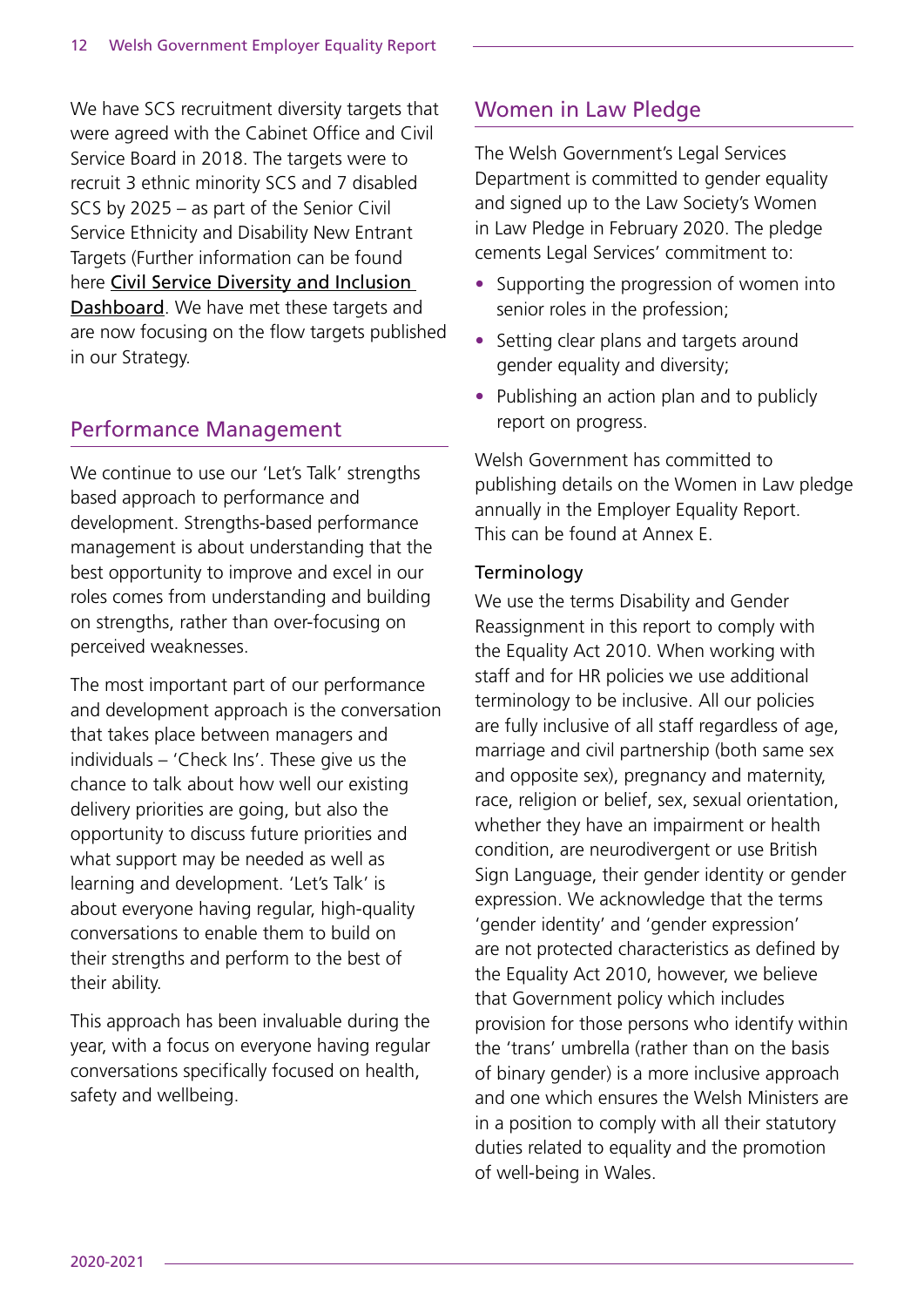We have SCS recruitment diversity targets that were agreed with the Cabinet Office and Civil Service Board in 2018. The targets were to recruit 3 ethnic minority SCS and 7 disabled SCS by 2025 – as part of the Senior Civil Service Ethnicity and Disability New Entrant Targets (Further information can be found here Civil Service Diversity and Inclusion Dashboard. We have met these targets and are now focusing on the flow targets published in our Strategy.

## Performance Management

We continue to use our 'Let's Talk' strengths based approach to performance and development. Strengths-based performance management is about understanding that the best opportunity to improve and excel in our roles comes from understanding and building on strengths, rather than over-focusing on perceived weaknesses.

The most important part of our performance and development approach is the conversation that takes place between managers and individuals – 'Check Ins'. These give us the chance to talk about how well our existing delivery priorities are going, but also the opportunity to discuss future priorities and what support may be needed as well as learning and development. 'Let's Talk' is about everyone having regular, high-quality conversations to enable them to build on their strengths and perform to the best of their ability.

This approach has been invaluable during the year, with a focus on everyone having regular conversations specifically focused on health, safety and wellbeing.

## Women in Law Pledge

The Welsh Government's Legal Services Department is committed to gender equality and signed up to the Law Society's Women in Law Pledge in February 2020. The pledge cements Legal Services' commitment to:

- Supporting the progression of women into senior roles in the profession;
- Setting clear plans and targets around gender equality and diversity;
- Publishing an action plan and to publicly report on progress.

Welsh Government has committed to publishing details on the Women in Law pledge annually in the Employer Equality Report. This can be found at Annex E.

### Terminology

We use the terms Disability and Gender Reassignment in this report to comply with the Equality Act 2010. When working with staff and for HR policies we use additional terminology to be inclusive. All our policies are fully inclusive of all staff regardless of age, marriage and civil partnership (both same sex and opposite sex), pregnancy and maternity, race, religion or belief, sex, sexual orientation, whether they have an impairment or health condition, are neurodivergent or use British Sign Language, their gender identity or gender expression. We acknowledge that the terms 'gender identity' and 'gender expression' are not protected characteristics as defined by the Equality Act 2010, however, we believe that Government policy which includes provision for those persons who identify within the 'trans' umbrella (rather than on the basis of binary gender) is a more inclusive approach and one which ensures the Welsh Ministers are in a position to comply with all their statutory duties related to equality and the promotion of well-being in Wales.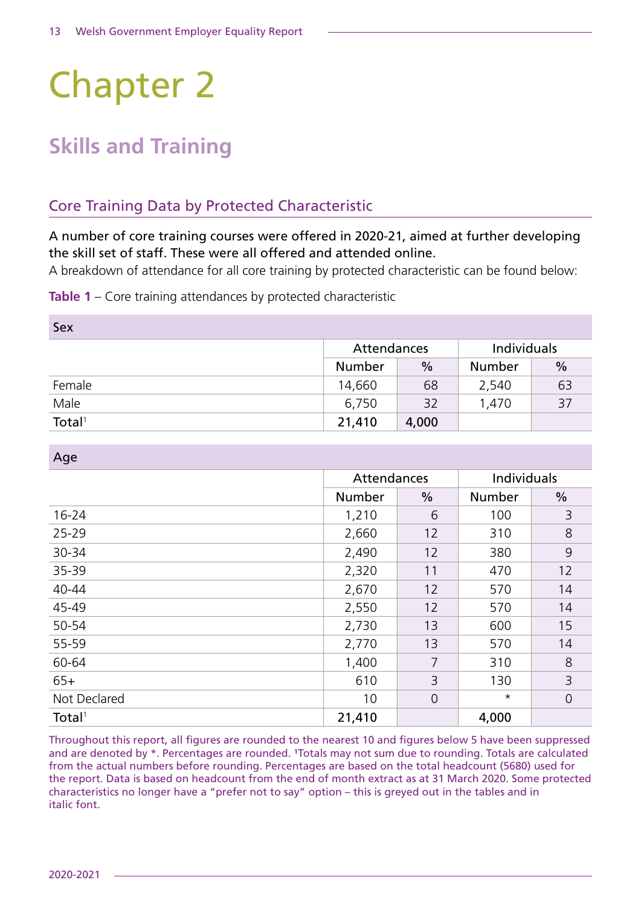# Chapter 2

## Skills and Training

### Core Training Data by Protected Characteristic

A number of core training courses were offered in 2020-21, aimed at further developing the skill set of staff. These were all offered and attended online.

A breakdown of attendance for all core training by protected characteristic can be found below:

**Table 1** – Core training attendances by protected characteristic

| Sex | Attendances | | Individuals | |
|---|---|---|---|---|
| | Number | % | Number | % |
| Female | 14,660 | 68 | 2,540 | 63 |
| Male | 6,750 | 32 | 1,470 | 37 |
| **Total**[1] | **21,410** | **4,000** | | |

| Age | Attendances | | Individuals | |
|---|---|---|---|---|
| | Number | % | Number | % |
| 16-24 | 1,210 | 6 | 100 | 3 |
| 25-29 | 2,660 | 12 | 310 | 8 |
| 30-34 | 2,490 | 12 | 380 | 9 |
| 35-39 | 2,320 | 11 | 470 | 12 |
| 40-44 | 2,670 | 12 | 570 | 14 |
| 45-49 | 2,550 | 12 | 570 | 14 |
| 50-54 | 2,730 | 13 | 600 | 15 |
| 55-59 | 2,770 | 13 | 570 | 14 |
| 60-64 | 1,400 | 7 | 310 | 8 |
| 65+ | 610 | 3 | 130 | 3 |
| Not Declared | 10 | 0 | * | 0 |
| **Total**[1] | **21,410** | | **4,000** | |

Throughout this report, all figures are rounded to the nearest 10 and figures below 5 have been suppressed and are denoted by *. Percentages are rounded. [1]Totals may not sum due to rounding. Totals are calculated from the actual numbers before rounding. Percentages are based on the total headcount (5680) used for the report. Data is based on headcount from the end of month extract as at 31 March 2020. Some protected characteristics no longer have a "prefer not to say" option – this is greyed out in the tables and in italic font.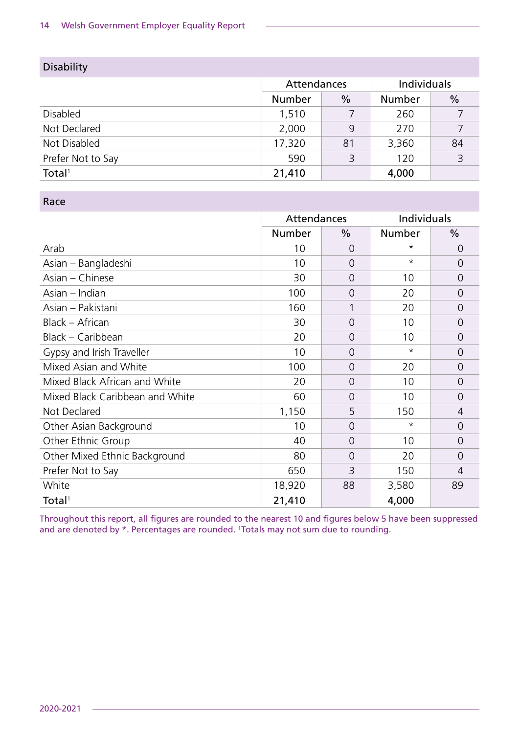## Disability

| | Attendances | | Individuals | |
|---|---|---|---|---|
| | Number | % | Number | % |
| Disabled | 1,510 | 7 | 260 | 7 |
| Not Declared | 2,000 | 9 | 270 | 7 |
| Not Disabled | 17,320 | 81 | 3,360 | 84 |
| Prefer Not to Say | 590 | 3 | 120 | 3 |
| **Total**[1] | **21,410** | | **4,000** | |

## Race

| | Attendances | | Individuals | |
|---|---|---|---|---|
| | Number | % | Number | % |
| Arab | 10 | 0 | * | 0 |
| Asian – Bangladeshi | 10 | 0 | * | 0 |
| Asian – Chinese | 30 | 0 | 10 | 0 |
| Asian – Indian | 100 | 0 | 20 | 0 |
| Asian – Pakistani | 160 | 1 | 20 | 0 |
| Black – African | 30 | 0 | 10 | 0 |
| Black – Caribbean | 20 | 0 | 10 | 0 |
| Gypsy and Irish Traveller | 10 | 0 | * | 0 |
| Mixed Asian and White | 100 | 0 | 20 | 0 |
| Mixed Black African and White | 20 | 0 | 10 | 0 |
| Mixed Black Caribbean and White | 60 | 0 | 10 | 0 |
| Not Declared | 1,150 | 5 | 150 | 4 |
| Other Asian Background | 10 | 0 | * | 0 |
| Other Ethnic Group | 40 | 0 | 10 | 0 |
| Other Mixed Ethnic Background | 80 | 0 | 20 | 0 |
| Prefer Not to Say | 650 | 3 | 150 | 4 |
| White | 18,920 | 88 | 3,580 | 89 |
| **Total**[1] | **21,410** | | **4,000** | |

Throughout this report, all figures are rounded to the nearest 10 and figures below 5 have been suppressed and are denoted by *. Percentages are rounded. [1]Totals may not sum due to rounding.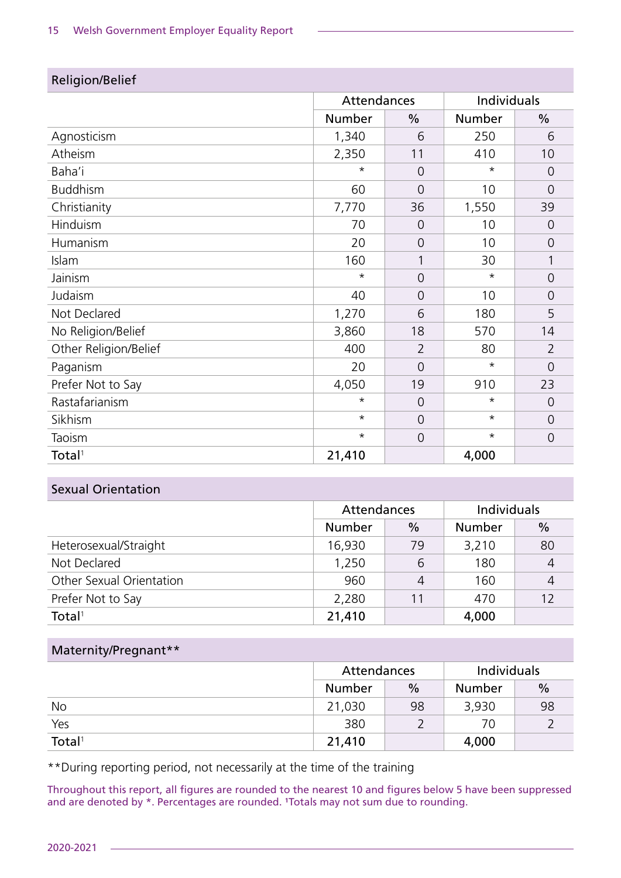## Religion/Belief

| | Attendances | | Individuals | |
|---|---|---|---|---|
| | Number | % | Number | % |
| Agnosticism | 1,340 | 6 | 250 | 6 |
| Atheism | 2,350 | 11 | 410 | 10 |
| Baha'i | * | 0 | * | 0 |
| Buddhism | 60 | 0 | 10 | 0 |
| Christianity | 7,770 | 36 | 1,550 | 39 |
| Hinduism | 70 | 0 | 10 | 0 |
| Humanism | 20 | 0 | 10 | 0 |
| Islam | 160 | 1 | 30 | 1 |
| Jainism | * | 0 | * | 0 |
| Judaism | 40 | 0 | 10 | 0 |
| Not Declared | 1,270 | 6 | 180 | 5 |
| No Religion/Belief | 3,860 | 18 | 570 | 14 |
| Other Religion/Belief | 400 | 2 | 80 | 2 |
| Paganism | 20 | 0 | * | 0 |
| Prefer Not to Say | 4,050 | 19 | 910 | 23 |
| Rastafarianism | * | 0 | * | 0 |
| Sikhism | * | 0 | * | 0 |
| Taoism | * | 0 | * | 0 |
| **Total**[1] | **21,410** | | **4,000** | |

## Sexual Orientation

| | Attendances | | Individuals | |
|---|---|---|---|---|
| | Number | % | Number | % |
| Heterosexual/Straight | 16,930 | 79 | 3,210 | 80 |
| Not Declared | 1,250 | 6 | 180 | 4 |
| Other Sexual Orientation | 960 | 4 | 160 | 4 |
| Prefer Not to Say | 2,280 | 11 | 470 | 12 |
| **Total**[1] | **21,410** | | **4,000** | |

## Maternity/Pregnant**

| | Attendances | | Individuals | |
|---|---|---|---|---|
| | Number | % | Number | % |
| No | 21,030 | 98 | 3,930 | 98 |
| Yes | 380 | 2 | 70 | 2 |
| **Total**[1] | **21,410** | | **4,000** | |

**During reporting period, not necessarily at the time of the training

Throughout this report, all figures are rounded to the nearest 10 and figures below 5 have been suppressed and are denoted by *. Percentages are rounded. [1]Totals may not sum due to rounding.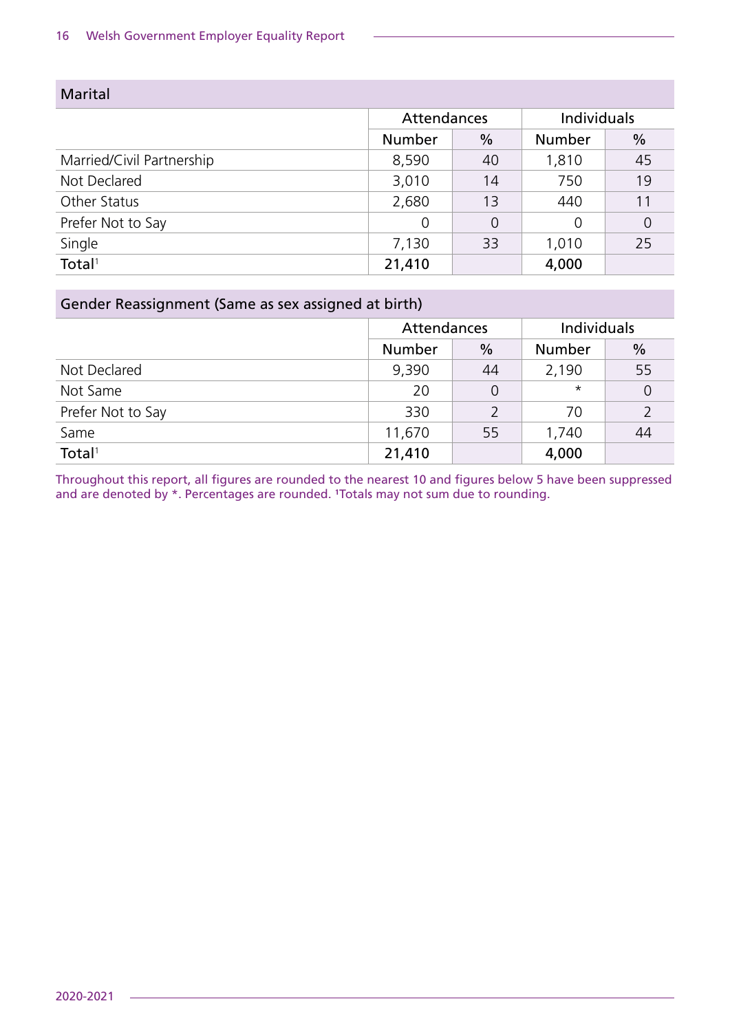| Marital | Attendances | | Individuals | |
|---|---|---|---|---|
| | Number | % | Number | % |
| Married/Civil Partnership | 8,590 | 40 | 1,810 | 45 |
| Not Declared | 3,010 | 14 | 750 | 19 |
| Other Status | 2,680 | 13 | 440 | 11 |
| Prefer Not to Say | 0 | 0 | 0 | 0 |
| Single | 7,130 | 33 | 1,010 | 25 |
| **Total**[1] | **21,410** | | **4,000** | |

| Gender Reassignment (Same as sex assigned at birth) | Attendances | | Individuals | |
|---|---|---|---|---|
| | Number | % | Number | % |
| Not Declared | 9,390 | 44 | 2,190 | 55 |
| Not Same | 20 | 0 | * | 0 |
| Prefer Not to Say | 330 | 2 | 70 | 2 |
| Same | 11,670 | 55 | 1,740 | 44 |
| **Total**[1] | **21,410** | | **4,000** | |

Throughout this report, all figures are rounded to the nearest 10 and figures below 5 have been suppressed and are denoted by *. Percentages are rounded. [1]Totals may not sum due to rounding.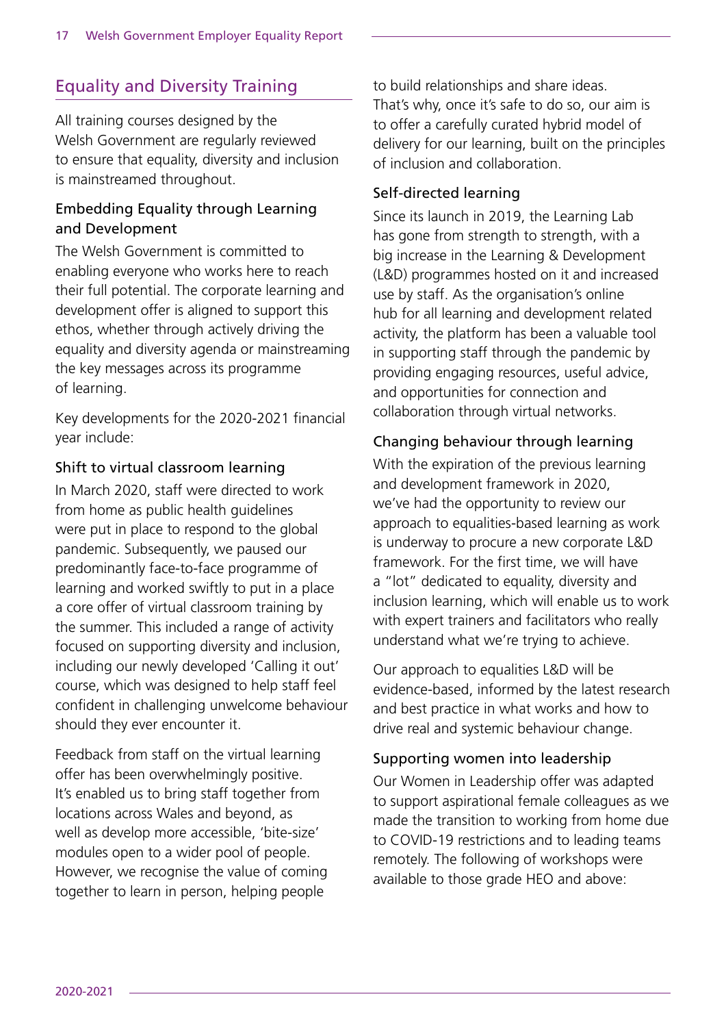## Equality and Diversity Training

All training courses designed by the Welsh Government are regularly reviewed to ensure that equality, diversity and inclusion is mainstreamed throughout.

### Embedding Equality through Learning and Development

The Welsh Government is committed to enabling everyone who works here to reach their full potential. The corporate learning and development offer is aligned to support this ethos, whether through actively driving the equality and diversity agenda or mainstreaming the key messages across its programme of learning.

Key developments for the 2020-2021 financial year include:

### Shift to virtual classroom learning

In March 2020, staff were directed to work from home as public health guidelines were put in place to respond to the global pandemic. Subsequently, we paused our predominantly face-to-face programme of learning and worked swiftly to put in a place a core offer of virtual classroom training by the summer. This included a range of activity focused on supporting diversity and inclusion, including our newly developed 'Calling it out' course, which was designed to help staff feel confident in challenging unwelcome behaviour should they ever encounter it.

Feedback from staff on the virtual learning offer has been overwhelmingly positive. It's enabled us to bring staff together from locations across Wales and beyond, as well as develop more accessible, 'bite-size' modules open to a wider pool of people. However, we recognise the value of coming together to learn in person, helping people to build relationships and share ideas. That's why, once it's safe to do so, our aim is to offer a carefully curated hybrid model of delivery for our learning, built on the principles of inclusion and collaboration.

### Self-directed learning

Since its launch in 2019, the Learning Lab has gone from strength to strength, with a big increase in the Learning & Development (L&D) programmes hosted on it and increased use by staff. As the organisation's online hub for all learning and development related activity, the platform has been a valuable tool in supporting staff through the pandemic by providing engaging resources, useful advice, and opportunities for connection and collaboration through virtual networks.

### Changing behaviour through learning

With the expiration of the previous learning and development framework in 2020, we've had the opportunity to review our approach to equalities-based learning as work is underway to procure a new corporate L&D framework. For the first time, we will have a "lot" dedicated to equality, diversity and inclusion learning, which will enable us to work with expert trainers and facilitators who really understand what we're trying to achieve.

Our approach to equalities L&D will be evidence-based, informed by the latest research and best practice in what works and how to drive real and systemic behaviour change.

### Supporting women into leadership

Our Women in Leadership offer was adapted to support aspirational female colleagues as we made the transition to working from home due to COVID-19 restrictions and to leading teams remotely. The following of workshops were available to those grade HEO and above: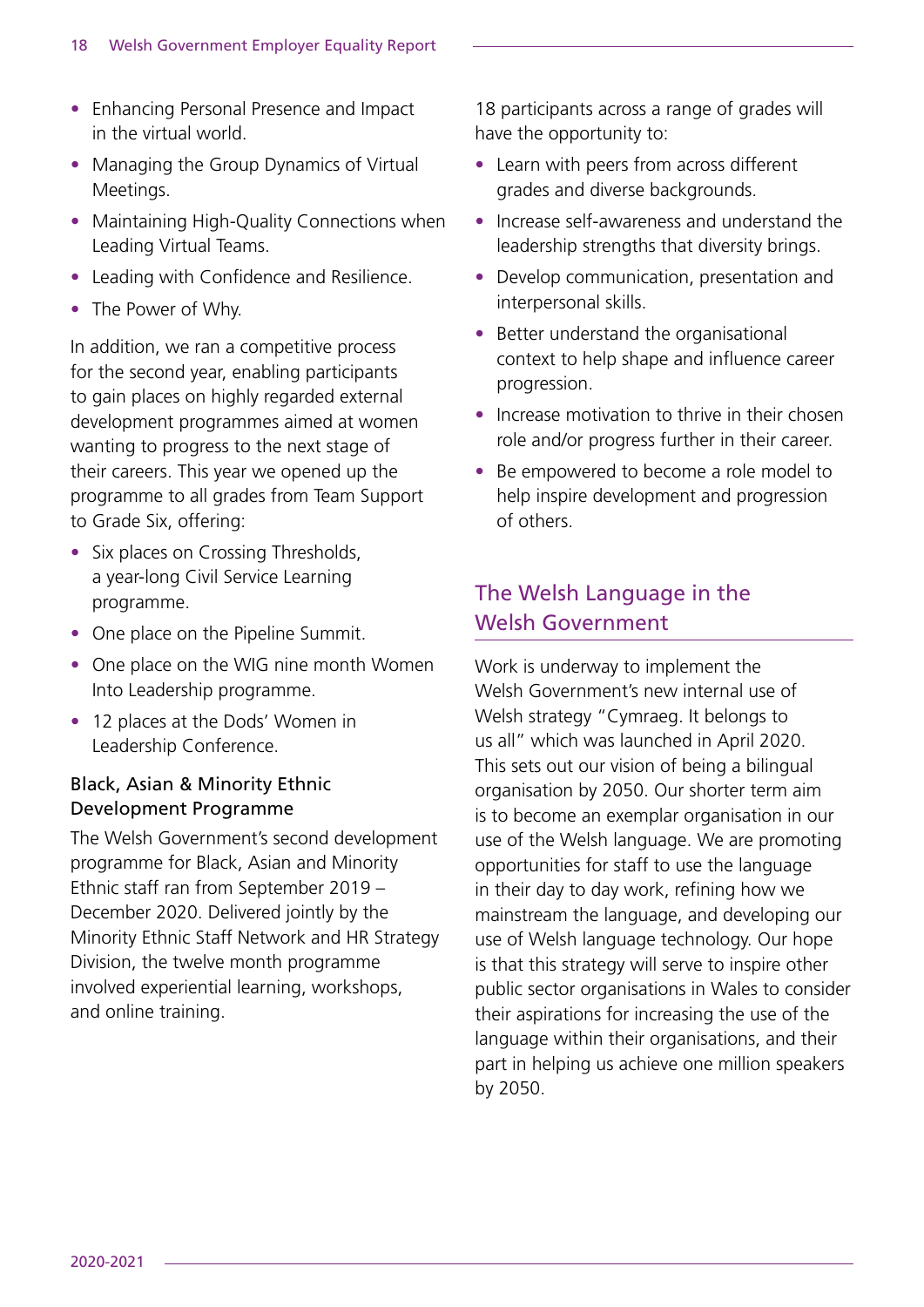- Enhancing Personal Presence and Impact in the virtual world.
- Managing the Group Dynamics of Virtual Meetings.
- Maintaining High-Quality Connections when Leading Virtual Teams.
- Leading with Confidence and Resilience.
- The Power of Why.

In addition, we ran a competitive process for the second year, enabling participants to gain places on highly regarded external development programmes aimed at women wanting to progress to the next stage of their careers. This year we opened up the programme to all grades from Team Support to Grade Six, offering:

- Six places on Crossing Thresholds, a year-long Civil Service Learning programme.
- One place on the Pipeline Summit.
- One place on the WIG nine month Women Into Leadership programme.
- 12 places at the Dods' Women in Leadership Conference.

### Black, Asian & Minority Ethnic Development Programme

The Welsh Government's second development programme for Black, Asian and Minority Ethnic staff ran from September 2019 – December 2020. Delivered jointly by the Minority Ethnic Staff Network and HR Strategy Division, the twelve month programme involved experiential learning, workshops, and online training.

18 participants across a range of grades will have the opportunity to:

- Learn with peers from across different grades and diverse backgrounds.
- Increase self-awareness and understand the leadership strengths that diversity brings.
- Develop communication, presentation and interpersonal skills.
- Better understand the organisational context to help shape and influence career progression.
- Increase motivation to thrive in their chosen role and/or progress further in their career.
- Be empowered to become a role model to help inspire development and progression of others.

## The Welsh Language in the Welsh Government

Work is underway to implement the Welsh Government's new internal use of Welsh strategy "Cymraeg. It belongs to us all" which was launched in April 2020. This sets out our vision of being a bilingual organisation by 2050. Our shorter term aim is to become an exemplar organisation in our use of the Welsh language. We are promoting opportunities for staff to use the language in their day to day work, refining how we mainstream the language, and developing our use of Welsh language technology. Our hope is that this strategy will serve to inspire other public sector organisations in Wales to consider their aspirations for increasing the use of the language within their organisations, and their part in helping us achieve one million speakers by 2050.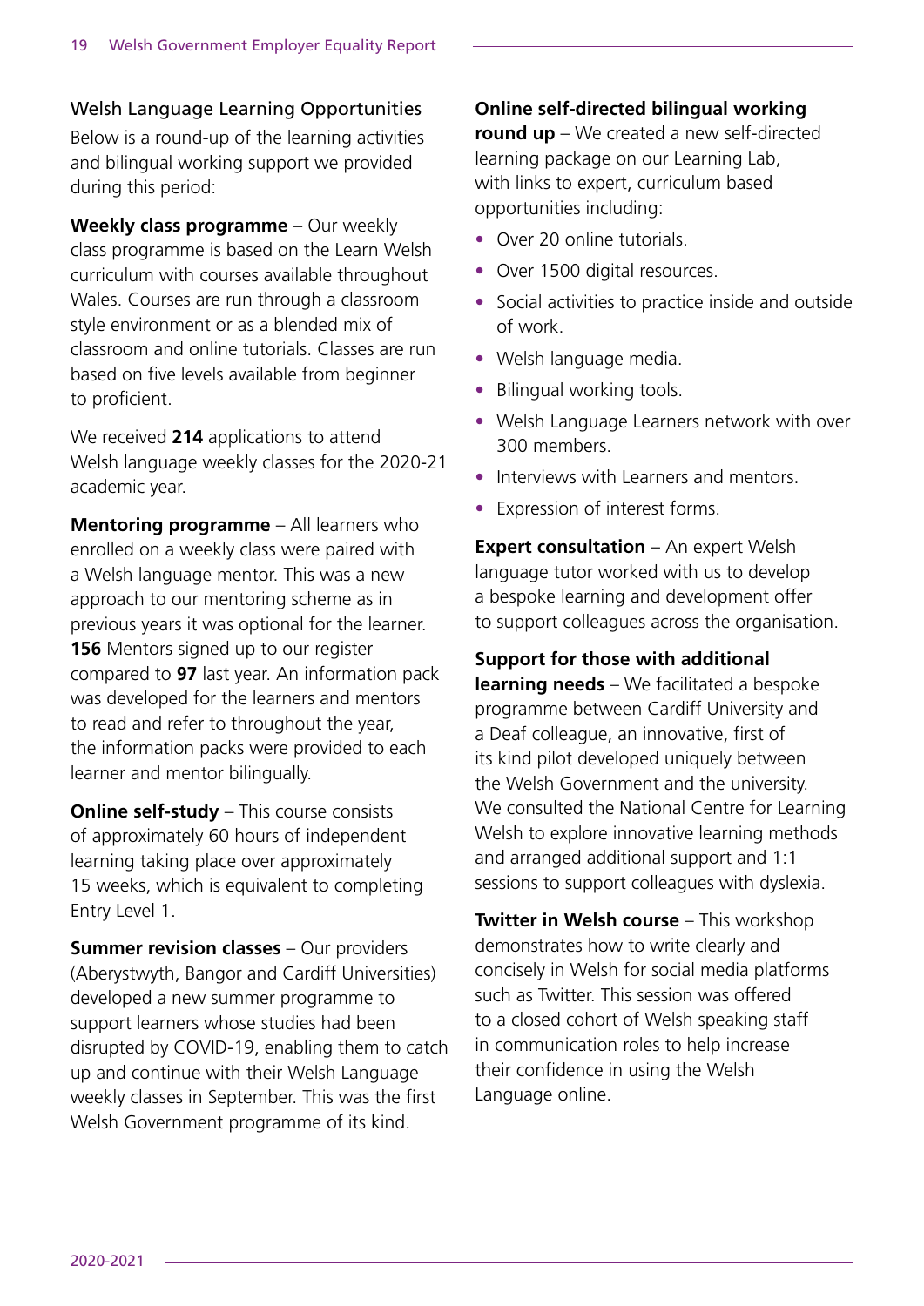## Welsh Language Learning Opportunities

Below is a round-up of the learning activities and bilingual working support we provided during this period:

**Weekly class programme** – Our weekly class programme is based on the Learn Welsh curriculum with courses available throughout Wales. Courses are run through a classroom style environment or as a blended mix of classroom and online tutorials. Classes are run based on five levels available from beginner to proficient.

We received **214** applications to attend Welsh language weekly classes for the 2020-21 academic year.

**Mentoring programme** – All learners who enrolled on a weekly class were paired with a Welsh language mentor. This was a new approach to our mentoring scheme as in previous years it was optional for the learner. **156** Mentors signed up to our register compared to **97** last year. An information pack was developed for the learners and mentors to read and refer to throughout the year, the information packs were provided to each learner and mentor bilingually.

**Online self-study** – This course consists of approximately 60 hours of independent learning taking place over approximately 15 weeks, which is equivalent to completing Entry Level 1.

**Summer revision classes** – Our providers (Aberystwyth, Bangor and Cardiff Universities) developed a new summer programme to support learners whose studies had been disrupted by COVID-19, enabling them to catch up and continue with their Welsh Language weekly classes in September. This was the first Welsh Government programme of its kind.

**Online self-directed bilingual working round up** – We created a new self-directed learning package on our Learning Lab, with links to expert, curriculum based opportunities including:

- Over 20 online tutorials.
- Over 1500 digital resources.
- Social activities to practice inside and outside of work.
- Welsh language media.
- Bilingual working tools.
- Welsh Language Learners network with over 300 members.
- Interviews with Learners and mentors.
- Expression of interest forms.

**Expert consultation** – An expert Welsh language tutor worked with us to develop a bespoke learning and development offer to support colleagues across the organisation.

**Support for those with additional learning needs** – We facilitated a bespoke programme between Cardiff University and a Deaf colleague, an innovative, first of its kind pilot developed uniquely between the Welsh Government and the university. We consulted the National Centre for Learning Welsh to explore innovative learning methods and arranged additional support and 1:1 sessions to support colleagues with dyslexia.

**Twitter in Welsh course** – This workshop demonstrates how to write clearly and concisely in Welsh for social media platforms such as Twitter. This session was offered to a closed cohort of Welsh speaking staff in communication roles to help increase their confidence in using the Welsh Language online.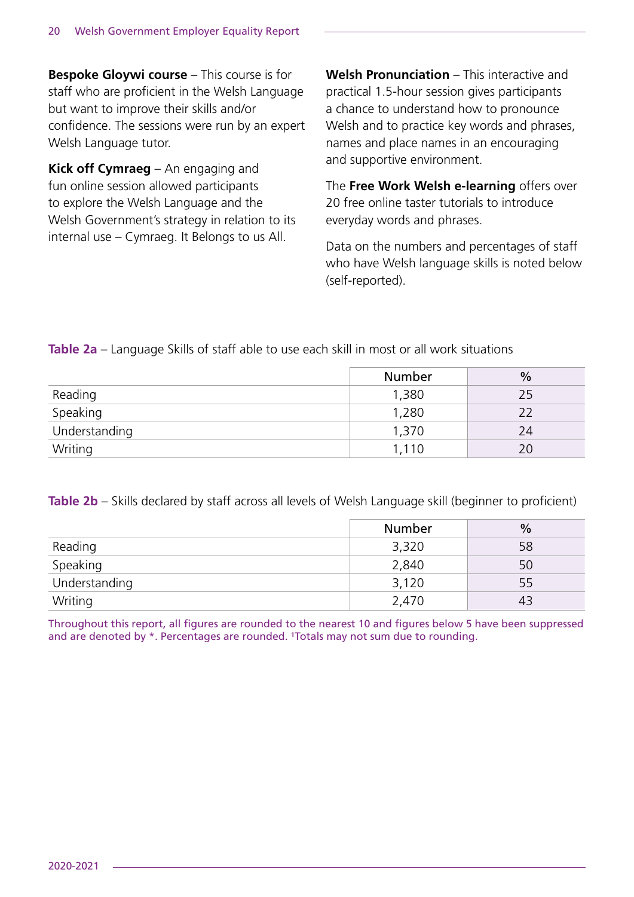**Bespoke Gloywi course** – This course is for staff who are proficient in the Welsh Language but want to improve their skills and/or confidence. The sessions were run by an expert Welsh Language tutor.

**Kick off Cymraeg** – An engaging and fun online session allowed participants to explore the Welsh Language and the Welsh Government's strategy in relation to its internal use – Cymraeg. It Belongs to us All.

**Welsh Pronunciation** – This interactive and practical 1.5-hour session gives participants a chance to understand how to pronounce Welsh and to practice key words and phrases, names and place names in an encouraging and supportive environment.

The **Free Work Welsh e-learning** offers over 20 free online taster tutorials to introduce everyday words and phrases.

Data on the numbers and percentages of staff who have Welsh language skills is noted below (self-reported).

**Table 2a** – Language Skills of staff able to use each skill in most or all work situations

| | Number | % |
|---|---|---|
| Reading | 1,380 | 25 |
| Speaking | 1,280 | 22 |
| Understanding | 1,370 | 24 |
| Writing | 1,110 | 20 |

**Table 2b** – Skills declared by staff across all levels of Welsh Language skill (beginner to proficient)

| | Number | % |
|---|---|---|
| Reading | 3,320 | 58 |
| Speaking | 2,840 | 50 |
| Understanding | 3,120 | 55 |
| Writing | 2,470 | 43 |

Throughout this report, all figures are rounded to the nearest 10 and figures below 5 have been suppressed and are denoted by *. Percentages are rounded. [1]Totals may not sum due to rounding.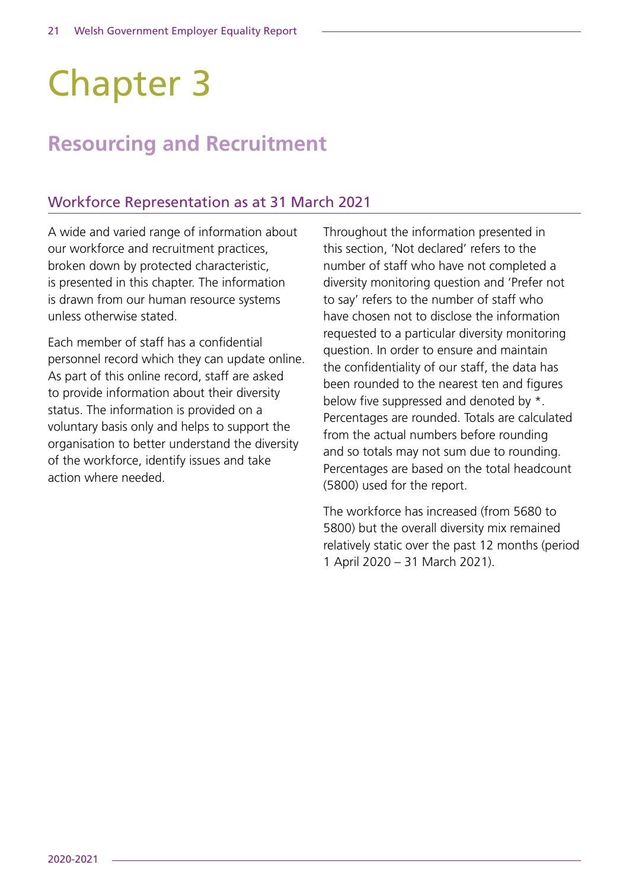# Chapter 3

## Resourcing and Recruitment

### Workforce Representation as at 31 March 2021

A wide and varied range of information about our workforce and recruitment practices, broken down by protected characteristic, is presented in this chapter. The information is drawn from our human resource systems unless otherwise stated.

Each member of staff has a confidential personnel record which they can update online. As part of this online record, staff are asked to provide information about their diversity status. The information is provided on a voluntary basis only and helps to support the organisation to better understand the diversity of the workforce, identify issues and take action where needed.

Throughout the information presented in this section, 'Not declared' refers to the number of staff who have not completed a diversity monitoring question and 'Prefer not to say' refers to the number of staff who have chosen not to disclose the information requested to a particular diversity monitoring question. In order to ensure and maintain the confidentiality of our staff, the data has been rounded to the nearest ten and figures below five suppressed and denoted by *. Percentages are rounded. Totals are calculated from the actual numbers before rounding and so totals may not sum due to rounding. Percentages are based on the total headcount (5800) used for the report.

The workforce has increased (from 5680 to 5800) but the overall diversity mix remained relatively static over the past 12 months (period 1 April 2020 – 31 March 2021).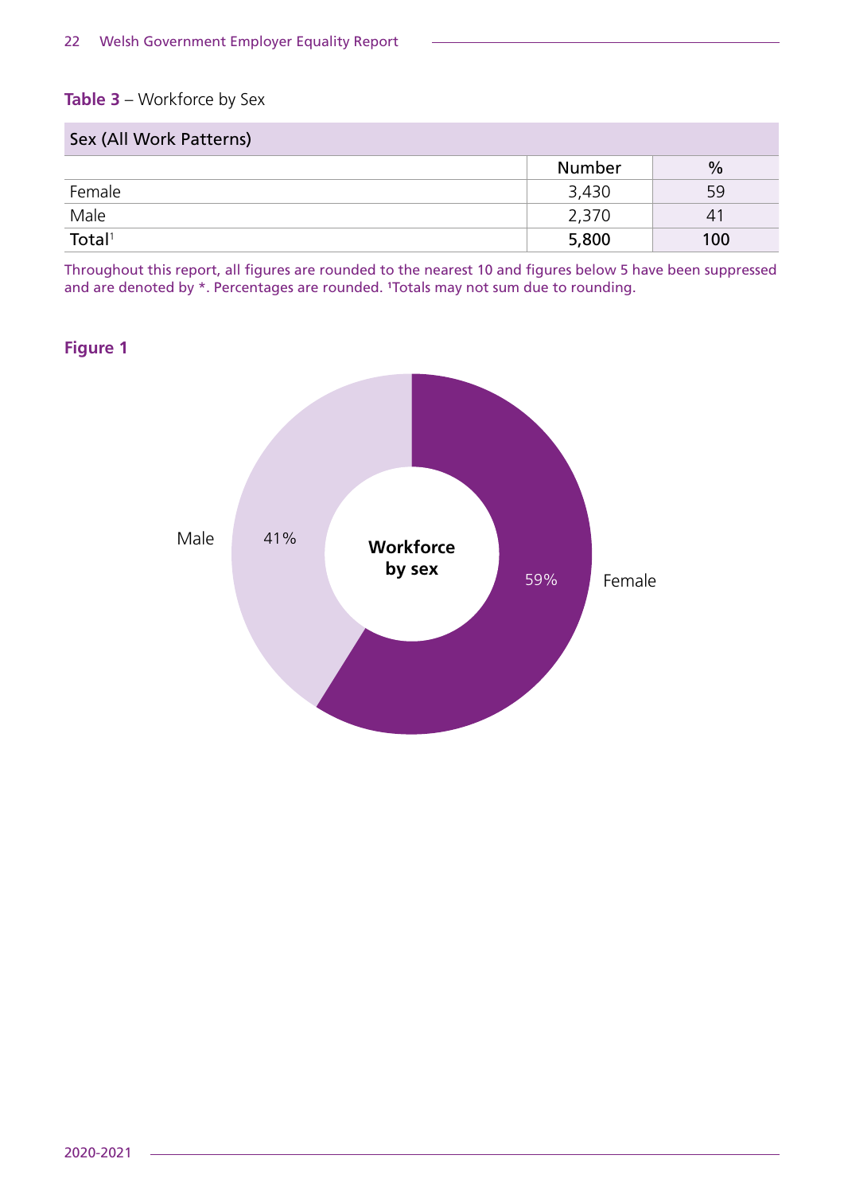**Table 3** – Workforce by Sex

| Sex (All Work Patterns) | | |
|---|---|---|
| | Number | % |
| Female | 3,430 | 59 |
| Male | 2,370 | 41 |
| **Total**[1] | **5,800** | **100** |

Throughout this report, all figures are rounded to the nearest 10 and figures below 5 have been suppressed and are denoted by *. Percentages are rounded. [1]Totals may not sum due to rounding.

**Figure 1**

Workforce by sex

Male 41%

Female 59%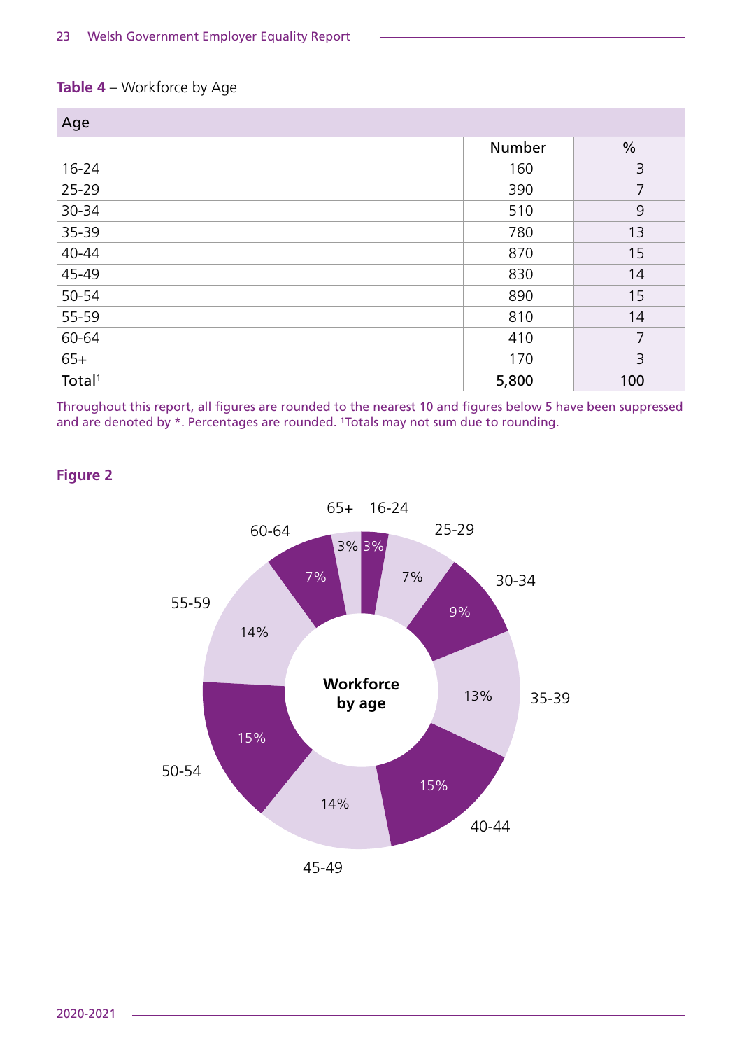**Table 4** – Workforce by Age

| Age | Number | % |
|---|---|---|
| 16-24 | 160 | 3 |
| 25-29 | 390 | 7 |
| 30-34 | 510 | 9 |
| 35-39 | 780 | 13 |
| 40-44 | 870 | 15 |
| 45-49 | 830 | 14 |
| 50-54 | 890 | 15 |
| 55-59 | 810 | 14 |
| 60-64 | 410 | 7 |
| 65+ | 170 | 3 |
| Total[1] | **5,800** | **100** |

Throughout this report, all figures are rounded to the nearest 10 and figures below 5 have been suppressed and are denoted by *. Percentages are rounded. [1]Totals may not sum due to rounding.

**Figure 2**

Workforce by age

16-24: 3%
25-29: 7%
30-34: 9%
35-39: 13%
40-44: 15%
45-49: 14%
50-54: 15%
55-59: 14%
60-64: 7%
65+: 3%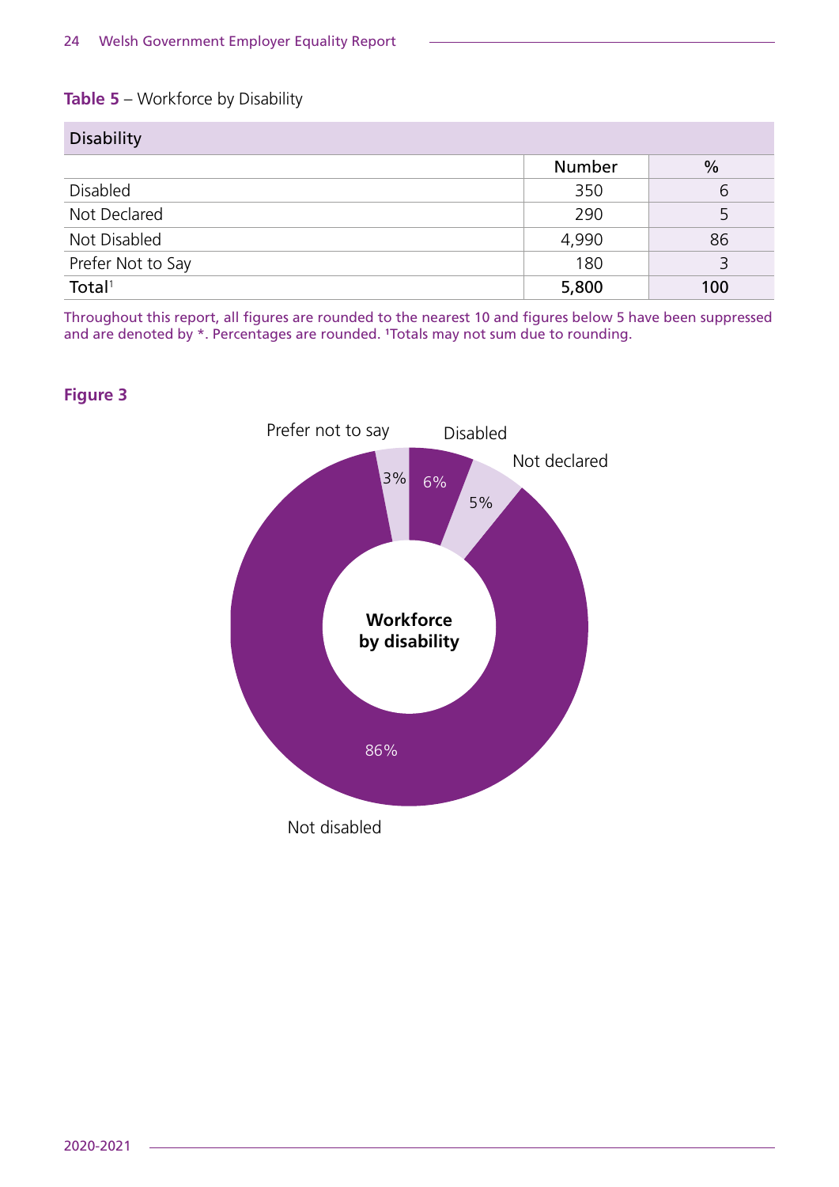**Table 5** – Workforce by Disability

| Disability | | |
|---|---|---|
| | Number | % |
| Disabled | 350 | 6 |
| Not Declared | 290 | 5 |
| Not Disabled | 4,990 | 86 |
| Prefer Not to Say | 180 | 3 |
| **Total[1]** | **5,800** | **100** |

Throughout this report, all figures are rounded to the nearest 10 and figures below 5 have been suppressed and are denoted by *. Percentages are rounded. [1]Totals may not sum due to rounding.

**Figure 3**

**Workforce by disability**

- Disabled: 6%
- Not declared: 5%
- Not disabled: 86%
- Prefer not to say: 3%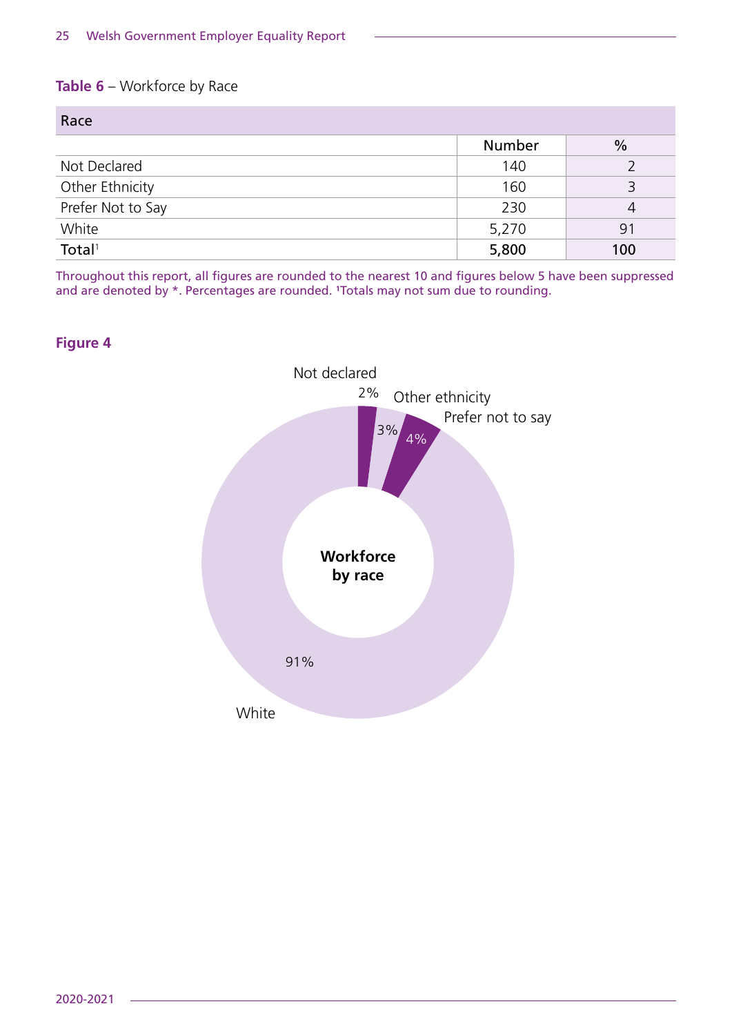**Table 6** – Workforce by Race

| Race | Number | % |
|---|---|---|
| Not Declared | 140 | 2 |
| Other Ethnicity | 160 | 3 |
| Prefer Not to Say | 230 | 4 |
| White | 5,270 | 91 |
| **Total**[1] | **5,800** | **100** |

Throughout this report, all figures are rounded to the nearest 10 and figures below 5 have been suppressed and are denoted by *. Percentages are rounded. [1]Totals may not sum due to rounding.

**Figure 4**

Workforce by race

- Not declared 2%
- Other ethnicity 3%
- Prefer not to say 4%
- White 91%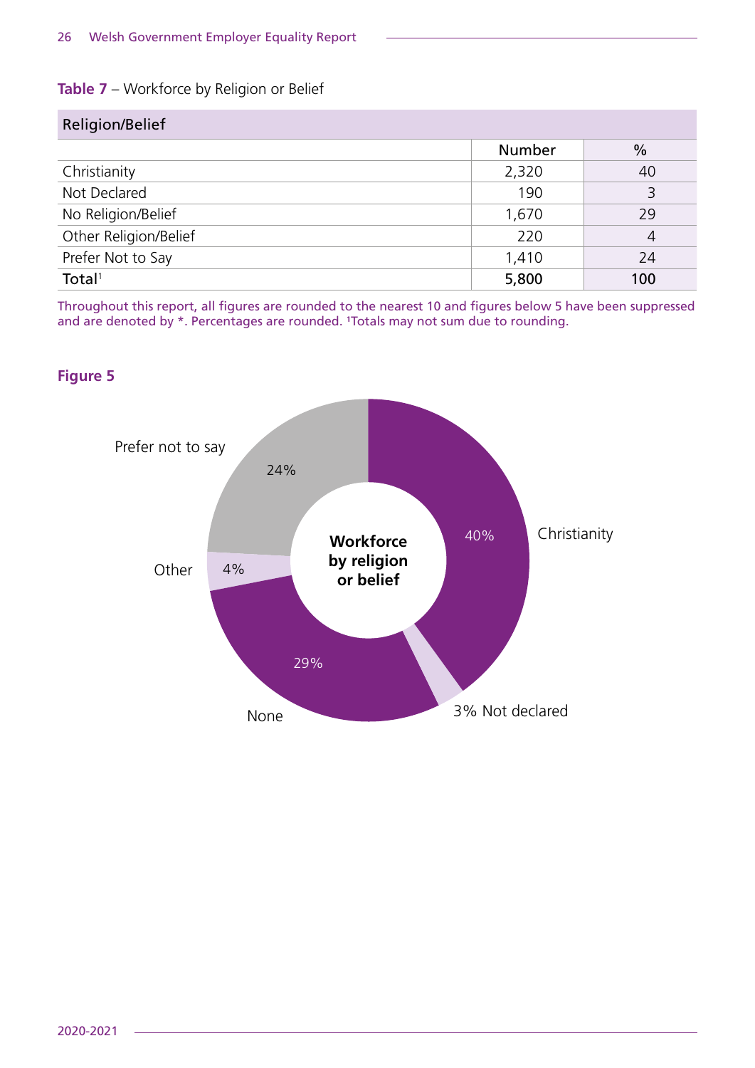**Table 7** – Workforce by Religion or Belief

| Religion/Belief | Number | % |
|---|---|---|
| Christianity | 2,320 | 40 |
| Not Declared | 190 | 3 |
| No Religion/Belief | 1,670 | 29 |
| Other Religion/Belief | 220 | 4 |
| Prefer Not to Say | 1,410 | 24 |
| **Total**[1] | **5,800** | **100** |

Throughout this report, all figures are rounded to the nearest 10 and figures below 5 have been suppressed and are denoted by *. Percentages are rounded. [1]Totals may not sum due to rounding.

**Figure 5**

**Workforce by religion or belief**

- Christianity: 40%
- 3% Not declared
- None: 29%
- Other: 4%
- Prefer not to say: 24%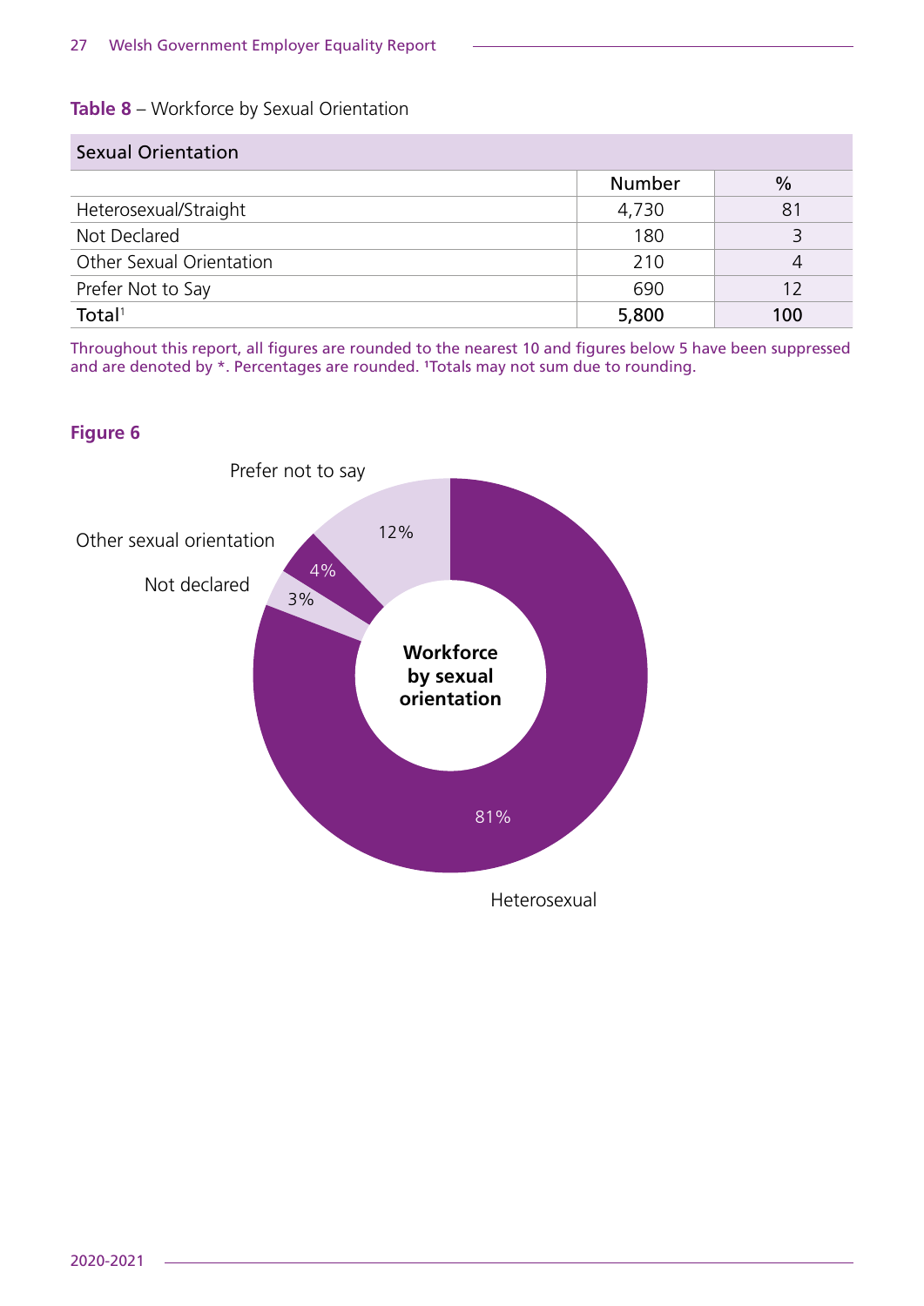**Table 8** – Workforce by Sexual Orientation

| Sexual Orientation | Number | % |
|---|---|---|
| Heterosexual/Straight | 4,730 | 81 |
| Not Declared | 180 | 3 |
| Other Sexual Orientation | 210 | 4 |
| Prefer Not to Say | 690 | 12 |
| **Total**[1] | **5,800** | **100** |

Throughout this report, all figures are rounded to the nearest 10 and figures below 5 have been suppressed and are denoted by *. Percentages are rounded. [1]Totals may not sum due to rounding.

**Figure 6**

Workforce by sexual orientation

- Heterosexual: 81%
- Prefer not to say: 12%
- Other sexual orientation: 4%
- Not declared: 3%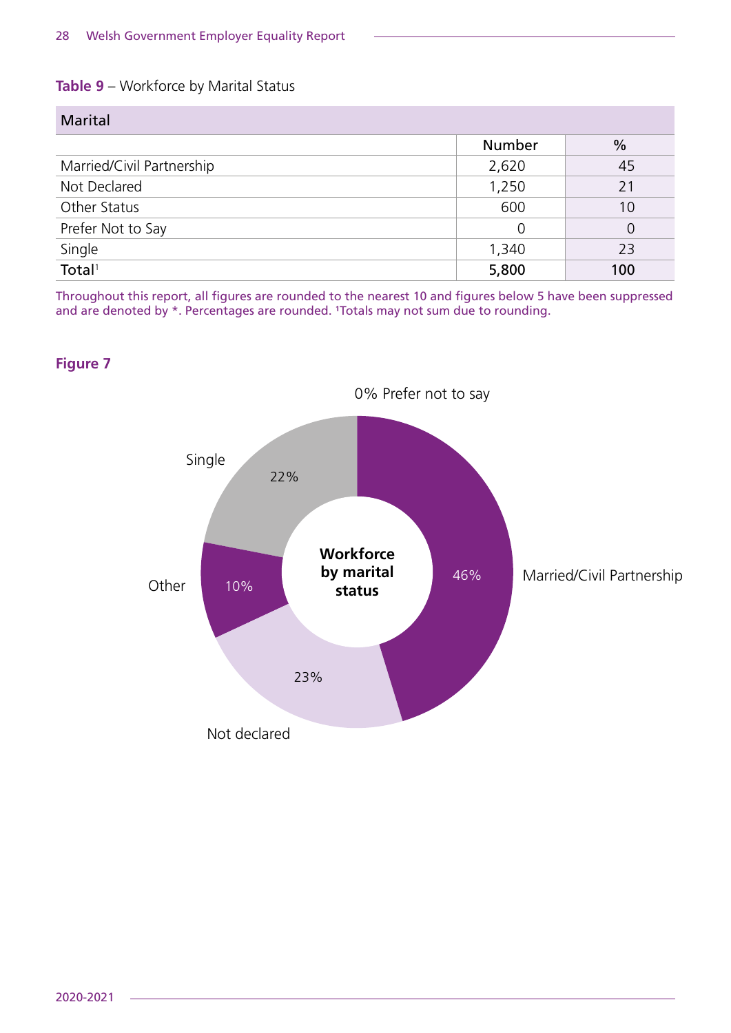**Table 9** – Workforce by Marital Status

| Marital | Number | % |
|---|---|---|
| Married/Civil Partnership | 2,620 | 45 |
| Not Declared | 1,250 | 21 |
| Other Status | 600 | 10 |
| Prefer Not to Say | 0 | 0 |
| Single | 1,340 | 23 |
| **Total**[1] | **5,800** | **100** |

Throughout this report, all figures are rounded to the nearest 10 and figures below 5 have been suppressed and are denoted by *. Percentages are rounded. [1]Totals may not sum due to rounding.

**Figure 7**

Workforce by marital status

- Married/Civil Partnership: 46%
- Not declared: 23%
- Other: 10%
- Single: 22%
- Prefer not to say: 0%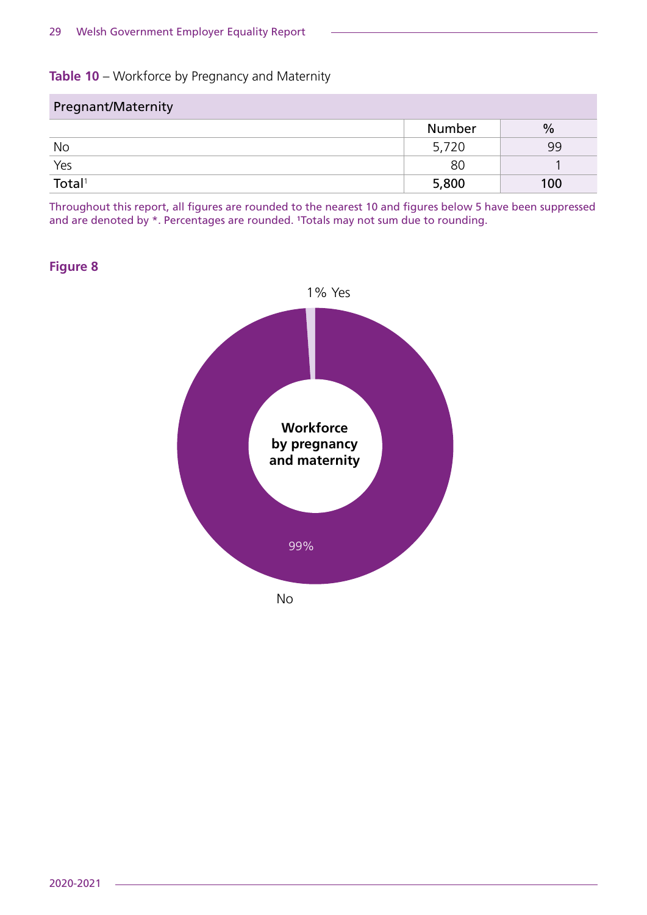**Table 10** – Workforce by Pregnancy and Maternity

| Pregnant/Maternity | | |
|---|---|---|
| | Number | % |
| No | 5,720 | 99 |
| Yes | 80 | 1 |
| **Total**[1] | **5,800** | **100** |

Throughout this report, all figures are rounded to the nearest 10 and figures below 5 have been suppressed and are denoted by *. Percentages are rounded. [1]Totals may not sum due to rounding.

**Figure 8**

Workforce by pregnancy and maternity

1% Yes

99% No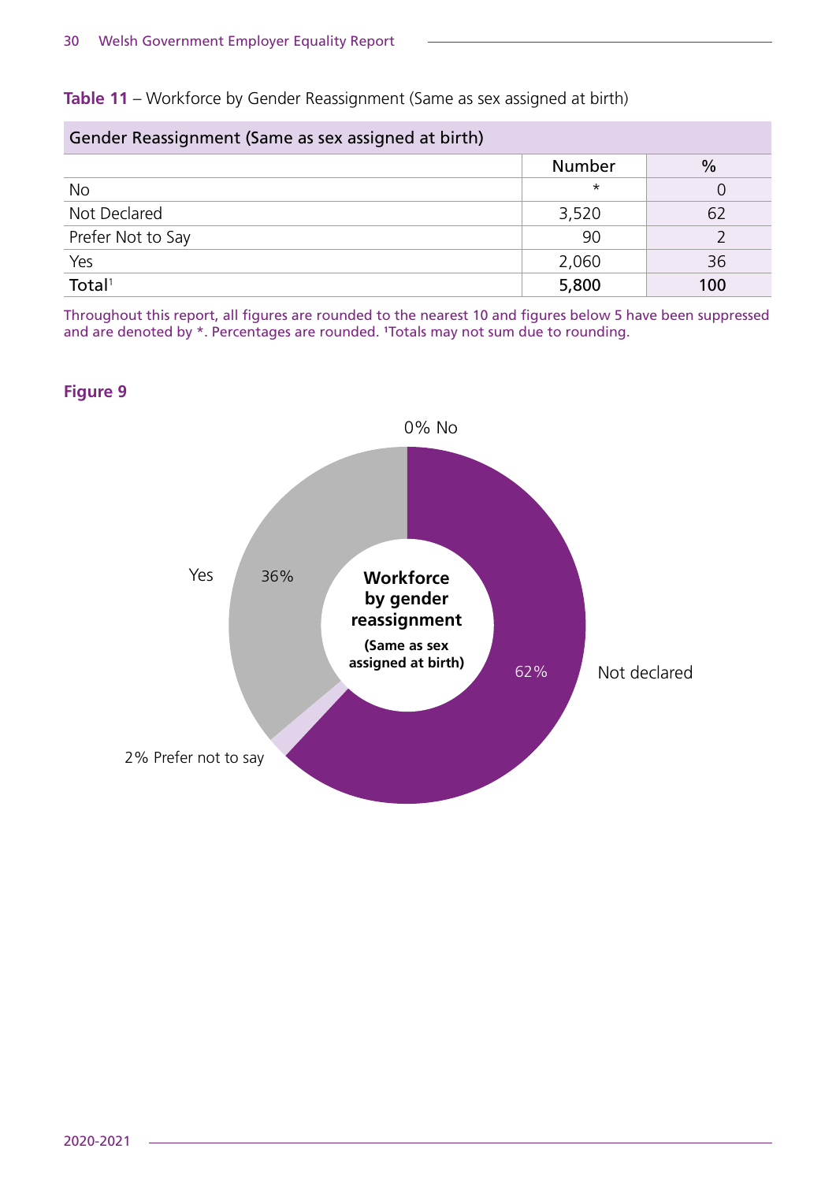**Table 11** – Workforce by Gender Reassignment (Same as sex assigned at birth)

| Gender Reassignment (Same as sex assigned at birth) | | |
|---|---|---|
| | Number | % |
| No | * | 0 |
| Not Declared | 3,520 | 62 |
| Prefer Not to Say | 90 | 2 |
| Yes | 2,060 | 36 |
| **Total**[1] | **5,800** | **100** |

Throughout this report, all figures are rounded to the nearest 10 and figures below 5 have been suppressed and are denoted by *. Percentages are rounded. [1]Totals may not sum due to rounding.

**Figure 9**

Workforce by gender reassignment (Same as sex assigned at birth)

- 0% No
- 62% Not declared
- 2% Prefer not to say
- 36% Yes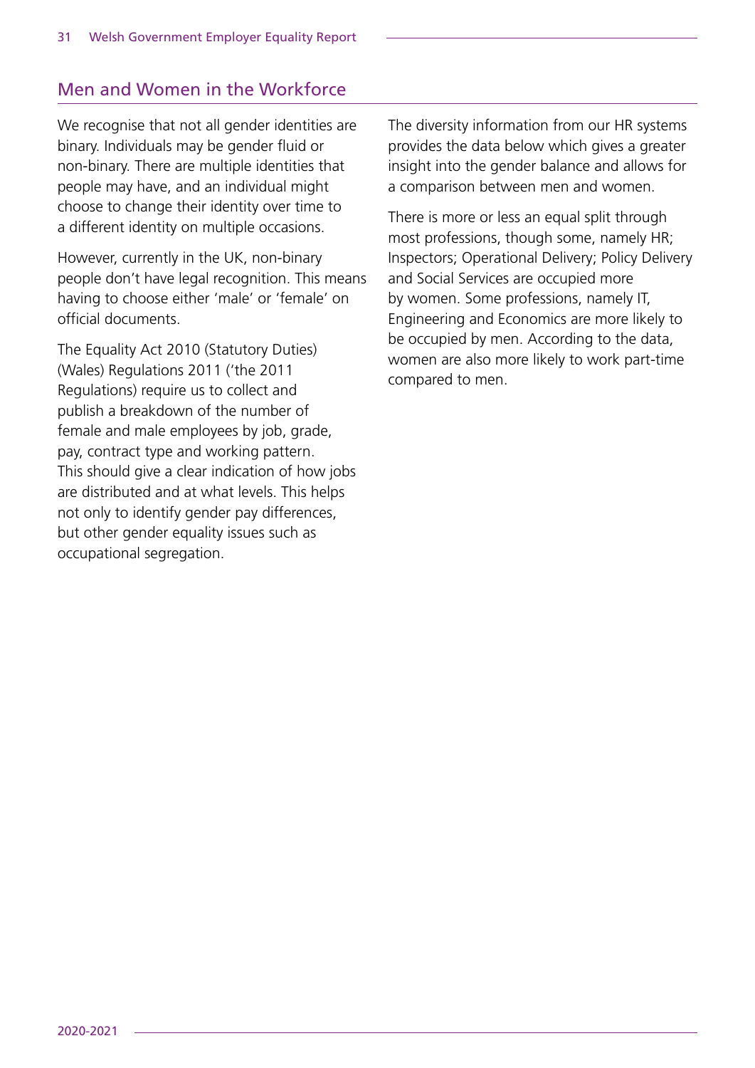## Men and Women in the Workforce

We recognise that not all gender identities are binary. Individuals may be gender fluid or non-binary. There are multiple identities that people may have, and an individual might choose to change their identity over time to a different identity on multiple occasions.

However, currently in the UK, non-binary people don't have legal recognition. This means having to choose either 'male' or 'female' on official documents.

The Equality Act 2010 (Statutory Duties) (Wales) Regulations 2011 ('the 2011 Regulations) require us to collect and publish a breakdown of the number of female and male employees by job, grade, pay, contract type and working pattern. This should give a clear indication of how jobs are distributed and at what levels. This helps not only to identify gender pay differences, but other gender equality issues such as occupational segregation.

The diversity information from our HR systems provides the data below which gives a greater insight into the gender balance and allows for a comparison between men and women.

There is more or less an equal split through most professions, though some, namely HR; Inspectors; Operational Delivery; Policy Delivery and Social Services are occupied more by women. Some professions, namely IT, Engineering and Economics are more likely to be occupied by men. According to the data, women are also more likely to work part-time compared to men.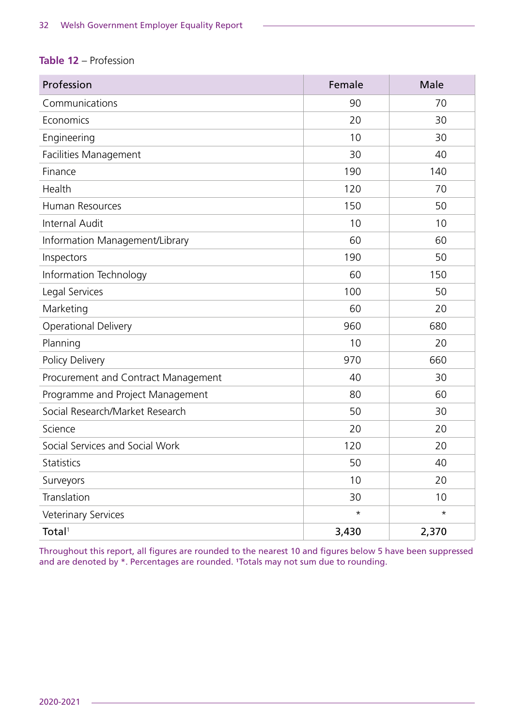**Table 12** – Profession

| Profession | Female | Male |
|---|---|---|
| Communications | 90 | 70 |
| Economics | 20 | 30 |
| Engineering | 10 | 30 |
| Facilities Management | 30 | 40 |
| Finance | 190 | 140 |
| Health | 120 | 70 |
| Human Resources | 150 | 50 |
| Internal Audit | 10 | 10 |
| Information Management/Library | 60 | 60 |
| Inspectors | 190 | 50 |
| Information Technology | 60 | 150 |
| Legal Services | 100 | 50 |
| Marketing | 60 | 20 |
| Operational Delivery | 960 | 680 |
| Planning | 10 | 20 |
| Policy Delivery | 970 | 660 |
| Procurement and Contract Management | 40 | 30 |
| Programme and Project Management | 80 | 60 |
| Social Research/Market Research | 50 | 30 |
| Science | 20 | 20 |
| Social Services and Social Work | 120 | 20 |
| Statistics | 50 | 40 |
| Surveyors | 10 | 20 |
| Translation | 30 | 10 |
| Veterinary Services | * | * |
| **Total**[1] | **3,430** | **2,370** |

Throughout this report, all figures are rounded to the nearest 10 and figures below 5 have been suppressed and are denoted by *. Percentages are rounded. [1]Totals may not sum due to rounding.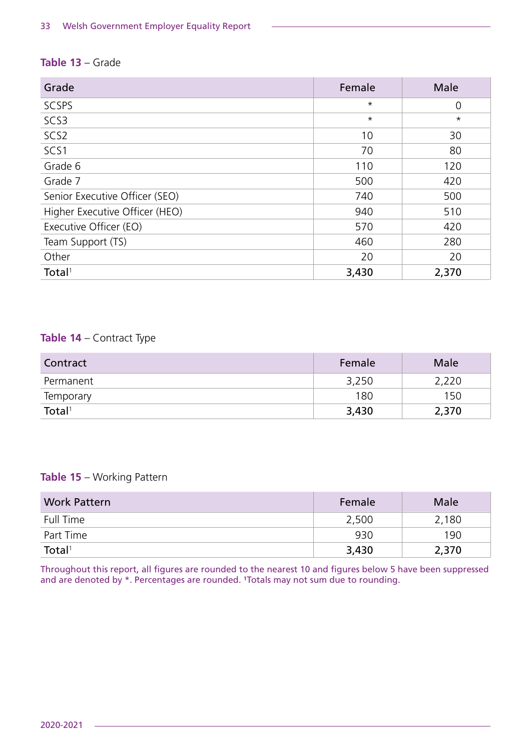**Table 13** – Grade

| Grade | Female | Male |
|---|---|---|
| SCSPS | * | 0 |
| SCS3 | * | * |
| SCS2 | 10 | 30 |
| SCS1 | 70 | 80 |
| Grade 6 | 110 | 120 |
| Grade 7 | 500 | 420 |
| Senior Executive Officer (SEO) | 740 | 500 |
| Higher Executive Officer (HEO) | 940 | 510 |
| Executive Officer (EO) | 570 | 420 |
| Team Support (TS) | 460 | 280 |
| Other | 20 | 20 |
| **Total**[1] | **3,430** | **2,370** |

**Table 14** – Contract Type

| Contract | Female | Male |
|---|---|---|
| Permanent | 3,250 | 2,220 |
| Temporary | 180 | 150 |
| **Total**[1] | **3,430** | **2,370** |

**Table 15** – Working Pattern

| Work Pattern | Female | Male |
|---|---|---|
| Full Time | 2,500 | 2,180 |
| Part Time | 930 | 190 |
| **Total**[1] | **3,430** | **2,370** |

Throughout this report, all figures are rounded to the nearest 10 and figures below 5 have been suppressed and are denoted by *. Percentages are rounded. [1]Totals may not sum due to rounding.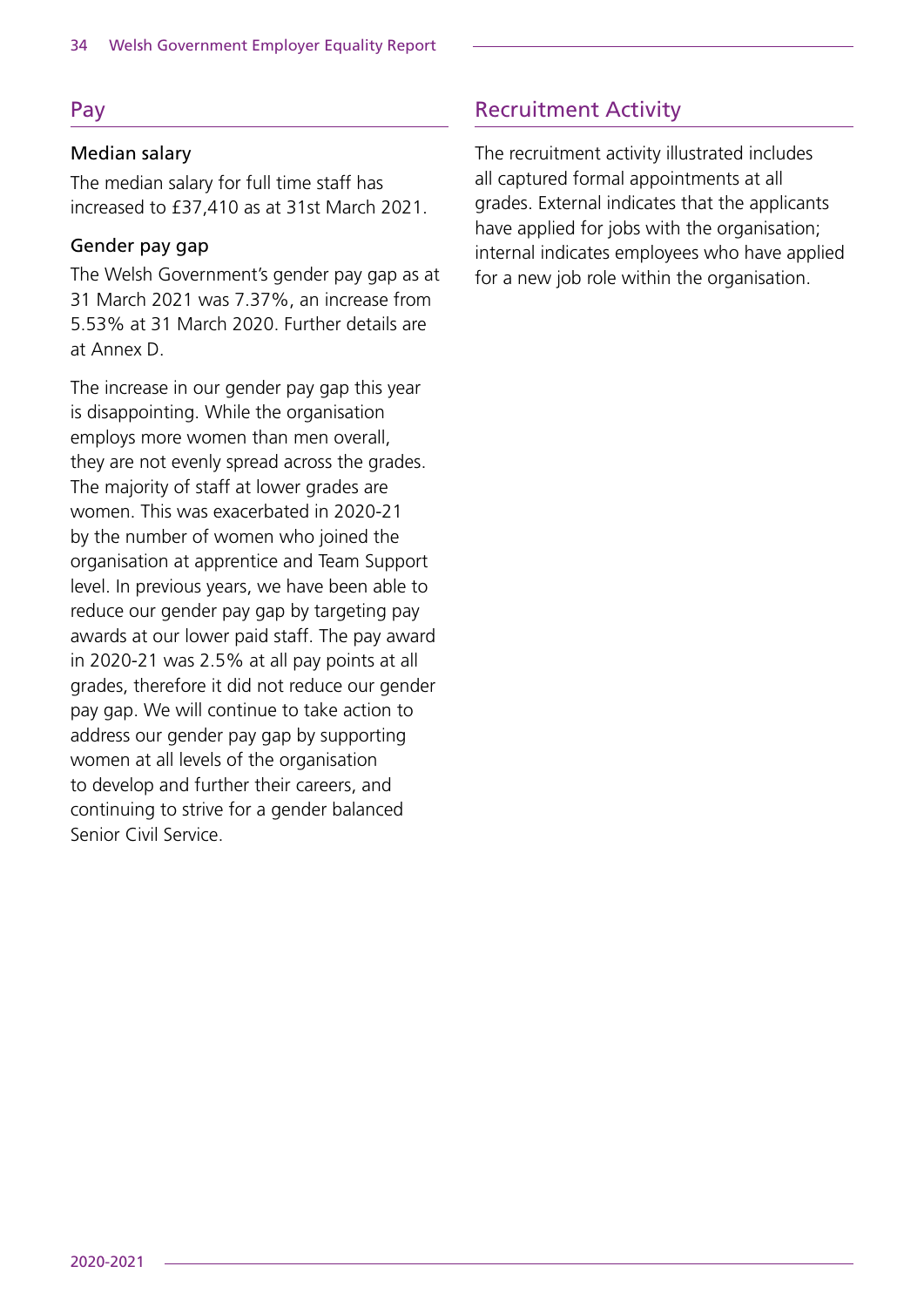## Pay

### Median salary

The median salary for full time staff has increased to £37,410 as at 31st March 2021.

### Gender pay gap

The Welsh Government's gender pay gap as at 31 March 2021 was 7.37%, an increase from 5.53% at 31 March 2020. Further details are at Annex D.

The increase in our gender pay gap this year is disappointing. While the organisation employs more women than men overall, they are not evenly spread across the grades. The majority of staff at lower grades are women. This was exacerbated in 2020-21 by the number of women who joined the organisation at apprentice and Team Support level. In previous years, we have been able to reduce our gender pay gap by targeting pay awards at our lower paid staff. The pay award in 2020-21 was 2.5% at all pay points at all grades, therefore it did not reduce our gender pay gap. We will continue to take action to address our gender pay gap by supporting women at all levels of the organisation to develop and further their careers, and continuing to strive for a gender balanced Senior Civil Service.

## Recruitment Activity

The recruitment activity illustrated includes all captured formal appointments at all grades. External indicates that the applicants have applied for jobs with the organisation; internal indicates employees who have applied for a new job role within the organisation.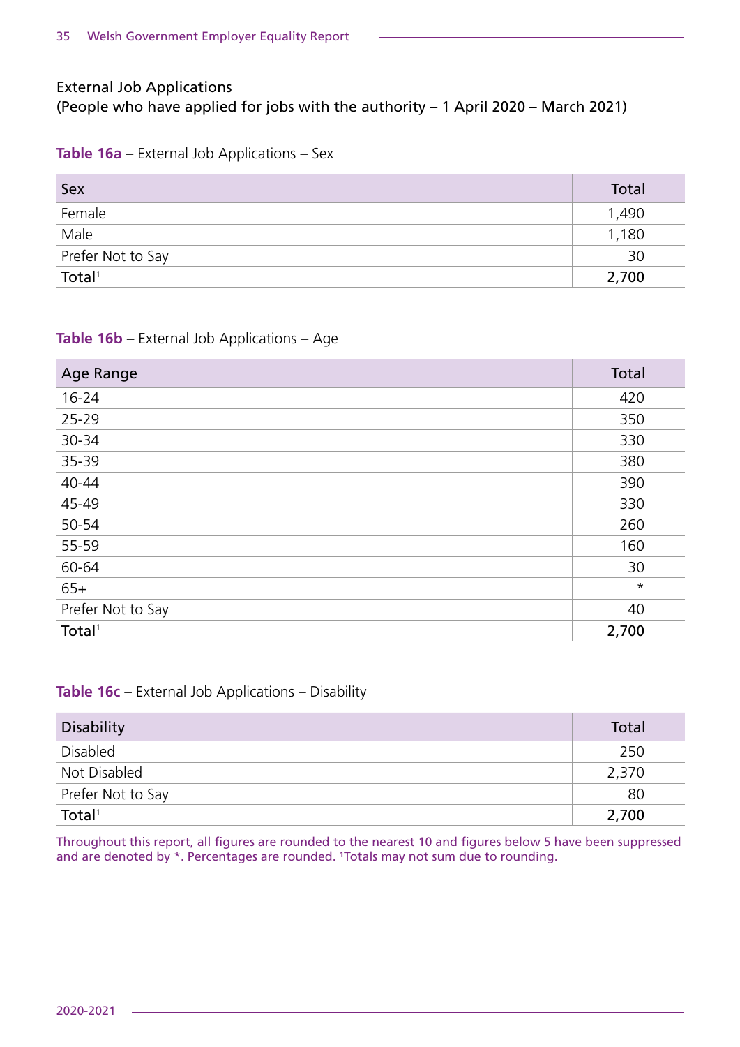External Job Applications
(People who have applied for jobs with the authority – 1 April 2020 – March 2021)

**Table 16a** – External Job Applications – Sex

| Sex | Total |
|---|---|
| Female | 1,490 |
| Male | 1,180 |
| Prefer Not to Say | 30 |
| Total[1] | **2,700** |

**Table 16b** – External Job Applications – Age

| Age Range | Total |
|---|---|
| 16-24 | 420 |
| 25-29 | 350 |
| 30-34 | 330 |
| 35-39 | 380 |
| 40-44 | 390 |
| 45-49 | 330 |
| 50-54 | 260 |
| 55-59 | 160 |
| 60-64 | 30 |
| 65+ | * |
| Prefer Not to Say | 40 |
| Total[1] | **2,700** |

**Table 16c** – External Job Applications – Disability

| Disability | Total |
|---|---|
| Disabled | 250 |
| Not Disabled | 2,370 |
| Prefer Not to Say | 80 |
| Total[1] | **2,700** |

Throughout this report, all figures are rounded to the nearest 10 and figures below 5 have been suppressed and are denoted by *. Percentages are rounded. [1]Totals may not sum due to rounding.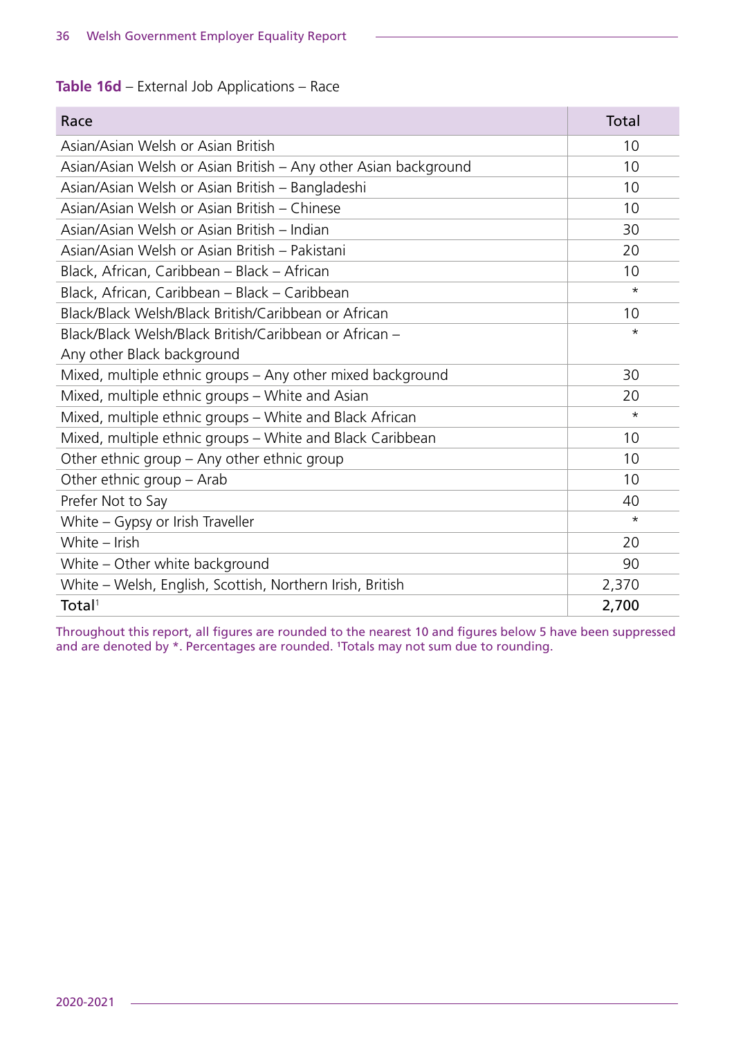**Table 16d** – External Job Applications – Race

| Race | Total |
|---|---|
| Asian/Asian Welsh or Asian British | 10 |
| Asian/Asian Welsh or Asian British – Any other Asian background | 10 |
| Asian/Asian Welsh or Asian British – Bangladeshi | 10 |
| Asian/Asian Welsh or Asian British – Chinese | 10 |
| Asian/Asian Welsh or Asian British – Indian | 30 |
| Asian/Asian Welsh or Asian British – Pakistani | 20 |
| Black, African, Caribbean – Black – African | 10 |
| Black, African, Caribbean – Black – Caribbean | * |
| Black/Black Welsh/Black British/Caribbean or African | 10 |
| Black/Black Welsh/Black British/Caribbean or African – Any other Black background | * |
| Mixed, multiple ethnic groups – Any other mixed background | 30 |
| Mixed, multiple ethnic groups – White and Asian | 20 |
| Mixed, multiple ethnic groups – White and Black African | * |
| Mixed, multiple ethnic groups – White and Black Caribbean | 10 |
| Other ethnic group – Any other ethnic group | 10 |
| Other ethnic group – Arab | 10 |
| Prefer Not to Say | 40 |
| White – Gypsy or Irish Traveller | * |
| White – Irish | 20 |
| White – Other white background | 90 |
| White – Welsh, English, Scottish, Northern Irish, British | 2,370 |
| Total[1] | **2,700** |

Throughout this report, all figures are rounded to the nearest 10 and figures below 5 have been suppressed and are denoted by *. Percentages are rounded. [1]Totals may not sum due to rounding.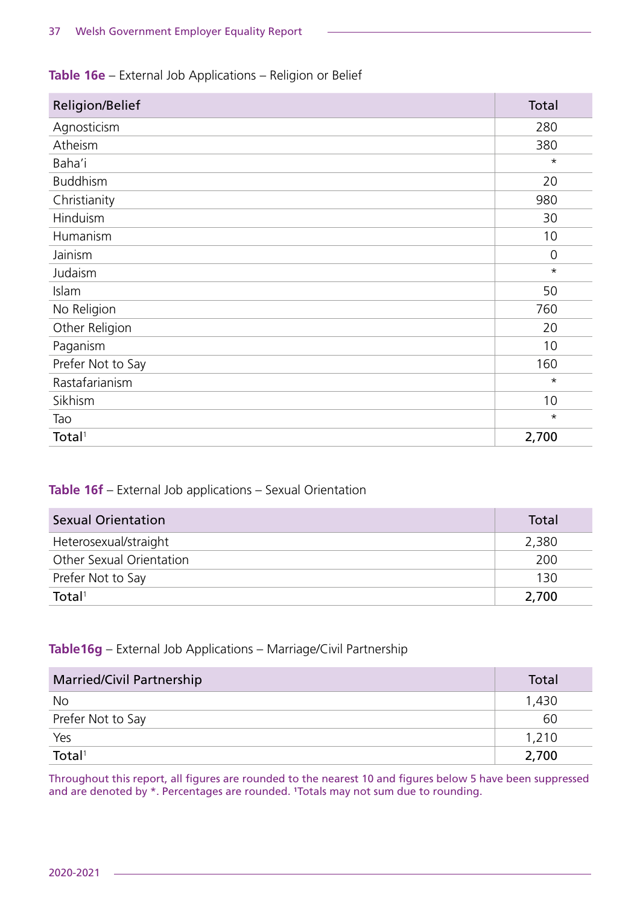**Table 16e** – External Job Applications – Religion or Belief

| Religion/Belief | Total |
|---|---|
| Agnosticism | 280 |
| Atheism | 380 |
| Baha'i | * |
| Buddhism | 20 |
| Christianity | 980 |
| Hinduism | 30 |
| Humanism | 10 |
| Jainism | 0 |
| Judaism | * |
| Islam | 50 |
| No Religion | 760 |
| Other Religion | 20 |
| Paganism | 10 |
| Prefer Not to Say | 160 |
| Rastafarianism | * |
| Sikhism | 10 |
| Tao | * |
| **Total[1]** | **2,700** |

**Table 16f** – External Job applications – Sexual Orientation

| Sexual Orientation | Total |
|---|---|
| Heterosexual/straight | 2,380 |
| Other Sexual Orientation | 200 |
| Prefer Not to Say | 130 |
| **Total[1]** | **2,700** |

**Table16g** – External Job Applications – Marriage/Civil Partnership

| Married/Civil Partnership | Total |
|---|---|
| No | 1,430 |
| Prefer Not to Say | 60 |
| Yes | 1,210 |
| **Total[1]** | **2,700** |

Throughout this report, all figures are rounded to the nearest 10 and figures below 5 have been suppressed and are denoted by *. Percentages are rounded. [1]Totals may not sum due to rounding.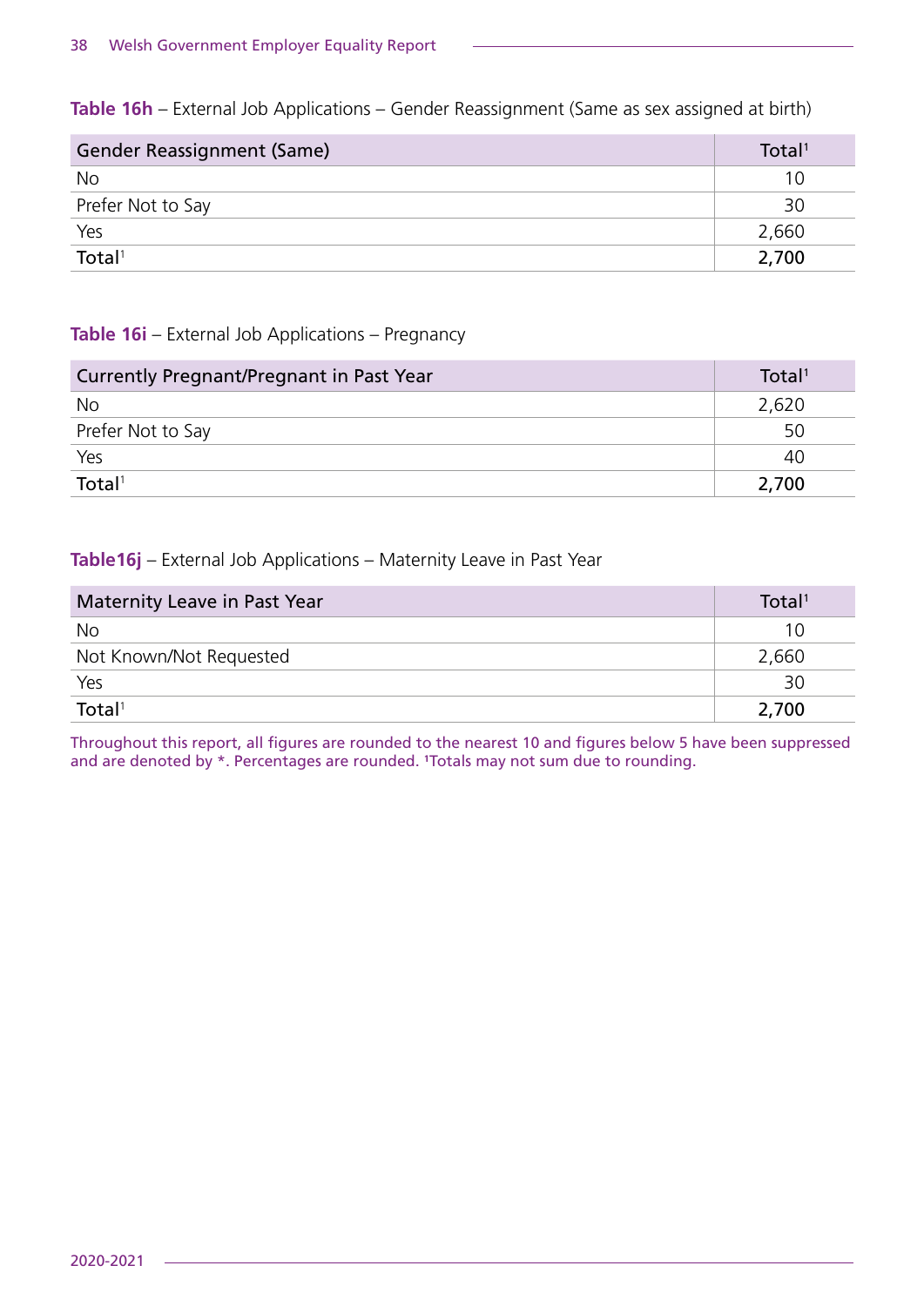**Table 16h** – External Job Applications – Gender Reassignment (Same as sex assigned at birth)

| Gender Reassignment (Same) | Total[1] |
|---|---|
| No | 10 |
| Prefer Not to Say | 30 |
| Yes | 2,660 |
| **Total[1]** | **2,700** |

**Table 16i** – External Job Applications – Pregnancy

| Currently Pregnant/Pregnant in Past Year | Total[1] |
|---|---|
| No | 2,620 |
| Prefer Not to Say | 50 |
| Yes | 40 |
| **Total[1]** | **2,700** |

**Table16j** – External Job Applications – Maternity Leave in Past Year

| Maternity Leave in Past Year | Total[1] |
|---|---|
| No | 10 |
| Not Known/Not Requested | 2,660 |
| Yes | 30 |
| **Total[1]** | **2,700** |

Throughout this report, all figures are rounded to the nearest 10 and figures below 5 have been suppressed and are denoted by *. Percentages are rounded. [1]Totals may not sum due to rounding.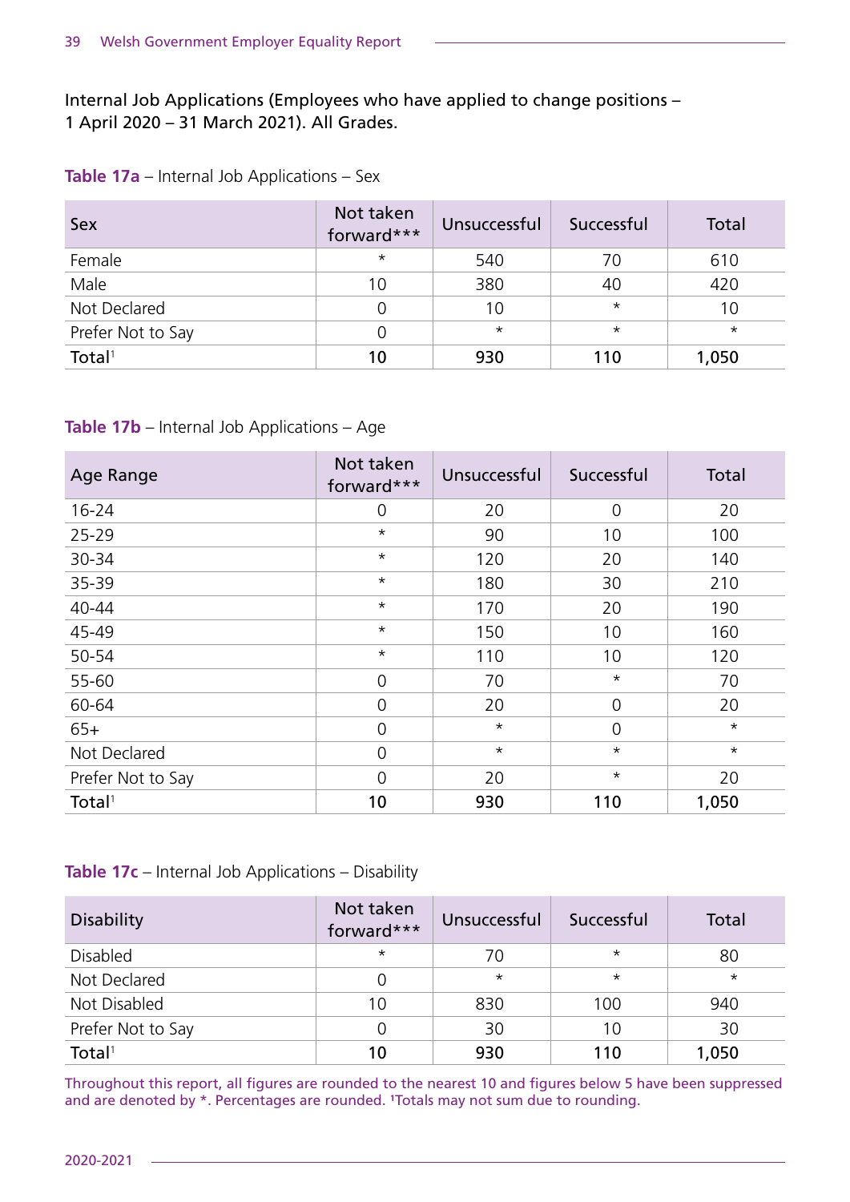Internal Job Applications (Employees who have applied to change positions – 1 April 2020 – 31 March 2021). All Grades.

**Table 17a** – Internal Job Applications – Sex

| Sex | Not taken forward*** | Unsuccessful | Successful | Total |
|---|---|---|---|---|
| Female | * | 540 | 70 | 610 |
| Male | 10 | 380 | 40 | 420 |
| Not Declared | 0 | 10 | * | 10 |
| Prefer Not to Say | 0 | * | * | * |
| **Total[1]** | **10** | **930** | **110** | **1,050** |

**Table 17b** – Internal Job Applications – Age

| Age Range | Not taken forward*** | Unsuccessful | Successful | Total |
|---|---|---|---|---|
| 16-24 | 0 | 20 | 0 | 20 |
| 25-29 | * | 90 | 10 | 100 |
| 30-34 | * | 120 | 20 | 140 |
| 35-39 | * | 180 | 30 | 210 |
| 40-44 | * | 170 | 20 | 190 |
| 45-49 | * | 150 | 10 | 160 |
| 50-54 | * | 110 | 10 | 120 |
| 55-60 | 0 | 70 | * | 70 |
| 60-64 | 0 | 20 | 0 | 20 |
| 65+ | 0 | * | 0 | * |
| Not Declared | 0 | * | * | * |
| Prefer Not to Say | 0 | 20 | * | 20 |
| **Total[1]** | **10** | **930** | **110** | **1,050** |

**Table 17c** – Internal Job Applications – Disability

| Disability | Not taken forward*** | Unsuccessful | Successful | Total |
|---|---|---|---|---|
| Disabled | * | 70 | * | 80 |
| Not Declared | 0 | * | * | * |
| Not Disabled | 10 | 830 | 100 | 940 |
| Prefer Not to Say | 0 | 30 | 10 | 30 |
| **Total[1]** | **10** | **930** | **110** | **1,050** |

Throughout this report, all figures are rounded to the nearest 10 and figures below 5 have been suppressed and are denoted by *. Percentages are rounded. [1]Totals may not sum due to rounding.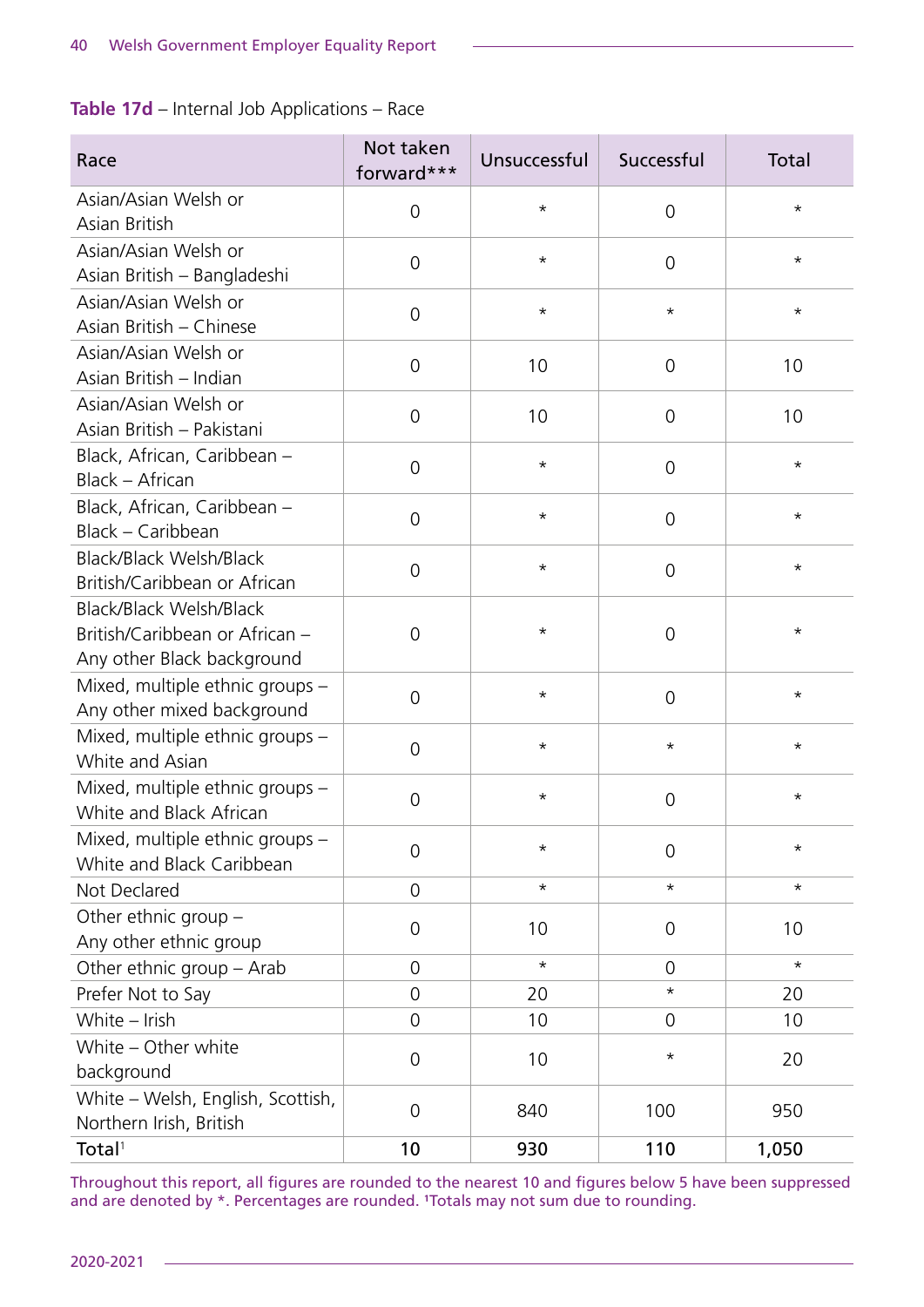**Table 17d** – Internal Job Applications – Race

| Race | Not taken forward*** | Unsuccessful | Successful | Total |
|---|---|---|---|---|
| Asian/Asian Welsh or Asian British | 0 | * | 0 | * |
| Asian/Asian Welsh or Asian British – Bangladeshi | 0 | * | 0 | * |
| Asian/Asian Welsh or Asian British – Chinese | 0 | * | * | * |
| Asian/Asian Welsh or Asian British – Indian | 0 | 10 | 0 | 10 |
| Asian/Asian Welsh or Asian British – Pakistani | 0 | 10 | 0 | 10 |
| Black, African, Caribbean – Black – African | 0 | * | 0 | * |
| Black, African, Caribbean – Black – Caribbean | 0 | * | 0 | * |
| Black/Black Welsh/Black British/Caribbean or African | 0 | * | 0 | * |
| Black/Black Welsh/Black British/Caribbean or African – Any other Black background | 0 | * | 0 | * |
| Mixed, multiple ethnic groups – Any other mixed background | 0 | * | 0 | * |
| Mixed, multiple ethnic groups – White and Asian | 0 | * | * | * |
| Mixed, multiple ethnic groups – White and Black African | 0 | * | 0 | * |
| Mixed, multiple ethnic groups – White and Black Caribbean | 0 | * | 0 | * |
| Not Declared | 0 | * | * | * |
| Other ethnic group – Any other ethnic group | 0 | 10 | 0 | 10 |
| Other ethnic group – Arab | 0 | * | 0 | * |
| Prefer Not to Say | 0 | 20 | * | 20 |
| White – Irish | 0 | 10 | 0 | 10 |
| White – Other white background | 0 | 10 | * | 20 |
| White – Welsh, English, Scottish, Northern Irish, British | 0 | 840 | 100 | 950 |
| **Total**[1] | **10** | **930** | **110** | **1,050** |

Throughout this report, all figures are rounded to the nearest 10 and figures below 5 have been suppressed and are denoted by *. Percentages are rounded. [1]Totals may not sum due to rounding.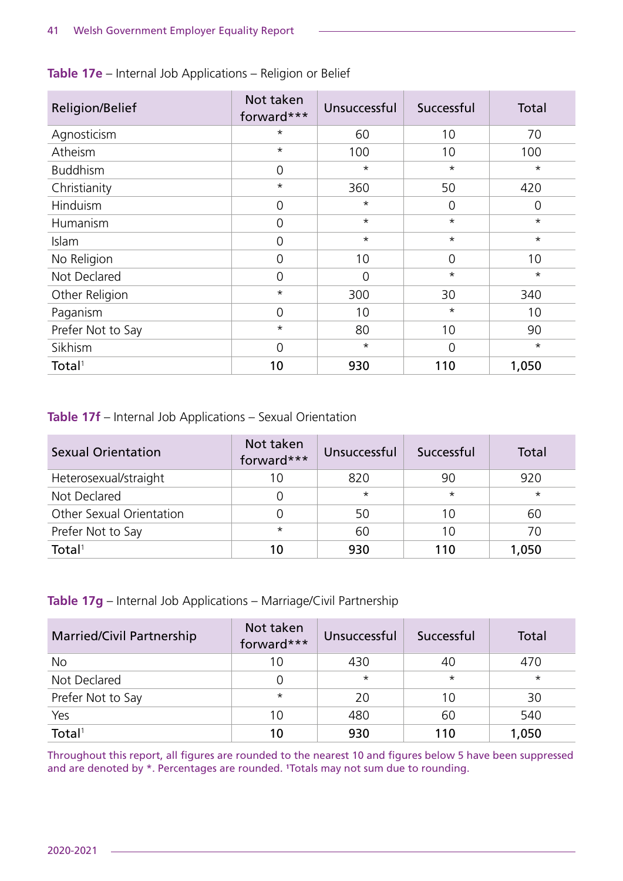**Table 17e** – Internal Job Applications – Religion or Belief

| Religion/Belief | Not taken forward*** | Unsuccessful | Successful | Total |
|---|---|---|---|---|
| Agnosticism | * | 60 | 10 | 70 |
| Atheism | * | 100 | 10 | 100 |
| Buddhism | 0 | * | * | * |
| Christianity | * | 360 | 50 | 420 |
| Hinduism | 0 | * | 0 | 0 |
| Humanism | 0 | * | * | * |
| Islam | 0 | * | * | * |
| No Religion | 0 | 10 | 0 | 10 |
| Not Declared | 0 | 0 | * | * |
| Other Religion | * | 300 | 30 | 340 |
| Paganism | 0 | 10 | * | 10 |
| Prefer Not to Say | * | 80 | 10 | 90 |
| Sikhism | 0 | * | 0 | * |
| **Total**[1] | **10** | **930** | **110** | **1,050** |

**Table 17f** – Internal Job Applications – Sexual Orientation

| Sexual Orientation | Not taken forward*** | Unsuccessful | Successful | Total |
|---|---|---|---|---|
| Heterosexual/straight | 10 | 820 | 90 | 920 |
| Not Declared | 0 | * | * | * |
| Other Sexual Orientation | 0 | 50 | 10 | 60 |
| Prefer Not to Say | * | 60 | 10 | 70 |
| **Total**[1] | **10** | **930** | **110** | **1,050** |

**Table 17g** – Internal Job Applications – Marriage/Civil Partnership

| Married/Civil Partnership | Not taken forward*** | Unsuccessful | Successful | Total |
|---|---|---|---|---|
| No | 10 | 430 | 40 | 470 |
| Not Declared | 0 | * | * | * |
| Prefer Not to Say | * | 20 | 10 | 30 |
| Yes | 10 | 480 | 60 | 540 |
| **Total**[1] | **10** | **930** | **110** | **1,050** |

Throughout this report, all figures are rounded to the nearest 10 and figures below 5 have been suppressed and are denoted by *. Percentages are rounded. [1]Totals may not sum due to rounding.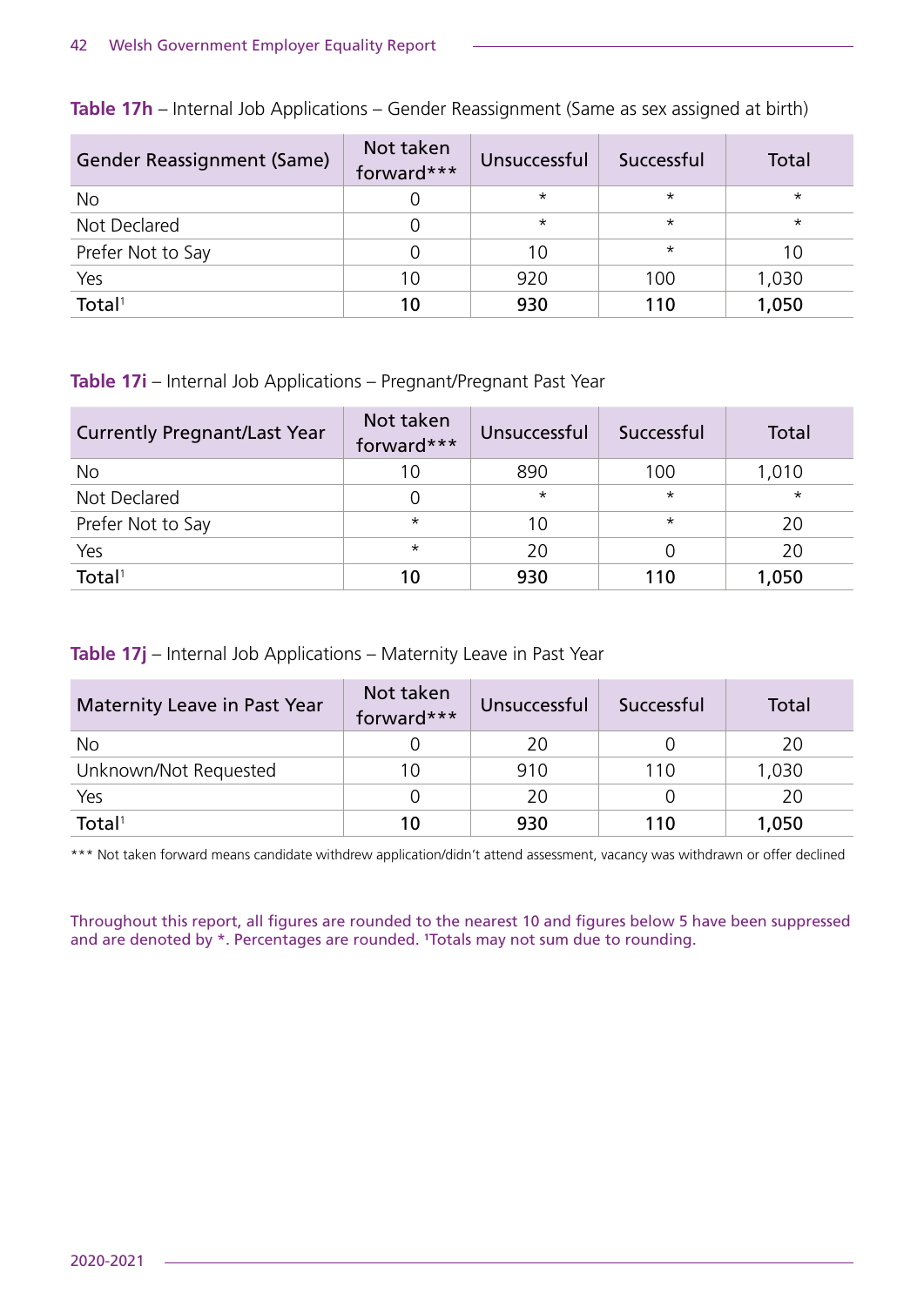**Table 17h** – Internal Job Applications – Gender Reassignment (Same as sex assigned at birth)

| Gender Reassignment (Same) | Not taken forward*** | Unsuccessful | Successful | Total |
|---|---|---|---|---|
| No | 0 | * | * | * |
| Not Declared | 0 | * | * | * |
| Prefer Not to Say | 0 | 10 | * | 10 |
| Yes | 10 | 920 | 100 | 1,030 |
| **Total**[1] | **10** | **930** | **110** | **1,050** |

**Table 17i** – Internal Job Applications – Pregnant/Pregnant Past Year

| Currently Pregnant/Last Year | Not taken forward*** | Unsuccessful | Successful | Total |
|---|---|---|---|---|
| No | 10 | 890 | 100 | 1,010 |
| Not Declared | 0 | * | * | * |
| Prefer Not to Say | * | 10 | * | 20 |
| Yes | * | 20 | 0 | 20 |
| **Total**[1] | **10** | **930** | **110** | **1,050** |

**Table 17j** – Internal Job Applications – Maternity Leave in Past Year

| Maternity Leave in Past Year | Not taken forward*** | Unsuccessful | Successful | Total |
|---|---|---|---|---|
| No | 0 | 20 | 0 | 20 |
| Unknown/Not Requested | 10 | 910 | 110 | 1,030 |
| Yes | 0 | 20 | 0 | 20 |
| **Total**[1] | **10** | **930** | **110** | **1,050** |

*** Not taken forward means candidate withdrew application/didn't attend assessment, vacancy was withdrawn or offer declined

Throughout this report, all figures are rounded to the nearest 10 and figures below 5 have been suppressed and are denoted by *. Percentages are rounded. [1]Totals may not sum due to rounding.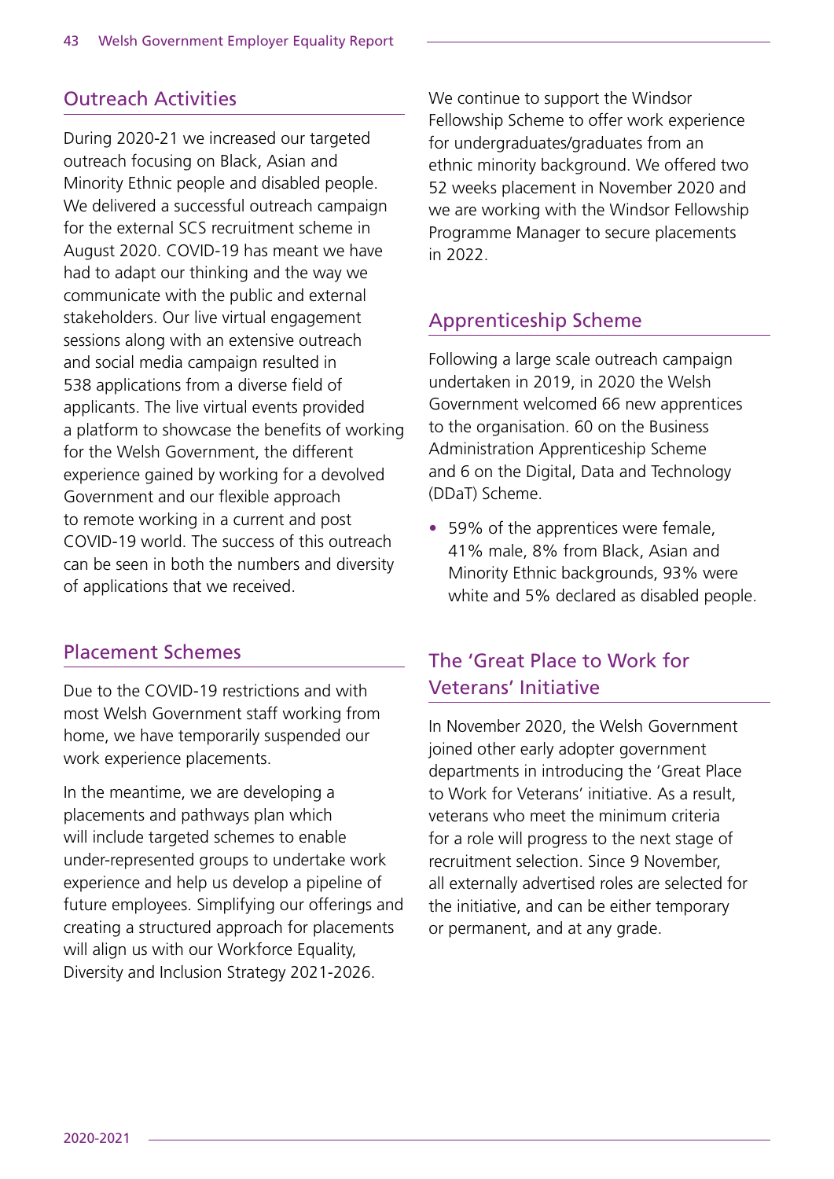## Outreach Activities

During 2020-21 we increased our targeted outreach focusing on Black, Asian and Minority Ethnic people and disabled people. We delivered a successful outreach campaign for the external SCS recruitment scheme in August 2020. COVID-19 has meant we have had to adapt our thinking and the way we communicate with the public and external stakeholders. Our live virtual engagement sessions along with an extensive outreach and social media campaign resulted in 538 applications from a diverse field of applicants. The live virtual events provided a platform to showcase the benefits of working for the Welsh Government, the different experience gained by working for a devolved Government and our flexible approach to remote working in a current and post COVID-19 world. The success of this outreach can be seen in both the numbers and diversity of applications that we received.

## Placement Schemes

Due to the COVID-19 restrictions and with most Welsh Government staff working from home, we have temporarily suspended our work experience placements.

In the meantime, we are developing a placements and pathways plan which will include targeted schemes to enable under-represented groups to undertake work experience and help us develop a pipeline of future employees. Simplifying our offerings and creating a structured approach for placements will align us with our Workforce Equality, Diversity and Inclusion Strategy 2021-2026.

We continue to support the Windsor Fellowship Scheme to offer work experience for undergraduates/graduates from an ethnic minority background. We offered two 52 weeks placement in November 2020 and we are working with the Windsor Fellowship Programme Manager to secure placements in 2022.

## Apprenticeship Scheme

Following a large scale outreach campaign undertaken in 2019, in 2020 the Welsh Government welcomed 66 new apprentices to the organisation. 60 on the Business Administration Apprenticeship Scheme and 6 on the Digital, Data and Technology (DDaT) Scheme.

- 59% of the apprentices were female, 41% male, 8% from Black, Asian and Minority Ethnic backgrounds, 93% were white and 5% declared as disabled people.

## The 'Great Place to Work for Veterans' Initiative

In November 2020, the Welsh Government joined other early adopter government departments in introducing the 'Great Place to Work for Veterans' initiative. As a result, veterans who meet the minimum criteria for a role will progress to the next stage of recruitment selection. Since 9 November, all externally advertised roles are selected for the initiative, and can be either temporary or permanent, and at any grade.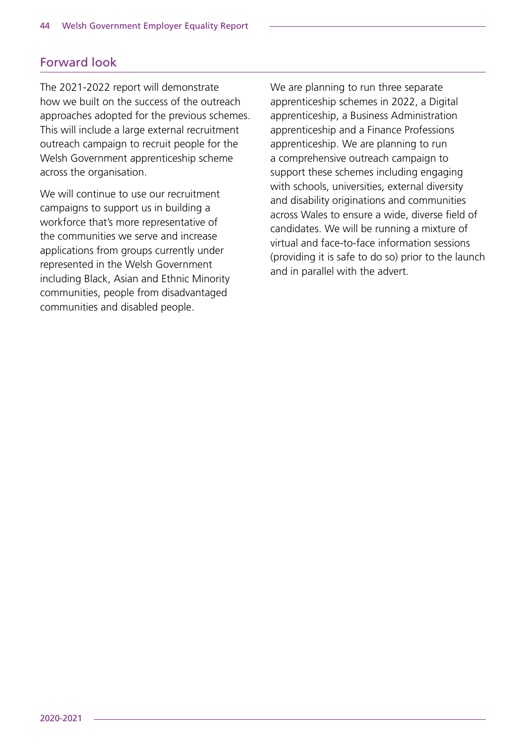## Forward look

The 2021-2022 report will demonstrate how we built on the success of the outreach approaches adopted for the previous schemes. This will include a large external recruitment outreach campaign to recruit people for the Welsh Government apprenticeship scheme across the organisation.

We will continue to use our recruitment campaigns to support us in building a workforce that's more representative of the communities we serve and increase applications from groups currently under represented in the Welsh Government including Black, Asian and Ethnic Minority communities, people from disadvantaged communities and disabled people.

We are planning to run three separate apprenticeship schemes in 2022, a Digital apprenticeship, a Business Administration apprenticeship and a Finance Professions apprenticeship. We are planning to run a comprehensive outreach campaign to support these schemes including engaging with schools, universities, external diversity and disability originations and communities across Wales to ensure a wide, diverse field of candidates. We will be running a mixture of virtual and face-to-face information sessions (providing it is safe to do so) prior to the launch and in parallel with the advert.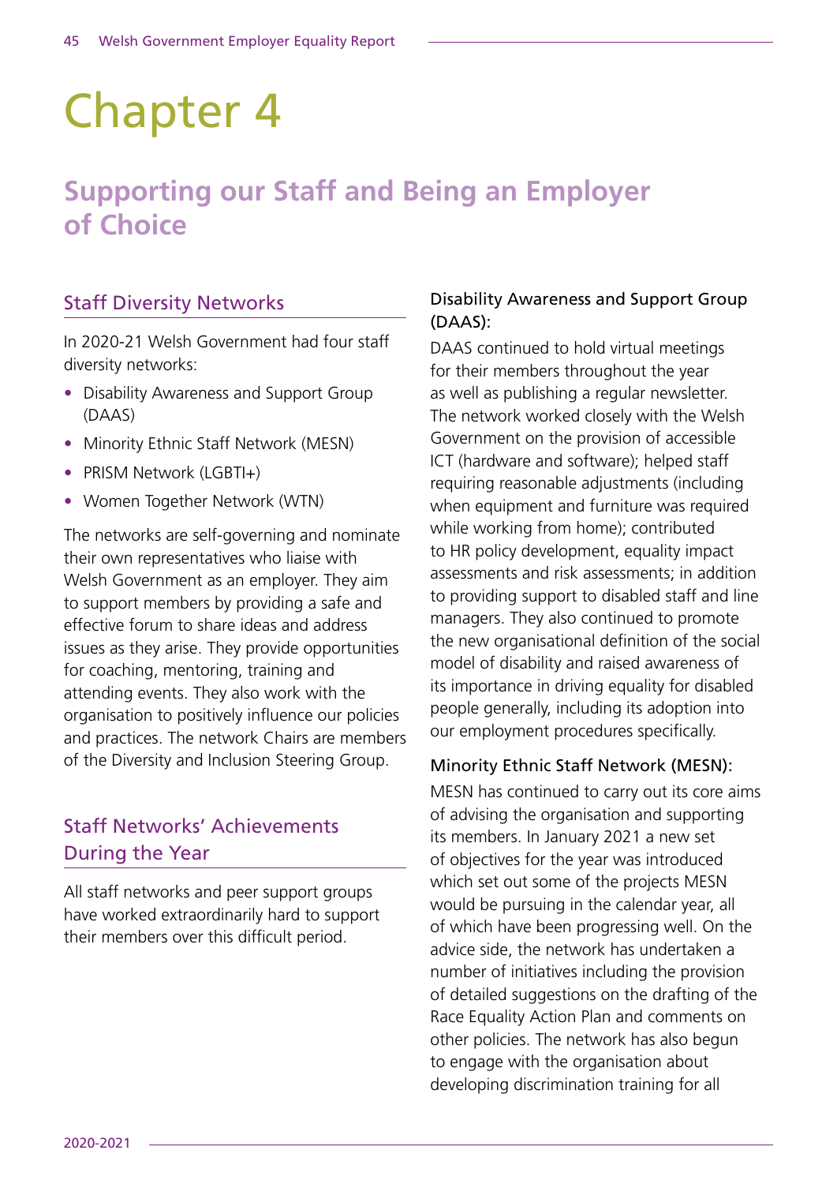# Chapter 4

## Supporting our Staff and Being an Employer of Choice

### Staff Diversity Networks

In 2020-21 Welsh Government had four staff diversity networks:

- Disability Awareness and Support Group (DAAS)
- Minority Ethnic Staff Network (MESN)
- PRISM Network (LGBTI+)
- Women Together Network (WTN)

The networks are self-governing and nominate their own representatives who liaise with Welsh Government as an employer. They aim to support members by providing a safe and effective forum to share ideas and address issues as they arise. They provide opportunities for coaching, mentoring, training and attending events. They also work with the organisation to positively influence our policies and practices. The network Chairs are members of the Diversity and Inclusion Steering Group.

### Staff Networks' Achievements During the Year

All staff networks and peer support groups have worked extraordinarily hard to support their members over this difficult period.

#### Disability Awareness and Support Group (DAAS):

DAAS continued to hold virtual meetings for their members throughout the year as well as publishing a regular newsletter. The network worked closely with the Welsh Government on the provision of accessible ICT (hardware and software); helped staff requiring reasonable adjustments (including when equipment and furniture was required while working from home); contributed to HR policy development, equality impact assessments and risk assessments; in addition to providing support to disabled staff and line managers. They also continued to promote the new organisational definition of the social model of disability and raised awareness of its importance in driving equality for disabled people generally, including its adoption into our employment procedures specifically.

#### Minority Ethnic Staff Network (MESN):

MESN has continued to carry out its core aims of advising the organisation and supporting its members. In January 2021 a new set of objectives for the year was introduced which set out some of the projects MESN would be pursuing in the calendar year, all of which have been progressing well. On the advice side, the network has undertaken a number of initiatives including the provision of detailed suggestions on the drafting of the Race Equality Action Plan and comments on other policies. The network has also begun to engage with the organisation about developing discrimination training for all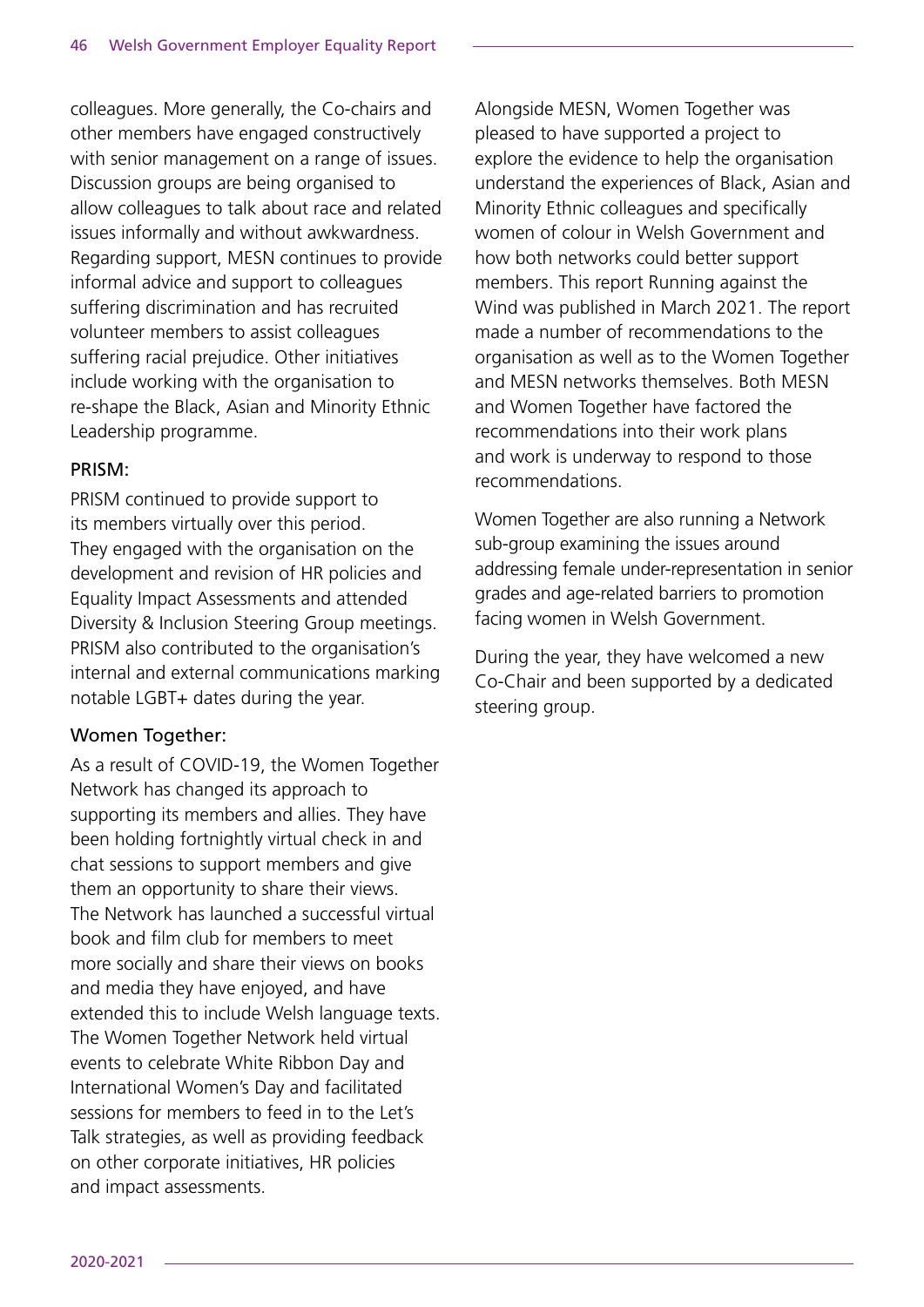colleagues. More generally, the Co-chairs and other members have engaged constructively with senior management on a range of issues. Discussion groups are being organised to allow colleagues to talk about race and related issues informally and without awkwardness. Regarding support, MESN continues to provide informal advice and support to colleagues suffering discrimination and has recruited volunteer members to assist colleagues suffering racial prejudice. Other initiatives include working with the organisation to re-shape the Black, Asian and Minority Ethnic Leadership programme.

### PRISM:

PRISM continued to provide support to its members virtually over this period. They engaged with the organisation on the development and revision of HR policies and Equality Impact Assessments and attended Diversity & Inclusion Steering Group meetings. PRISM also contributed to the organisation's internal and external communications marking notable LGBT+ dates during the year.

### Women Together:

As a result of COVID-19, the Women Together Network has changed its approach to supporting its members and allies. They have been holding fortnightly virtual check in and chat sessions to support members and give them an opportunity to share their views. The Network has launched a successful virtual book and film club for members to meet more socially and share their views on books and media they have enjoyed, and have extended this to include Welsh language texts. The Women Together Network held virtual events to celebrate White Ribbon Day and International Women's Day and facilitated sessions for members to feed in to the Let's Talk strategies, as well as providing feedback on other corporate initiatives, HR policies and impact assessments.

Alongside MESN, Women Together was pleased to have supported a project to explore the evidence to help the organisation understand the experiences of Black, Asian and Minority Ethnic colleagues and specifically women of colour in Welsh Government and how both networks could better support members. This report Running against the Wind was published in March 2021. The report made a number of recommendations to the organisation as well as to the Women Together and MESN networks themselves. Both MESN and Women Together have factored the recommendations into their work plans and work is underway to respond to those recommendations.

Women Together are also running a Network sub-group examining the issues around addressing female under-representation in senior grades and age-related barriers to promotion facing women in Welsh Government.

During the year, they have welcomed a new Co-Chair and been supported by a dedicated steering group.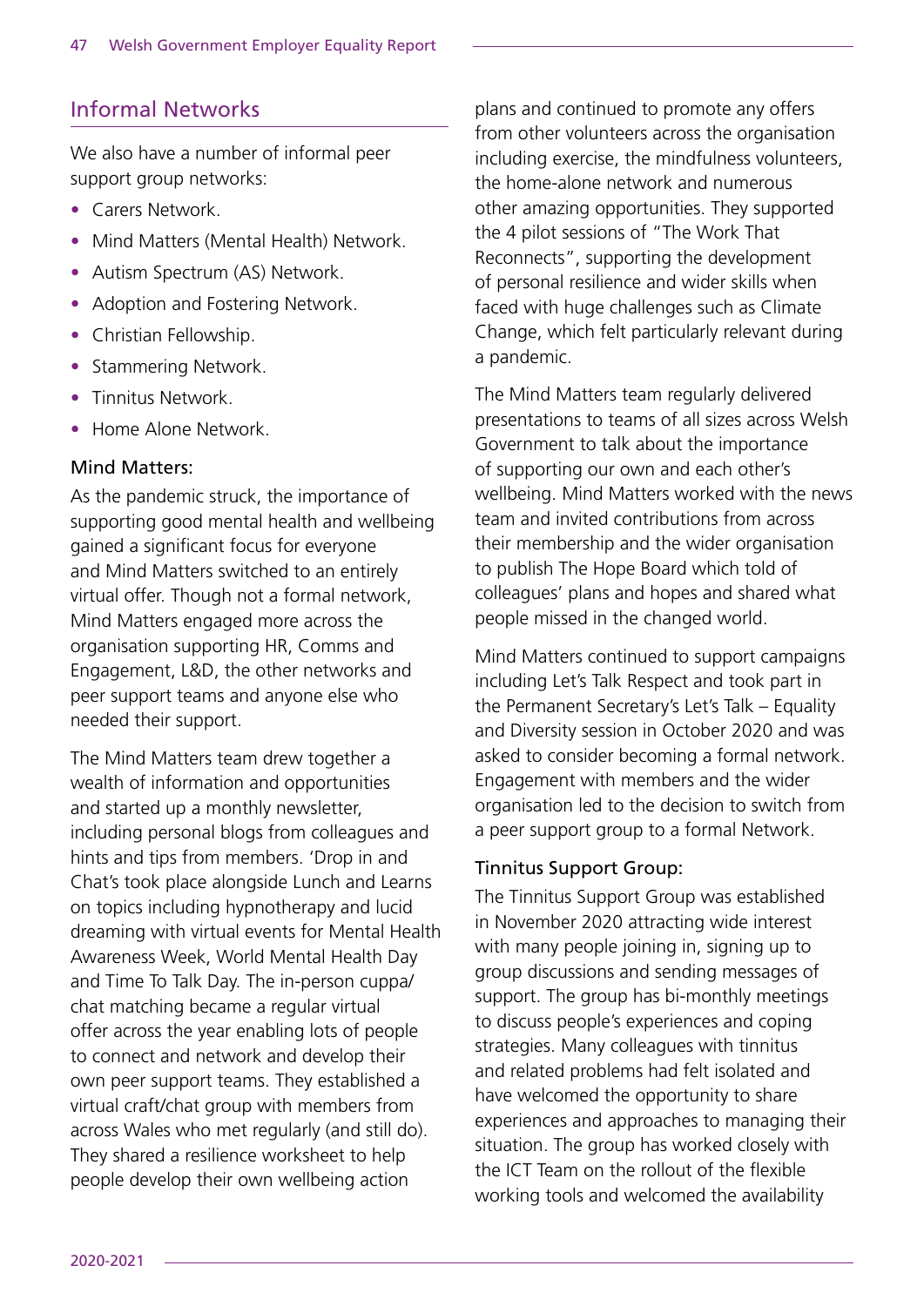## Informal Networks

We also have a number of informal peer support group networks:

- Carers Network.
- Mind Matters (Mental Health) Network.
- Autism Spectrum (AS) Network.
- Adoption and Fostering Network.
- Christian Fellowship.
- Stammering Network.
- Tinnitus Network.
- Home Alone Network.

### Mind Matters:

As the pandemic struck, the importance of supporting good mental health and wellbeing gained a significant focus for everyone and Mind Matters switched to an entirely virtual offer. Though not a formal network, Mind Matters engaged more across the organisation supporting HR, Comms and Engagement, L&D, the other networks and peer support teams and anyone else who needed their support.

The Mind Matters team drew together a wealth of information and opportunities and started up a monthly newsletter, including personal blogs from colleagues and hints and tips from members. 'Drop in and Chat's took place alongside Lunch and Learns on topics including hypnotherapy and lucid dreaming with virtual events for Mental Health Awareness Week, World Mental Health Day and Time To Talk Day. The in-person cuppa/chat matching became a regular virtual offer across the year enabling lots of people to connect and network and develop their own peer support teams. They established a virtual craft/chat group with members from across Wales who met regularly (and still do). They shared a resilience worksheet to help people develop their own wellbeing action plans and continued to promote any offers from other volunteers across the organisation including exercise, the mindfulness volunteers, the home-alone network and numerous other amazing opportunities. They supported the 4 pilot sessions of "The Work That Reconnects", supporting the development of personal resilience and wider skills when faced with huge challenges such as Climate Change, which felt particularly relevant during a pandemic.

The Mind Matters team regularly delivered presentations to teams of all sizes across Welsh Government to talk about the importance of supporting our own and each other's wellbeing. Mind Matters worked with the news team and invited contributions from across their membership and the wider organisation to publish The Hope Board which told of colleagues' plans and hopes and shared what people missed in the changed world.

Mind Matters continued to support campaigns including Let's Talk Respect and took part in the Permanent Secretary's Let's Talk – Equality and Diversity session in October 2020 and was asked to consider becoming a formal network. Engagement with members and the wider organisation led to the decision to switch from a peer support group to a formal Network.

### Tinnitus Support Group:

The Tinnitus Support Group was established in November 2020 attracting wide interest with many people joining in, signing up to group discussions and sending messages of support. The group has bi-monthly meetings to discuss people's experiences and coping strategies. Many colleagues with tinnitus and related problems had felt isolated and have welcomed the opportunity to share experiences and approaches to managing their situation. The group has worked closely with the ICT Team on the rollout of the flexible working tools and welcomed the availability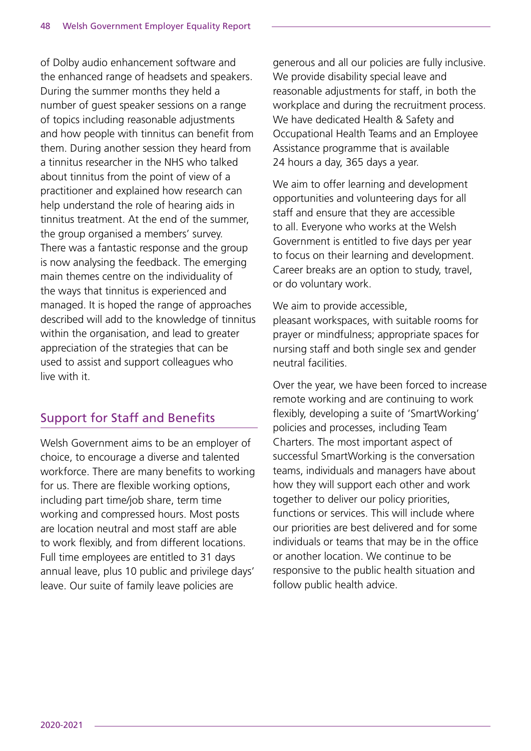of Dolby audio enhancement software and the enhanced range of headsets and speakers. During the summer months they held a number of guest speaker sessions on a range of topics including reasonable adjustments and how people with tinnitus can benefit from them. During another session they heard from a tinnitus researcher in the NHS who talked about tinnitus from the point of view of a practitioner and explained how research can help understand the role of hearing aids in tinnitus treatment. At the end of the summer, the group organised a members' survey. There was a fantastic response and the group is now analysing the feedback. The emerging main themes centre on the individuality of the ways that tinnitus is experienced and managed. It is hoped the range of approaches described will add to the knowledge of tinnitus within the organisation, and lead to greater appreciation of the strategies that can be used to assist and support colleagues who live with it.

## Support for Staff and Benefits

Welsh Government aims to be an employer of choice, to encourage a diverse and talented workforce. There are many benefits to working for us. There are flexible working options, including part time/job share, term time working and compressed hours. Most posts are location neutral and most staff are able to work flexibly, and from different locations. Full time employees are entitled to 31 days annual leave, plus 10 public and privilege days' leave. Our suite of family leave policies are generous and all our policies are fully inclusive. We provide disability special leave and reasonable adjustments for staff, in both the workplace and during the recruitment process. We have dedicated Health & Safety and Occupational Health Teams and an Employee Assistance programme that is available 24 hours a day, 365 days a year.

We aim to offer learning and development opportunities and volunteering days for all staff and ensure that they are accessible to all. Everyone who works at the Welsh Government is entitled to five days per year to focus on their learning and development. Career breaks are an option to study, travel, or do voluntary work.

We aim to provide accessible, pleasant workspaces, with suitable rooms for prayer or mindfulness; appropriate spaces for nursing staff and both single sex and gender neutral facilities.

Over the year, we have been forced to increase remote working and are continuing to work flexibly, developing a suite of 'SmartWorking' policies and processes, including Team Charters. The most important aspect of successful SmartWorking is the conversation teams, individuals and managers have about how they will support each other and work together to deliver our policy priorities, functions or services. This will include where our priorities are best delivered and for some individuals or teams that may be in the office or another location. We continue to be responsive to the public health situation and follow public health advice.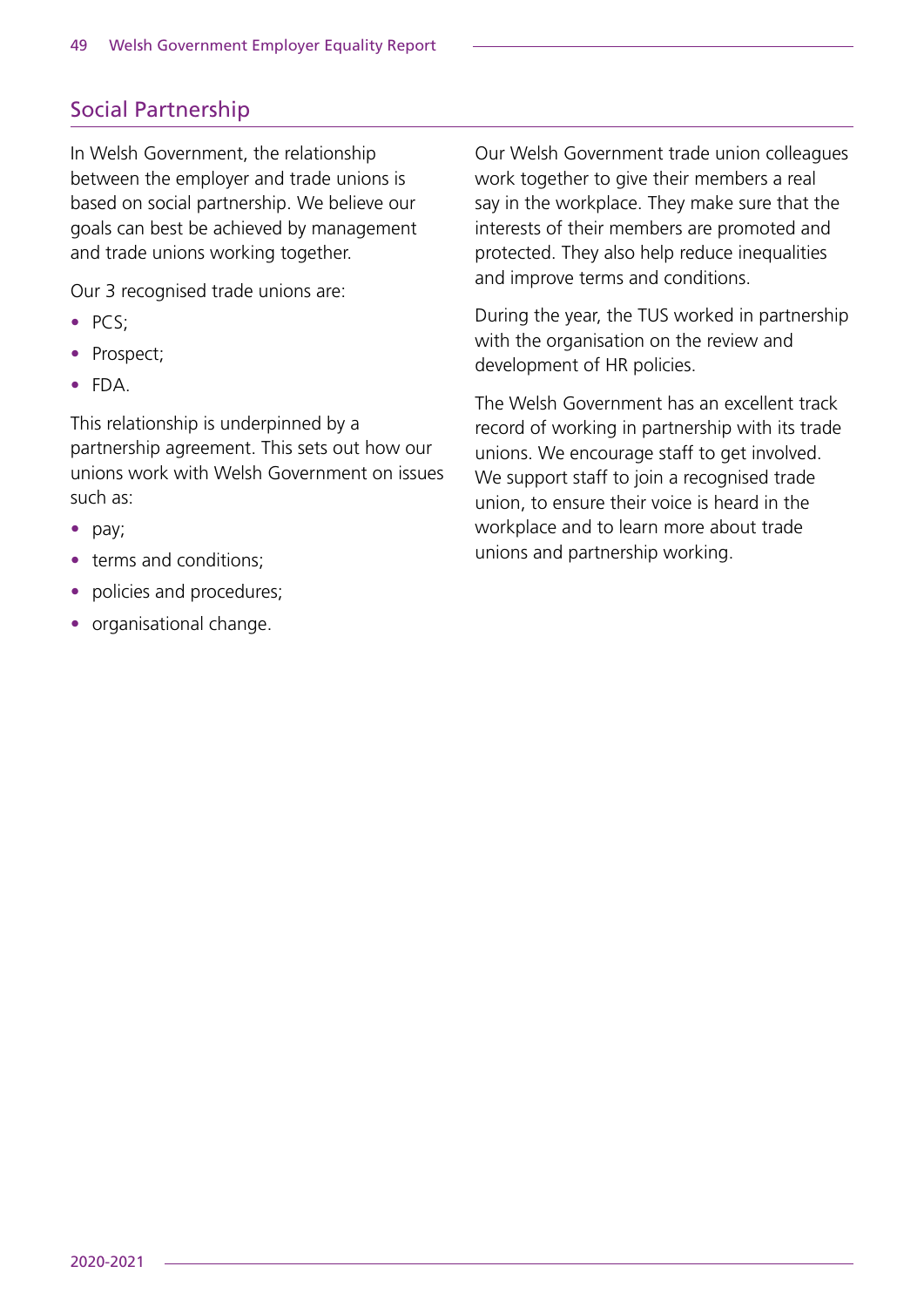## Social Partnership

In Welsh Government, the relationship between the employer and trade unions is based on social partnership. We believe our goals can best be achieved by management and trade unions working together.

Our 3 recognised trade unions are:

- PCS;
- Prospect;
- FDA.

This relationship is underpinned by a partnership agreement. This sets out how our unions work with Welsh Government on issues such as:

- pay;
- terms and conditions;
- policies and procedures;
- organisational change.

Our Welsh Government trade union colleagues work together to give their members a real say in the workplace. They make sure that the interests of their members are promoted and protected. They also help reduce inequalities and improve terms and conditions.

During the year, the TUS worked in partnership with the organisation on the review and development of HR policies.

The Welsh Government has an excellent track record of working in partnership with its trade unions. We encourage staff to get involved. We support staff to join a recognised trade union, to ensure their voice is heard in the workplace and to learn more about trade unions and partnership working.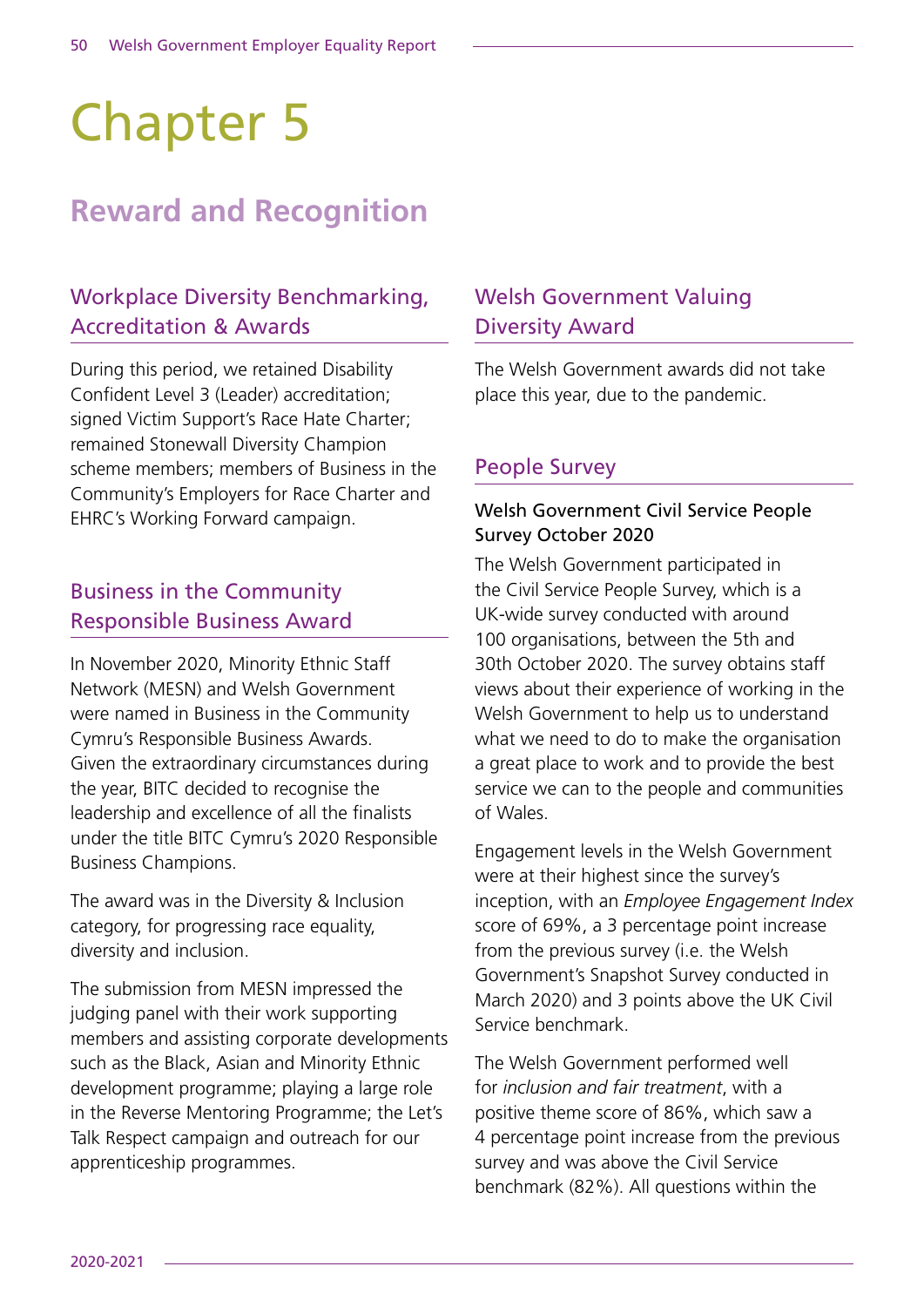# Chapter 5

## Reward and Recognition

### Workplace Diversity Benchmarking, Accreditation & Awards

During this period, we retained Disability Confident Level 3 (Leader) accreditation; signed Victim Support's Race Hate Charter; remained Stonewall Diversity Champion scheme members; members of Business in the Community's Employers for Race Charter and EHRC's Working Forward campaign.

### Business in the Community Responsible Business Award

In November 2020, Minority Ethnic Staff Network (MESN) and Welsh Government were named in Business in the Community Cymru's Responsible Business Awards. Given the extraordinary circumstances during the year, BITC decided to recognise the leadership and excellence of all the finalists under the title BITC Cymru's 2020 Responsible Business Champions.

The award was in the Diversity & Inclusion category, for progressing race equality, diversity and inclusion.

The submission from MESN impressed the judging panel with their work supporting members and assisting corporate developments such as the Black, Asian and Minority Ethnic development programme; playing a large role in the Reverse Mentoring Programme; the Let's Talk Respect campaign and outreach for our apprenticeship programmes.

### Welsh Government Valuing Diversity Award

The Welsh Government awards did not take place this year, due to the pandemic.

### People Survey

#### Welsh Government Civil Service People Survey October 2020

The Welsh Government participated in the Civil Service People Survey, which is a UK-wide survey conducted with around 100 organisations, between the 5th and 30th October 2020. The survey obtains staff views about their experience of working in the Welsh Government to help us to understand what we need to do to make the organisation a great place to work and to provide the best service we can to the people and communities of Wales.

Engagement levels in the Welsh Government were at their highest since the survey's inception, with an *Employee Engagement Index* score of 69%, a 3 percentage point increase from the previous survey (i.e. the Welsh Government's Snapshot Survey conducted in March 2020) and 3 points above the UK Civil Service benchmark.

The Welsh Government performed well for *inclusion and fair treatment*, with a positive theme score of 86%, which saw a 4 percentage point increase from the previous survey and was above the Civil Service benchmark (82%). All questions within the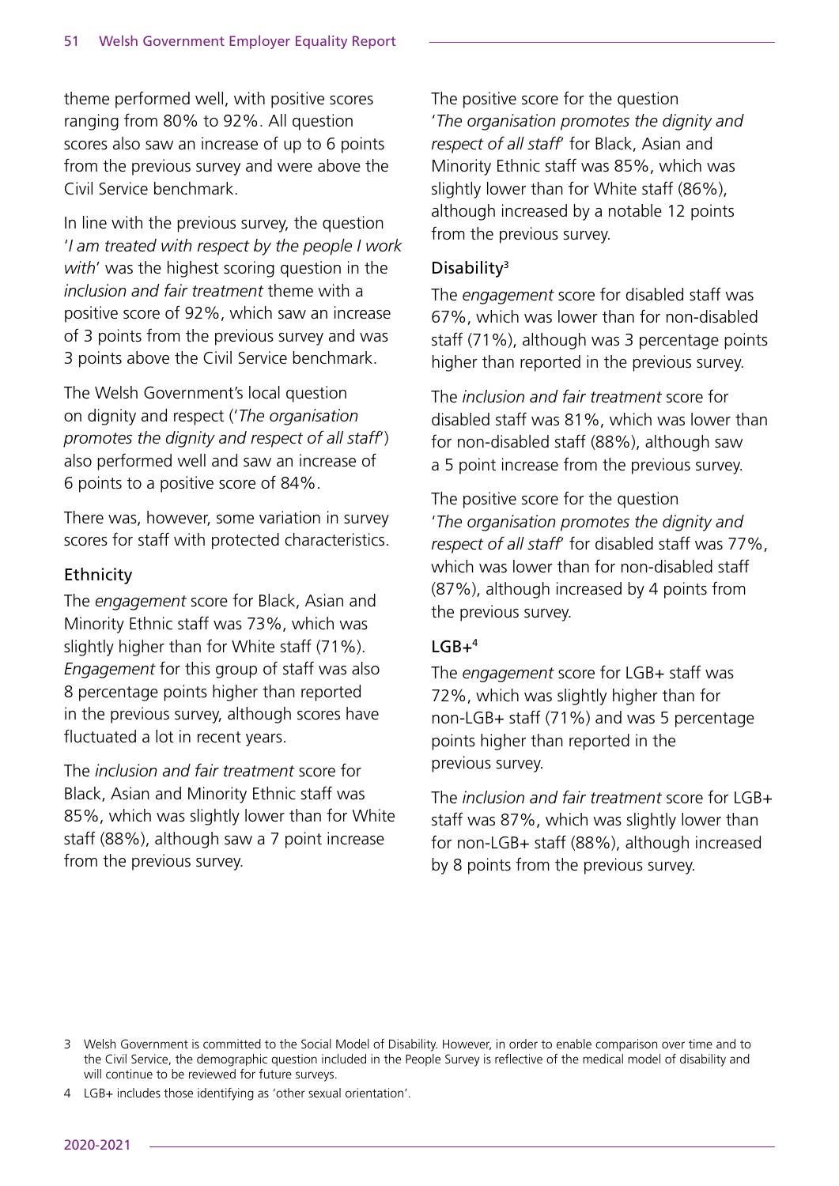theme performed well, with positive scores ranging from 80% to 92%. All question scores also saw an increase of up to 6 points from the previous survey and were above the Civil Service benchmark.

In line with the previous survey, the question '*I am treated with respect by the people I work with*' was the highest scoring question in the *inclusion and fair treatment* theme with a positive score of 92%, which saw an increase of 3 points from the previous survey and was 3 points above the Civil Service benchmark.

The Welsh Government's local question on dignity and respect ('*The organisation promotes the dignity and respect of all staff*') also performed well and saw an increase of 6 points to a positive score of 84%.

There was, however, some variation in survey scores for staff with protected characteristics.

### Ethnicity

The *engagement* score for Black, Asian and Minority Ethnic staff was 73%, which was slightly higher than for White staff (71%). *Engagement* for this group of staff was also 8 percentage points higher than reported in the previous survey, although scores have fluctuated a lot in recent years.

The *inclusion and fair treatment* score for Black, Asian and Minority Ethnic staff was 85%, which was slightly lower than for White staff (88%), although saw a 7 point increase from the previous survey.

The positive score for the question '*The organisation promotes the dignity and respect of all staff*' for Black, Asian and Minority Ethnic staff was 85%, which was slightly lower than for White staff (86%), although increased by a notable 12 points from the previous survey.

### Disability[3]

The *engagement* score for disabled staff was 67%, which was lower than for non-disabled staff (71%), although was 3 percentage points higher than reported in the previous survey.

The *inclusion and fair treatment* score for disabled staff was 81%, which was lower than for non-disabled staff (88%), although saw a 5 point increase from the previous survey.

The positive score for the question '*The organisation promotes the dignity and respect of all staff*' for disabled staff was 77%, which was lower than for non-disabled staff (87%), although increased by 4 points from the previous survey.

### LGB+[4]

The *engagement* score for LGB+ staff was 72%, which was slightly higher than for non-LGB+ staff (71%) and was 5 percentage points higher than reported in the previous survey.

The *inclusion and fair treatment* score for LGB+ staff was 87%, which was slightly lower than for non-LGB+ staff (88%), although increased by 8 points from the previous survey.

---

3 Welsh Government is committed to the Social Model of Disability. However, in order to enable comparison over time and to the Civil Service, the demographic question included in the People Survey is reflective of the medical model of disability and will continue to be reviewed for future surveys.

4 LGB+ includes those identifying as 'other sexual orientation'.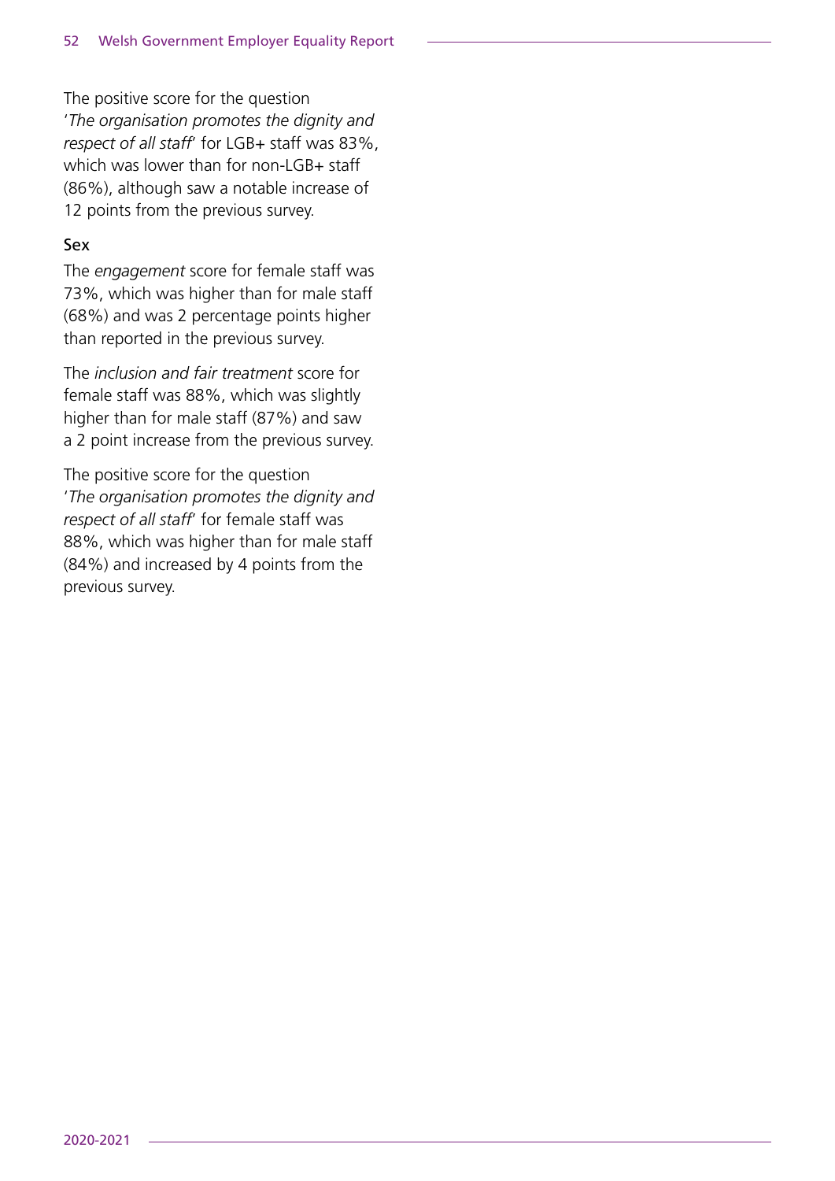The positive score for the question '*The organisation promotes the dignity and respect of all staff*' for LGB+ staff was 83%, which was lower than for non-LGB+ staff (86%), although saw a notable increase of 12 points from the previous survey.

### Sex

The *engagement* score for female staff was 73%, which was higher than for male staff (68%) and was 2 percentage points higher than reported in the previous survey.

The *inclusion and fair treatment* score for female staff was 88%, which was slightly higher than for male staff (87%) and saw a 2 point increase from the previous survey.

The positive score for the question '*The organisation promotes the dignity and respect of all staff*' for female staff was 88%, which was higher than for male staff (84%) and increased by 4 points from the previous survey.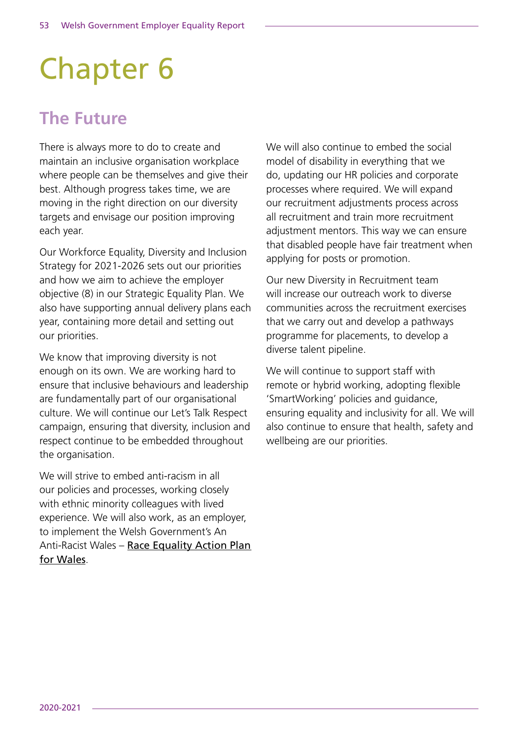# Chapter 6

## The Future

There is always more to do to create and maintain an inclusive organisation workplace where people can be themselves and give their best. Although progress takes time, we are moving in the right direction on our diversity targets and envisage our position improving each year.

Our Workforce Equality, Diversity and Inclusion Strategy for 2021-2026 sets out our priorities and how we aim to achieve the employer objective (8) in our Strategic Equality Plan. We also have supporting annual delivery plans each year, containing more detail and setting out our priorities.

We know that improving diversity is not enough on its own. We are working hard to ensure that inclusive behaviours and leadership are fundamentally part of our organisational culture. We will continue our Let's Talk Respect campaign, ensuring that diversity, inclusion and respect continue to be embedded throughout the organisation.

We will strive to embed anti-racism in all our policies and processes, working closely with ethnic minority colleagues with lived experience. We will also work, as an employer, to implement the Welsh Government's An Anti-Racist Wales – Race Equality Action Plan for Wales.

We will also continue to embed the social model of disability in everything that we do, updating our HR policies and corporate processes where required. We will expand our recruitment adjustments process across all recruitment and train more recruitment adjustment mentors. This way we can ensure that disabled people have fair treatment when applying for posts or promotion.

Our new Diversity in Recruitment team will increase our outreach work to diverse communities across the recruitment exercises that we carry out and develop a pathways programme for placements, to develop a diverse talent pipeline.

We will continue to support staff with remote or hybrid working, adopting flexible 'SmartWorking' policies and guidance, ensuring equality and inclusivity for all. We will also continue to ensure that health, safety and wellbeing are our priorities.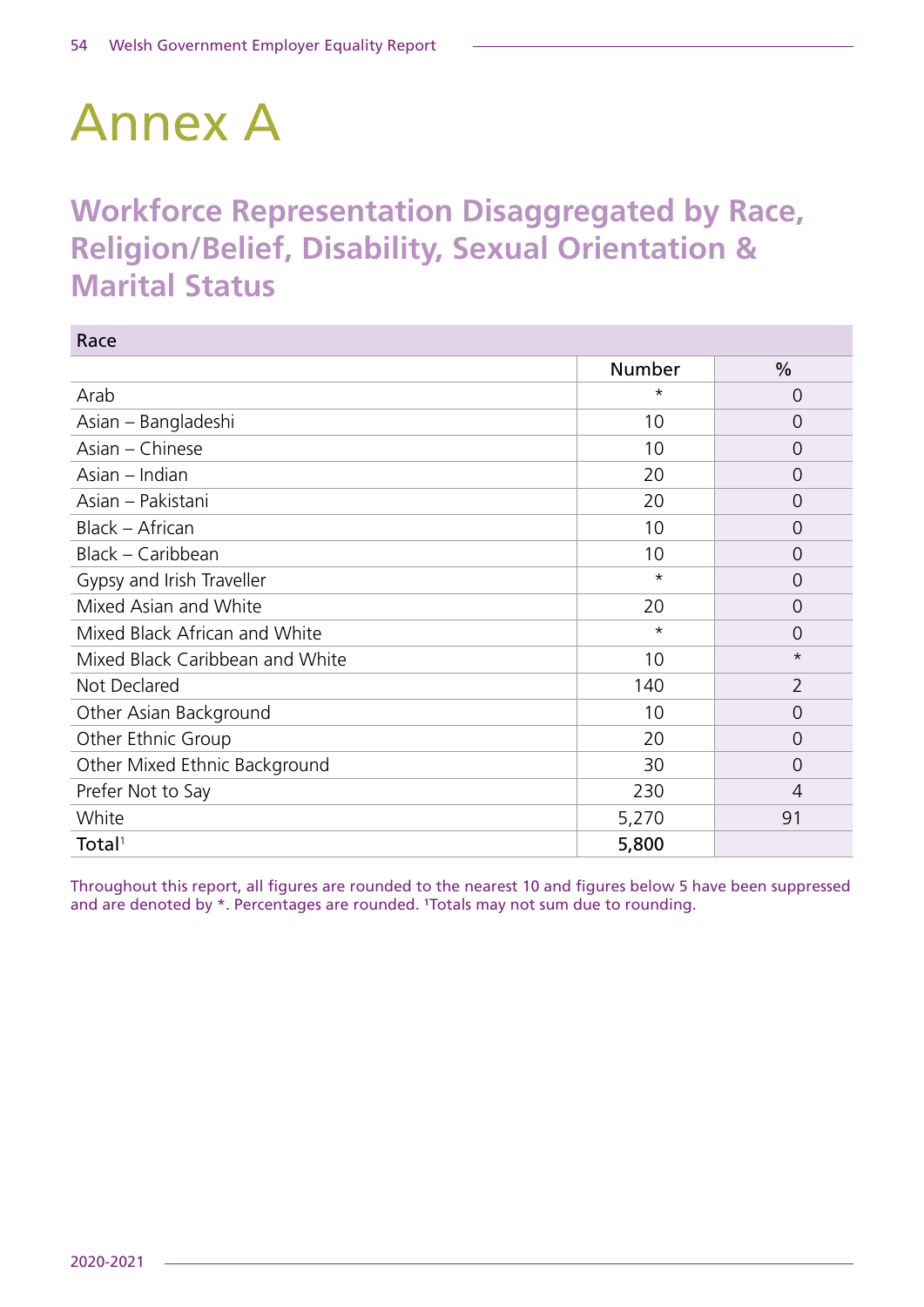# Annex A

## Workforce Representation Disaggregated by Race, Religion/Belief, Disability, Sexual Orientation & Marital Status

| Race | | |
|---|---|---|
| | Number | % |
| Arab | * | 0 |
| Asian – Bangladeshi | 10 | 0 |
| Asian – Chinese | 10 | 0 |
| Asian – Indian | 20 | 0 |
| Asian – Pakistani | 20 | 0 |
| Black – African | 10 | 0 |
| Black – Caribbean | 10 | 0 |
| Gypsy and Irish Traveller | * | 0 |
| Mixed Asian and White | 20 | 0 |
| Mixed Black African and White | * | 0 |
| Mixed Black Caribbean and White | 10 | * |
| Not Declared | 140 | 2 |
| Other Asian Background | 10 | 0 |
| Other Ethnic Group | 20 | 0 |
| Other Mixed Ethnic Background | 30 | 0 |
| Prefer Not to Say | 230 | 4 |
| White | 5,270 | 91 |
| **Total**[1] | **5,800** | |

Throughout this report, all figures are rounded to the nearest 10 and figures below 5 have been suppressed and are denoted by *. Percentages are rounded. [1]Totals may not sum due to rounding.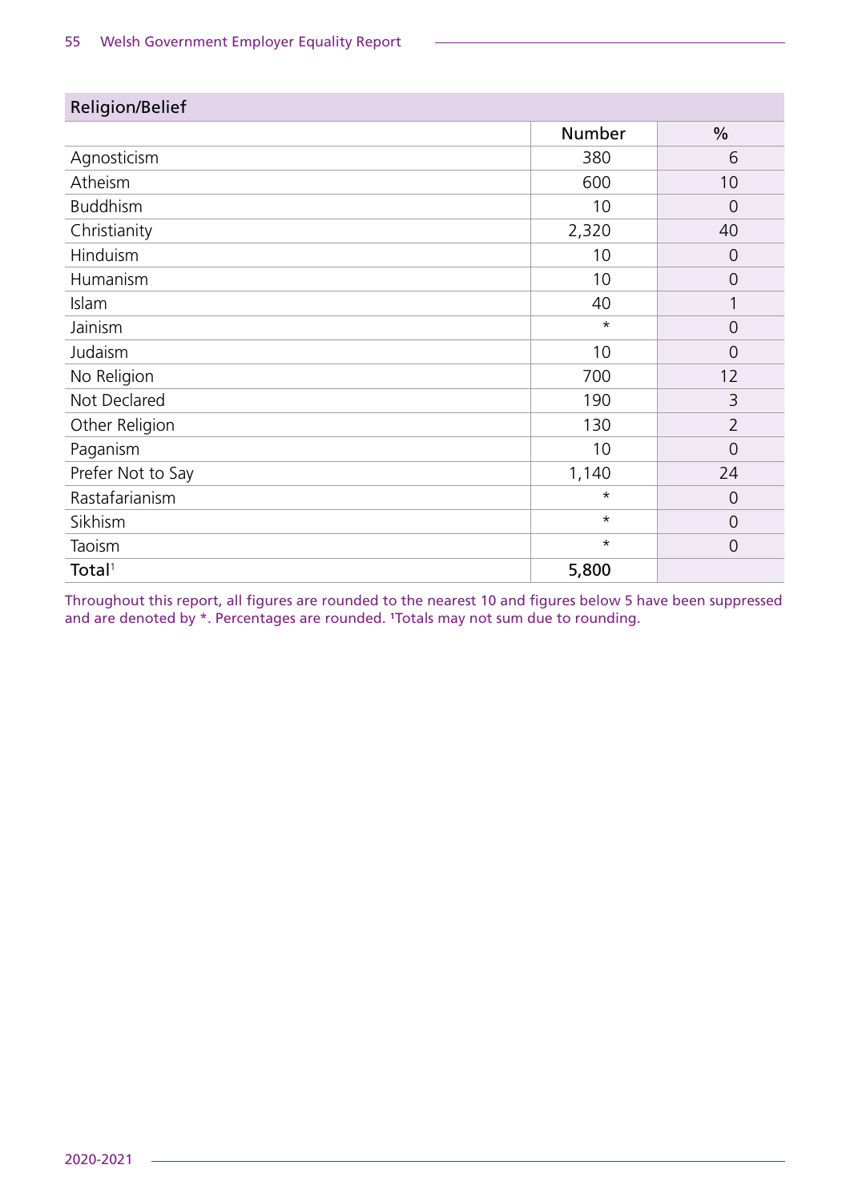| Religion/Belief | | |
|---|---|---|
| | Number | % |
| Agnosticism | 380 | 6 |
| Atheism | 600 | 10 |
| Buddhism | 10 | 0 |
| Christianity | 2,320 | 40 |
| Hinduism | 10 | 0 |
| Humanism | 10 | 0 |
| Islam | 40 | 1 |
| Jainism | * | 0 |
| Judaism | 10 | 0 |
| No Religion | 700 | 12 |
| Not Declared | 190 | 3 |
| Other Religion | 130 | 2 |
| Paganism | 10 | 0 |
| Prefer Not to Say | 1,140 | 24 |
| Rastafarianism | * | 0 |
| Sikhism | * | 0 |
| Taoism | * | 0 |
| **Total**[1] | **5,800** | |

Throughout this report, all figures are rounded to the nearest 10 and figures below 5 have been suppressed and are denoted by *. Percentages are rounded. [1]Totals may not sum due to rounding.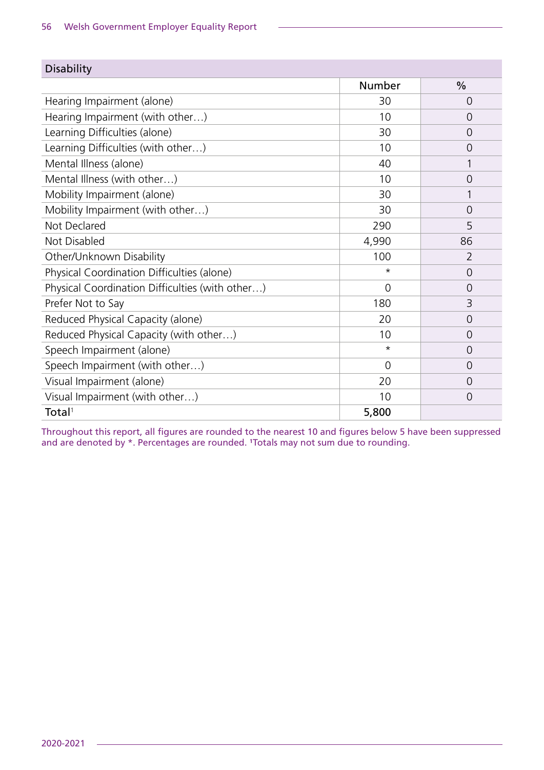| Disability | Number | % |
|---|---|---|
| Hearing Impairment (alone) | 30 | 0 |
| Hearing Impairment (with other…) | 10 | 0 |
| Learning Difficulties (alone) | 30 | 0 |
| Learning Difficulties (with other…) | 10 | 0 |
| Mental Illness (alone) | 40 | 1 |
| Mental Illness (with other…) | 10 | 0 |
| Mobility Impairment (alone) | 30 | 1 |
| Mobility Impairment (with other…) | 30 | 0 |
| Not Declared | 290 | 5 |
| Not Disabled | 4,990 | 86 |
| Other/Unknown Disability | 100 | 2 |
| Physical Coordination Difficulties (alone) | * | 0 |
| Physical Coordination Difficulties (with other…) | 0 | 0 |
| Prefer Not to Say | 180 | 3 |
| Reduced Physical Capacity (alone) | 20 | 0 |
| Reduced Physical Capacity (with other…) | 10 | 0 |
| Speech Impairment (alone) | * | 0 |
| Speech Impairment (with other…) | 0 | 0 |
| Visual Impairment (alone) | 20 | 0 |
| Visual Impairment (with other…) | 10 | 0 |
| **Total**[1] | **5,800** | |

Throughout this report, all figures are rounded to the nearest 10 and figures below 5 have been suppressed and are denoted by *. Percentages are rounded. [1]Totals may not sum due to rounding.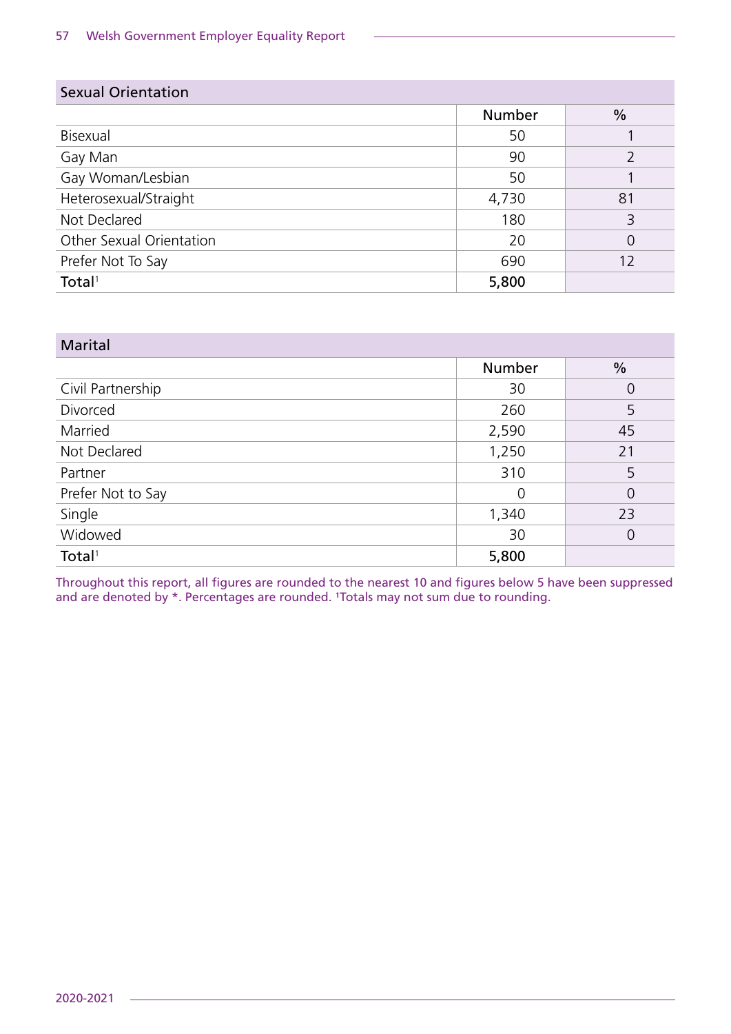## Sexual Orientation

| | Number | % |
|---|---|---|
| Bisexual | 50 | 1 |
| Gay Man | 90 | 2 |
| Gay Woman/Lesbian | 50 | 1 |
| Heterosexual/Straight | 4,730 | 81 |
| Not Declared | 180 | 3 |
| Other Sexual Orientation | 20 | 0 |
| Prefer Not To Say | 690 | 12 |
| **Total**[1] | **5,800** | |

## Marital

| | Number | % |
|---|---|---|
| Civil Partnership | 30 | 0 |
| Divorced | 260 | 5 |
| Married | 2,590 | 45 |
| Not Declared | 1,250 | 21 |
| Partner | 310 | 5 |
| Prefer Not to Say | 0 | 0 |
| Single | 1,340 | 23 |
| Widowed | 30 | 0 |
| **Total**[1] | **5,800** | |

Throughout this report, all figures are rounded to the nearest 10 and figures below 5 have been suppressed and are denoted by *. Percentages are rounded. [1]Totals may not sum due to rounding.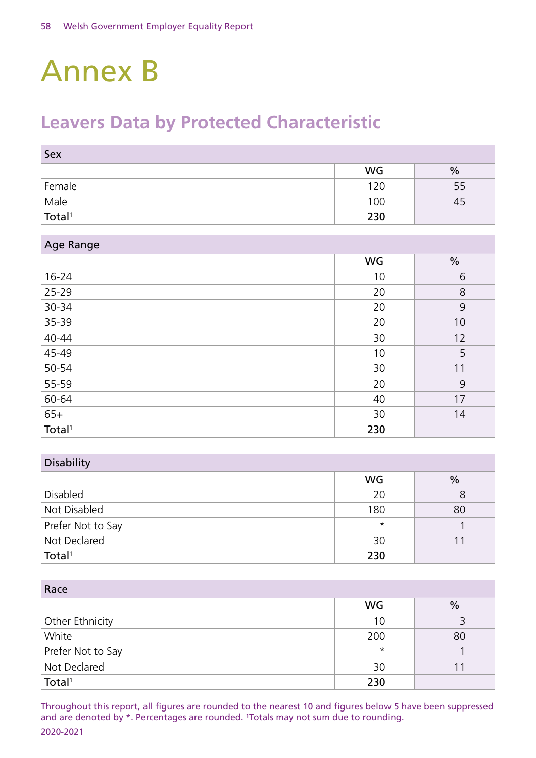# Annex B

## Leavers Data by Protected Characteristic

| Sex | WG | % |
|---|---|---|
| Female | 120 | 55 |
| Male | 100 | 45 |
| **Total**[1] | **230** | |

| Age Range | WG | % |
|---|---|---|
| 16-24 | 10 | 6 |
| 25-29 | 20 | 8 |
| 30-34 | 20 | 9 |
| 35-39 | 20 | 10 |
| 40-44 | 30 | 12 |
| 45-49 | 10 | 5 |
| 50-54 | 30 | 11 |
| 55-59 | 20 | 9 |
| 60-64 | 40 | 17 |
| 65+ | 30 | 14 |
| **Total**[1] | **230** | |

| Disability | WG | % |
|---|---|---|
| Disabled | 20 | 8 |
| Not Disabled | 180 | 80 |
| Prefer Not to Say | * | 1 |
| Not Declared | 30 | 11 |
| **Total**[1] | **230** | |

| Race | WG | % |
|---|---|---|
| Other Ethnicity | 10 | 3 |
| White | 200 | 80 |
| Prefer Not to Say | * | 1 |
| Not Declared | 30 | 11 |
| **Total**[1] | **230** | |

Throughout this report, all figures are rounded to the nearest 10 and figures below 5 have been suppressed and are denoted by *. Percentages are rounded. [1]Totals may not sum due to rounding.

2020-2021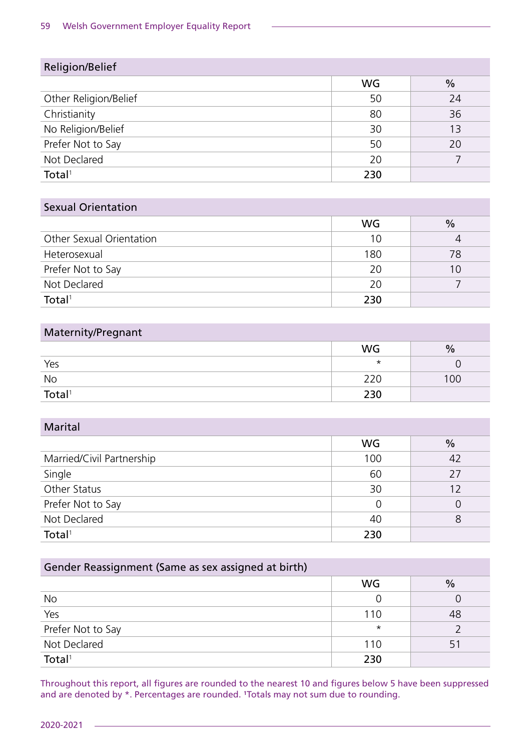| Religion/Belief | | |
|---|---|---|
| | WG | % |
| Other Religion/Belief | 50 | 24 |
| Christianity | 80 | 36 |
| No Religion/Belief | 30 | 13 |
| Prefer Not to Say | 50 | 20 |
| Not Declared | 20 | 7 |
| **Total**[1] | **230** | |

| Sexual Orientation | | |
|---|---|---|
| | WG | % |
| Other Sexual Orientation | 10 | 4 |
| Heterosexual | 180 | 78 |
| Prefer Not to Say | 20 | 10 |
| Not Declared | 20 | 7 |
| **Total**[1] | **230** | |

| Maternity/Pregnant | | |
|---|---|---|
| | WG | % |
| Yes | * | 0 |
| No | 220 | 100 |
| **Total**[1] | **230** | |

| Marital | | |
|---|---|---|
| | WG | % |
| Married/Civil Partnership | 100 | 42 |
| Single | 60 | 27 |
| Other Status | 30 | 12 |
| Prefer Not to Say | 0 | 0 |
| Not Declared | 40 | 8 |
| **Total**[1] | **230** | |

| Gender Reassignment (Same as sex assigned at birth) | | |
|---|---|---|
| | WG | % |
| No | 0 | 0 |
| Yes | 110 | 48 |
| Prefer Not to Say | * | 2 |
| Not Declared | 110 | 51 |
| **Total**[1] | **230** | |

Throughout this report, all figures are rounded to the nearest 10 and figures below 5 have been suppressed and are denoted by *. Percentages are rounded. [1]Totals may not sum due to rounding.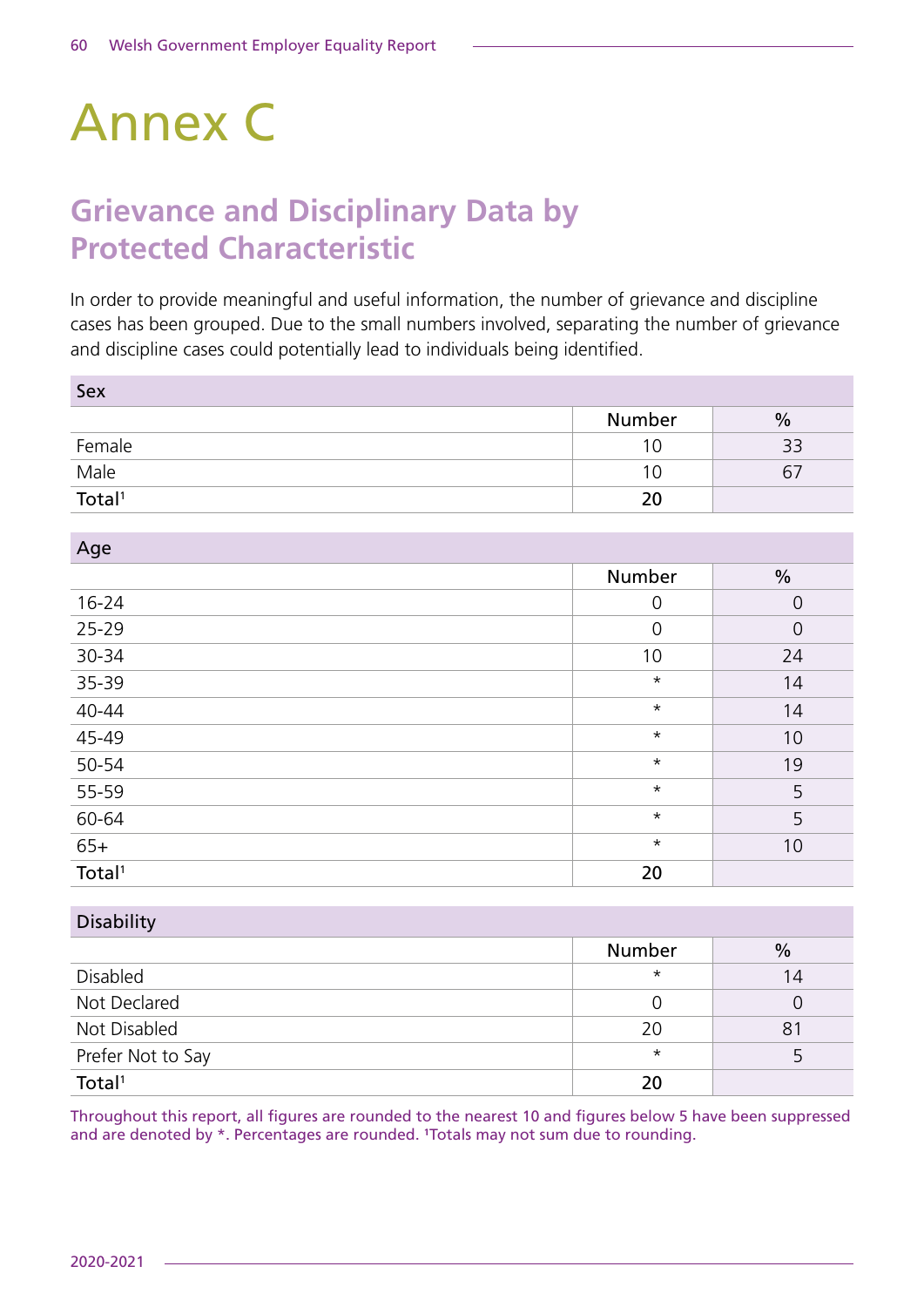# Annex C

## Grievance and Disciplinary Data by Protected Characteristic

In order to provide meaningful and useful information, the number of grievance and discipline cases has been grouped. Due to the small numbers involved, separating the number of grievance and discipline cases could potentially lead to individuals being identified.

| Sex | Number | % |
|---|---|---|
| Female | 10 | 33 |
| Male | 10 | 67 |
| **Total[1]** | **20** | |

| Age | Number | % |
|---|---|---|
| 16-24 | 0 | 0 |
| 25-29 | 0 | 0 |
| 30-34 | 10 | 24 |
| 35-39 | * | 14 |
| 40-44 | * | 14 |
| 45-49 | * | 10 |
| 50-54 | * | 19 |
| 55-59 | * | 5 |
| 60-64 | * | 5 |
| 65+ | * | 10 |
| **Total[1]** | **20** | |

| Disability | Number | % |
|---|---|---|
| Disabled | * | 14 |
| Not Declared | 0 | 0 |
| Not Disabled | 20 | 81 |
| Prefer Not to Say | * | 5 |
| **Total[1]** | **20** | |

Throughout this report, all figures are rounded to the nearest 10 and figures below 5 have been suppressed and are denoted by *. Percentages are rounded. [1]Totals may not sum due to rounding.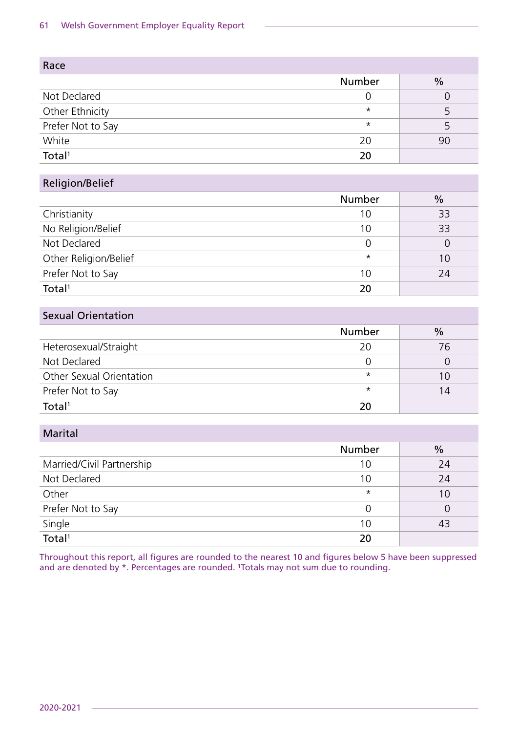| Race | | |
|---|---|---|
| | Number | % |
| Not Declared | 0 | 0 |
| Other Ethnicity | * | 5 |
| Prefer Not to Say | * | 5 |
| White | 20 | 90 |
| **Total[1]** | **20** | |

| Religion/Belief | | |
|---|---|---|
| | Number | % |
| Christianity | 10 | 33 |
| No Religion/Belief | 10 | 33 |
| Not Declared | 0 | 0 |
| Other Religion/Belief | * | 10 |
| Prefer Not to Say | 10 | 24 |
| **Total[1]** | **20** | |

| Sexual Orientation | | |
|---|---|---|
| | Number | % |
| Heterosexual/Straight | 20 | 76 |
| Not Declared | 0 | 0 |
| Other Sexual Orientation | * | 10 |
| Prefer Not to Say | * | 14 |
| **Total[1]** | **20** | |

| Marital | | |
|---|---|---|
| | Number | % |
| Married/Civil Partnership | 10 | 24 |
| Not Declared | 10 | 24 |
| Other | * | 10 |
| Prefer Not to Say | 0 | 0 |
| Single | 10 | 43 |
| **Total[1]** | **20** | |

Throughout this report, all figures are rounded to the nearest 10 and figures below 5 have been suppressed and are denoted by *. Percentages are rounded. [1]Totals may not sum due to rounding.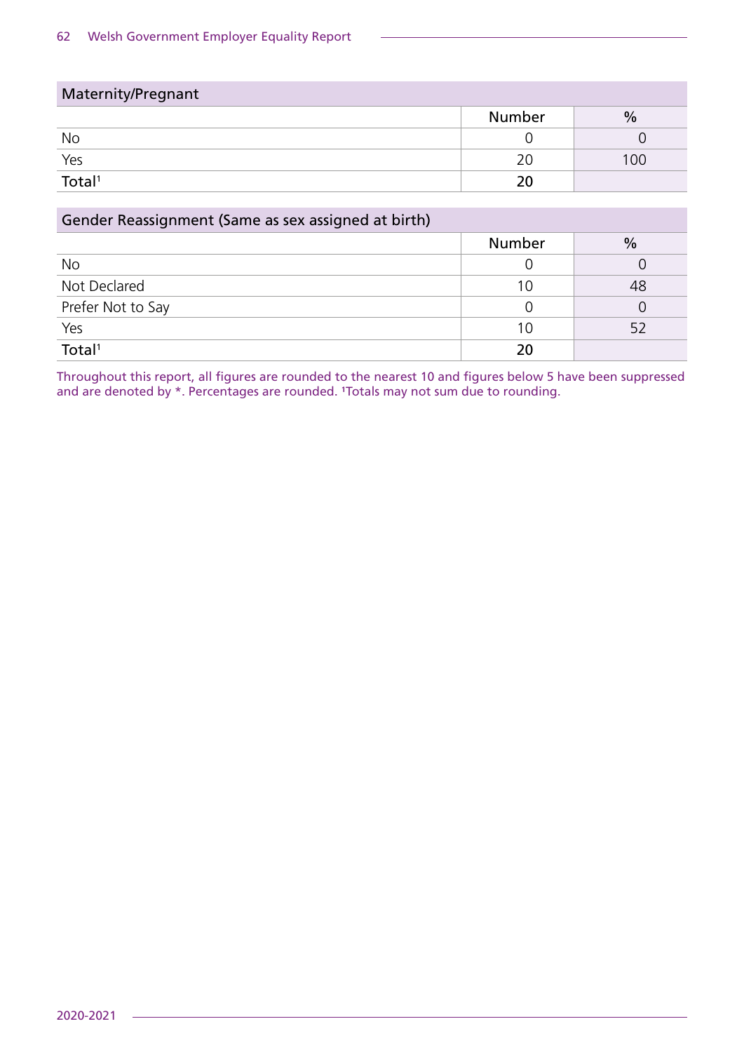| Maternity/Pregnant | | |
|---|---|---|
| | Number | % |
| No | 0 | 0 |
| Yes | 20 | 100 |
| **Total**[1] | **20** | |

| Gender Reassignment (Same as sex assigned at birth) | | |
|---|---|---|
| | Number | % |
| No | 0 | 0 |
| Not Declared | 10 | 48 |
| Prefer Not to Say | 0 | 0 |
| Yes | 10 | 52 |
| **Total**[1] | **20** | |

Throughout this report, all figures are rounded to the nearest 10 and figures below 5 have been suppressed and are denoted by *. Percentages are rounded. [1]Totals may not sum due to rounding.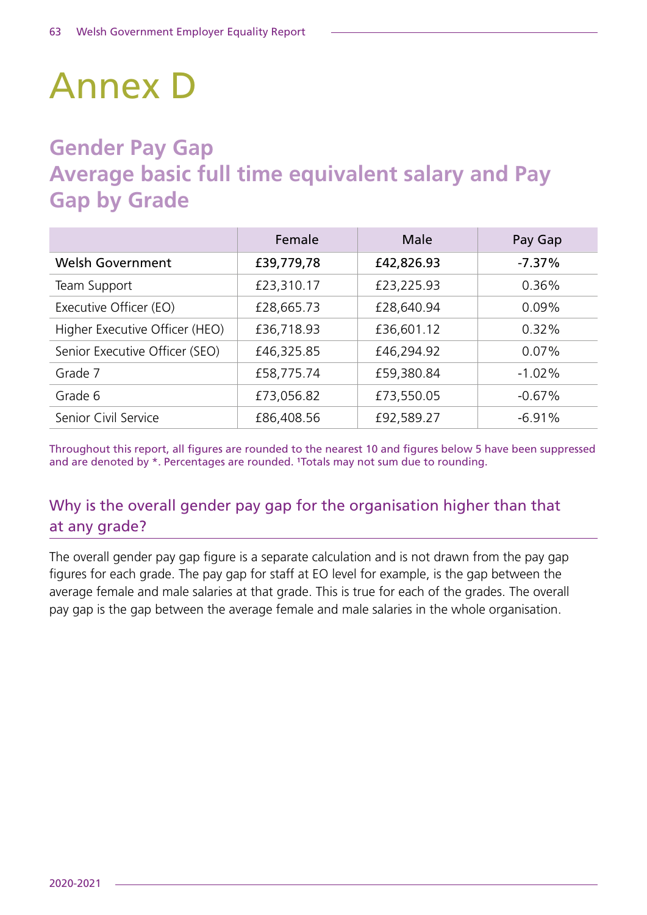# Annex D

## Gender Pay Gap
## Average basic full time equivalent salary and Pay Gap by Grade

| | Female | Male | Pay Gap |
|---|---|---|---|
| **Welsh Government** | **£39,779,78** | **£42,826.93** | **-7.37%** |
| Team Support | £23,310.17 | £23,225.93 | 0.36% |
| Executive Officer (EO) | £28,665.73 | £28,640.94 | 0.09% |
| Higher Executive Officer (HEO) | £36,718.93 | £36,601.12 | 0.32% |
| Senior Executive Officer (SEO) | £46,325.85 | £46,294.92 | 0.07% |
| Grade 7 | £58,775.74 | £59,380.84 | -1.02% |
| Grade 6 | £73,056.82 | £73,550.05 | -0.67% |
| Senior Civil Service | £86,408.56 | £92,589.27 | -6.91% |

Throughout this report, all figures are rounded to the nearest 10 and figures below 5 have been suppressed and are denoted by *. Percentages are rounded. [1]Totals may not sum due to rounding.

### Why is the overall gender pay gap for the organisation higher than that at any grade?

The overall gender pay gap figure is a separate calculation and is not drawn from the pay gap figures for each grade. The pay gap for staff at EO level for example, is the gap between the average female and male salaries at that grade. This is true for each of the grades. The overall pay gap is the gap between the average female and male salaries in the whole organisation.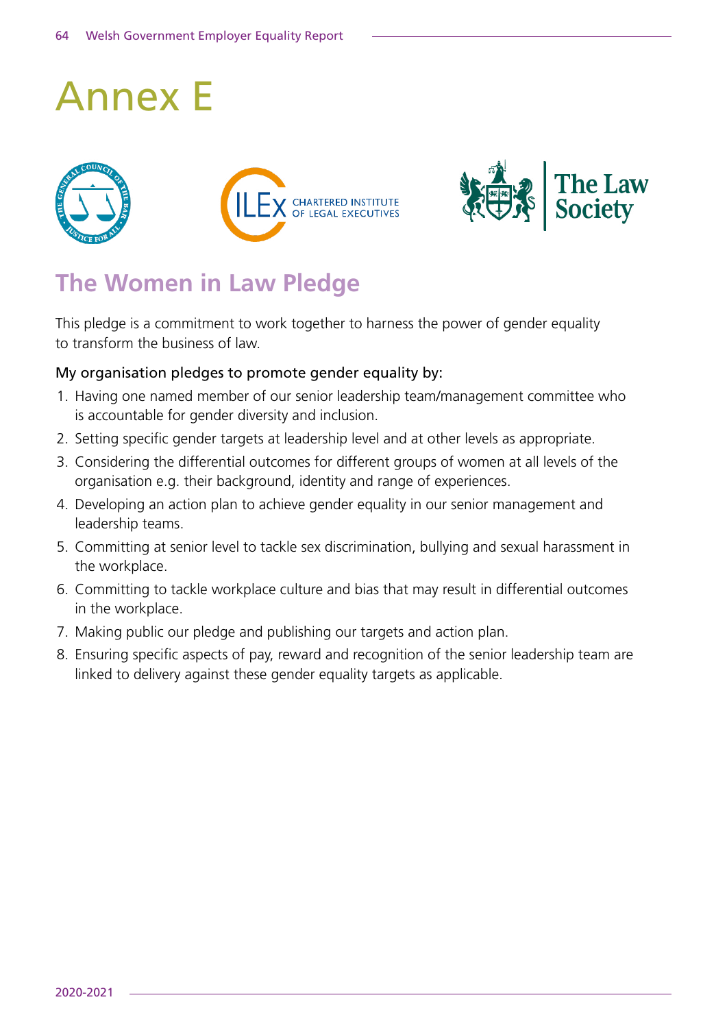# Annex E

## The Women in Law Pledge

This pledge is a commitment to work together to harness the power of gender equality to transform the business of law.

My organisation pledges to promote gender equality by:

1. Having one named member of our senior leadership team/management committee who is accountable for gender diversity and inclusion.
2. Setting specific gender targets at leadership level and at other levels as appropriate.
3. Considering the differential outcomes for different groups of women at all levels of the organisation e.g. their background, identity and range of experiences.
4. Developing an action plan to achieve gender equality in our senior management and leadership teams.
5. Committing at senior level to tackle sex discrimination, bullying and sexual harassment in the workplace.
6. Committing to tackle workplace culture and bias that may result in differential outcomes in the workplace.
7. Making public our pledge and publishing our targets and action plan.
8. Ensuring specific aspects of pay, reward and recognition of the senior leadership team are linked to delivery against these gender equality targets as applicable.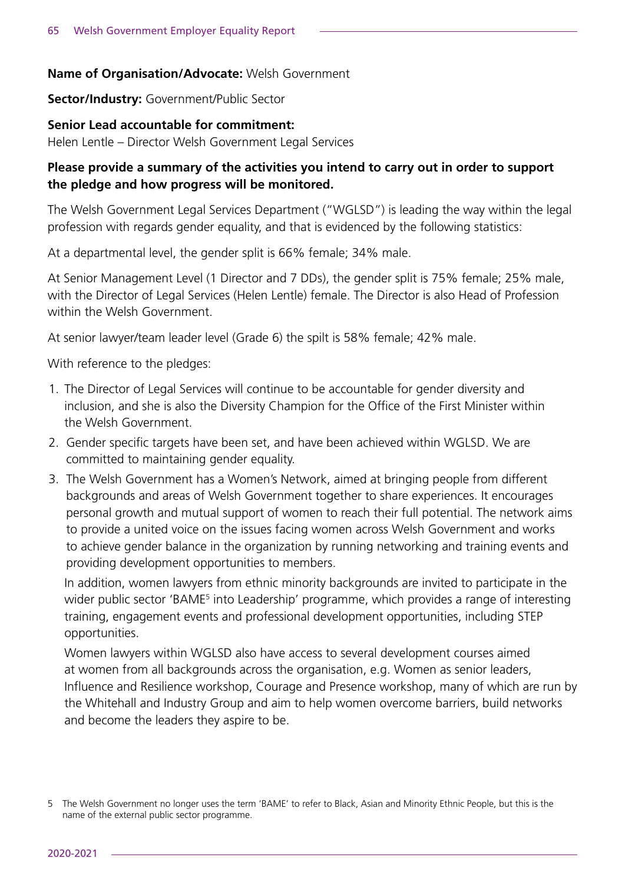**Name of Organisation/Advocate:** Welsh Government

**Sector/Industry:** Government/Public Sector

**Senior Lead accountable for commitment:**
Helen Lentle – Director Welsh Government Legal Services

**Please provide a summary of the activities you intend to carry out in order to support the pledge and how progress will be monitored.**

The Welsh Government Legal Services Department ("WGLSD") is leading the way within the legal profession with regards gender equality, and that is evidenced by the following statistics:

At a departmental level, the gender split is 66% female; 34% male.

At Senior Management Level (1 Director and 7 DDs), the gender split is 75% female; 25% male, with the Director of Legal Services (Helen Lentle) female. The Director is also Head of Profession within the Welsh Government.

At senior lawyer/team leader level (Grade 6) the spilt is 58% female; 42% male.

With reference to the pledges:

1. The Director of Legal Services will continue to be accountable for gender diversity and inclusion, and she is also the Diversity Champion for the Office of the First Minister within the Welsh Government.
2. Gender specific targets have been set, and have been achieved within WGLSD. We are committed to maintaining gender equality.
3. The Welsh Government has a Women's Network, aimed at bringing people from different backgrounds and areas of Welsh Government together to share experiences. It encourages personal growth and mutual support of women to reach their full potential. The network aims to provide a united voice on the issues facing women across Welsh Government and works to achieve gender balance in the organization by running networking and training events and providing development opportunities to members.

   In addition, women lawyers from ethnic minority backgrounds are invited to participate in the wider public sector 'BAME[5] into Leadership' programme, which provides a range of interesting training, engagement events and professional development opportunities, including STEP opportunities.

   Women lawyers within WGLSD also have access to several development courses aimed at women from all backgrounds across the organisation, e.g. Women as senior leaders, Influence and Resilience workshop, Courage and Presence workshop, many of which are run by the Whitehall and Industry Group and aim to help women overcome barriers, build networks and become the leaders they aspire to be.

5 The Welsh Government no longer uses the term 'BAME' to refer to Black, Asian and Minority Ethnic People, but this is the name of the external public sector programme.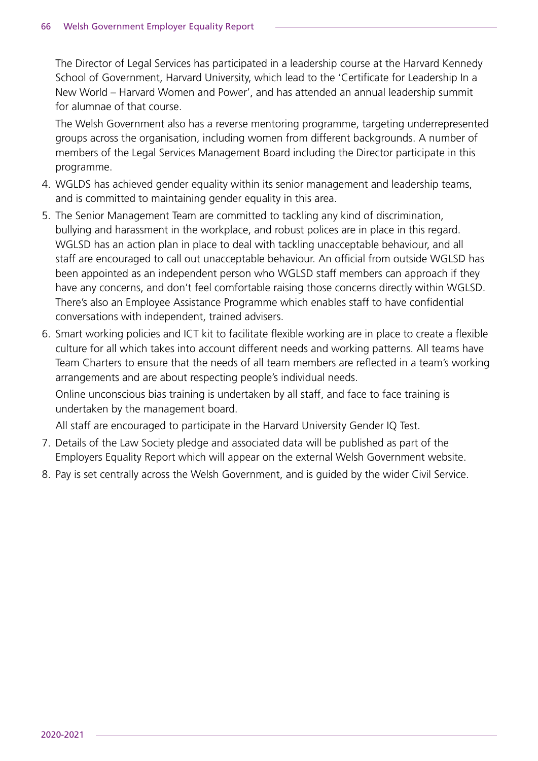The Director of Legal Services has participated in a leadership course at the Harvard Kennedy School of Government, Harvard University, which lead to the 'Certificate for Leadership In a New World – Harvard Women and Power', and has attended an annual leadership summit for alumnae of that course.

The Welsh Government also has a reverse mentoring programme, targeting underrepresented groups across the organisation, including women from different backgrounds. A number of members of the Legal Services Management Board including the Director participate in this programme.

4. WGLDS has achieved gender equality within its senior management and leadership teams, and is committed to maintaining gender equality in this area.
5. The Senior Management Team are committed to tackling any kind of discrimination, bullying and harassment in the workplace, and robust polices are in place in this regard. WGLSD has an action plan in place to deal with tackling unacceptable behaviour, and all staff are encouraged to call out unacceptable behaviour. An official from outside WGLSD has been appointed as an independent person who WGLSD staff members can approach if they have any concerns, and don't feel comfortable raising those concerns directly within WGLSD. There's also an Employee Assistance Programme which enables staff to have confidential conversations with independent, trained advisers.
6. Smart working policies and ICT kit to facilitate flexible working are in place to create a flexible culture for all which takes into account different needs and working patterns. All teams have Team Charters to ensure that the needs of all team members are reflected in a team's working arrangements and are about respecting people's individual needs.

   Online unconscious bias training is undertaken by all staff, and face to face training is undertaken by the management board.

   All staff are encouraged to participate in the Harvard University Gender IQ Test.
7. Details of the Law Society pledge and associated data will be published as part of the Employers Equality Report which will appear on the external Welsh Government website.
8. Pay is set centrally across the Welsh Government, and is guided by the wider Civil Service.